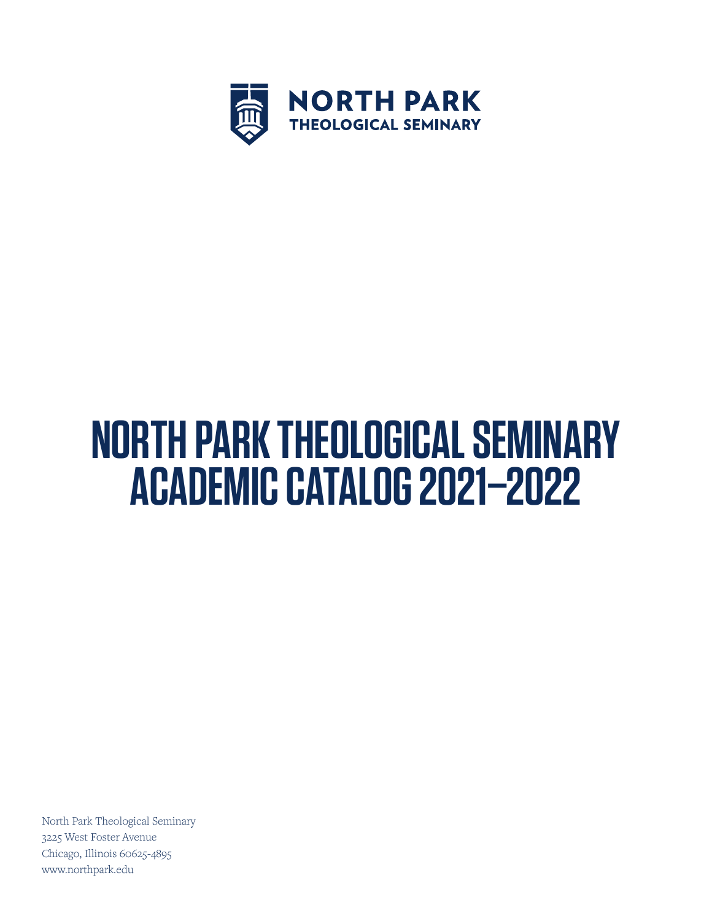NORTH PARK
THEOLOGICAL SEMINARY

# NORTH PARK THEOLOGICAL SEMINARY ACADEMIC CATALOG 2021–2022

North Park Theological Seminary
3225 West Foster Avenue
Chicago, Illinois 60625-4895
www.northpark.edu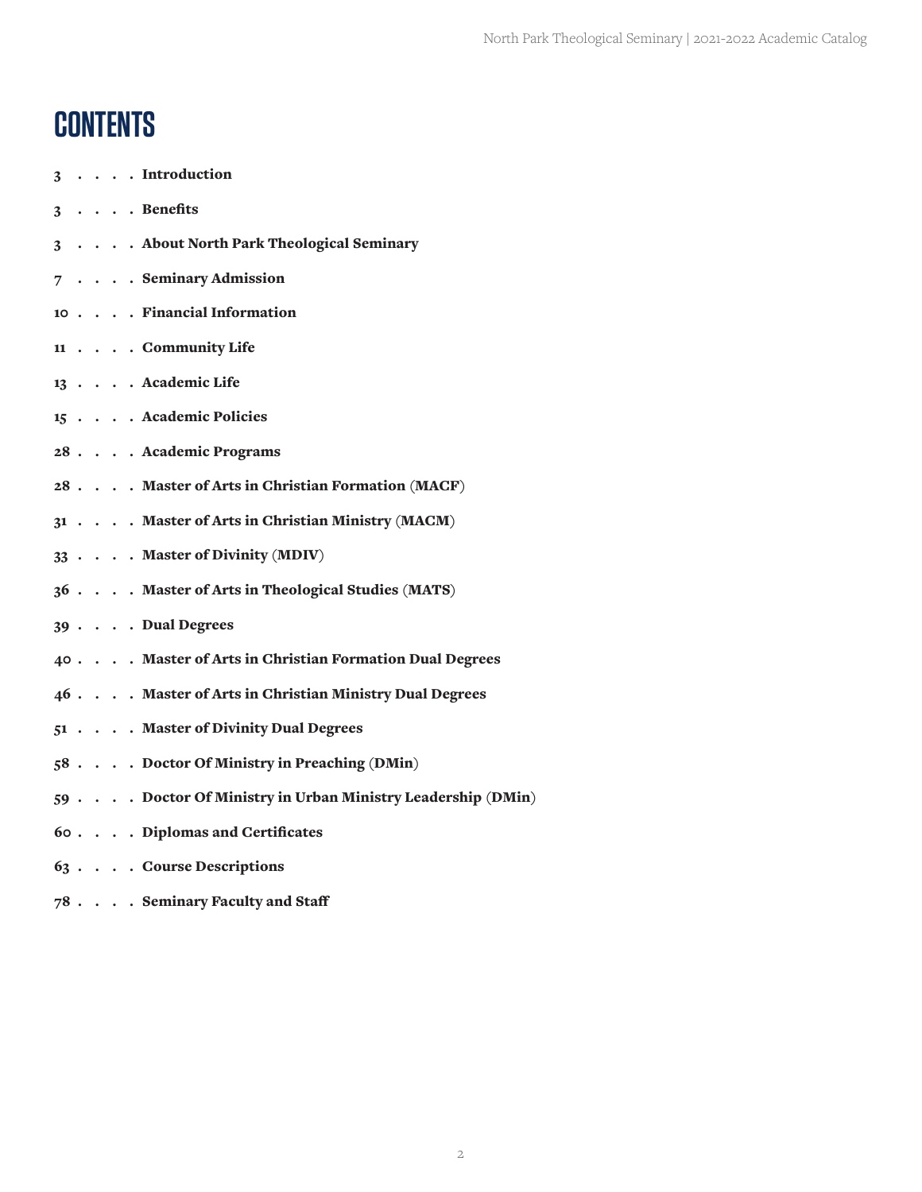# CONTENTS

3 . . . . **Introduction**

3 . . . . **Benefits**

3 . . . . **About North Park Theological Seminary**

7 . . . . **Seminary Admission**

10 . . . . **Financial Information**

11 . . . . **Community Life**

13 . . . . **Academic Life**

15 . . . . **Academic Policies**

28 . . . . **Academic Programs**

28 . . . . **Master of Arts in Christian Formation (MACF)**

31 . . . . **Master of Arts in Christian Ministry (MACM)**

33 . . . . **Master of Divinity (MDIV)**

36 . . . . **Master of Arts in Theological Studies (MATS)**

39 . . . . **Dual Degrees**

40 . . . . **Master of Arts in Christian Formation Dual Degrees**

46 . . . . **Master of Arts in Christian Ministry Dual Degrees**

51 . . . . **Master of Divinity Dual Degrees**

58 . . . . **Doctor Of Ministry in Preaching (DMin)**

59 . . . . **Doctor Of Ministry in Urban Ministry Leadership (DMin)**

60 . . . . **Diplomas and Certificates**

63 . . . . **Course Descriptions**

78 . . . . **Seminary Faculty and Staff**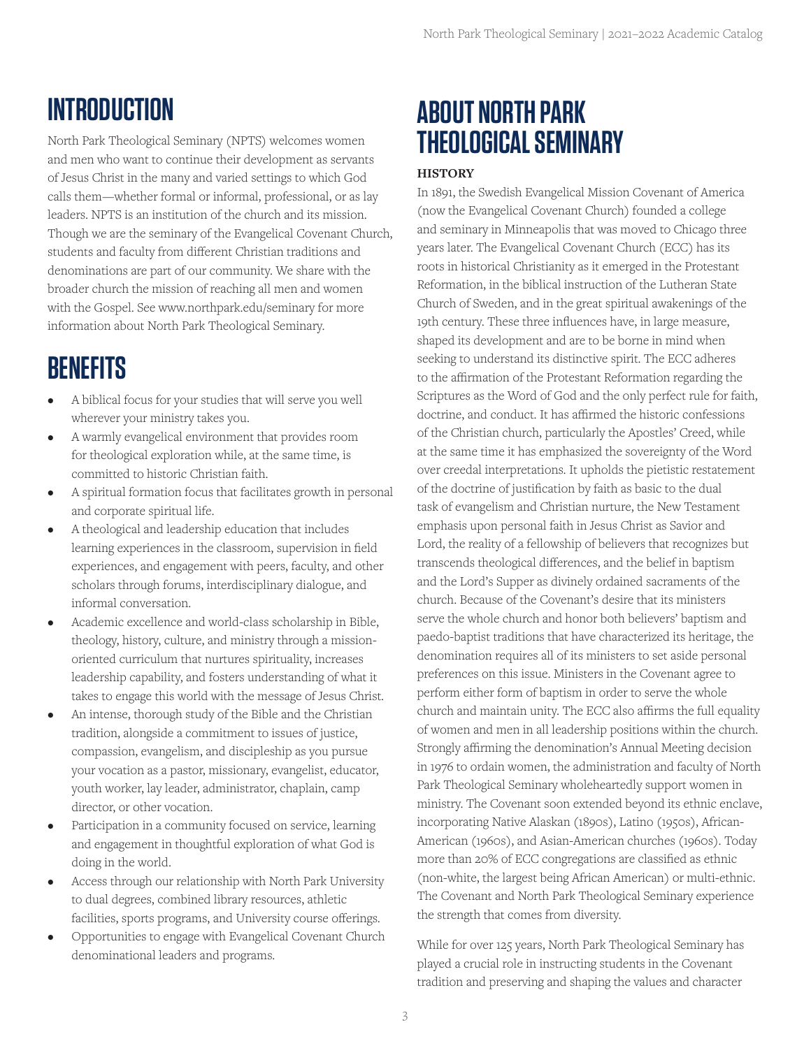# INTRODUCTION

North Park Theological Seminary (NPTS) welcomes women and men who want to continue their development as servants of Jesus Christ in the many and varied settings to which God calls them—whether formal or informal, professional, or as lay leaders. NPTS is an institution of the church and its mission. Though we are the seminary of the Evangelical Covenant Church, students and faculty from different Christian traditions and denominations are part of our community. We share with the broader church the mission of reaching all men and women with the Gospel. See www.northpark.edu/seminary for more information about North Park Theological Seminary.

# BENEFITS

- A biblical focus for your studies that will serve you well wherever your ministry takes you.
- A warmly evangelical environment that provides room for theological exploration while, at the same time, is committed to historic Christian faith.
- A spiritual formation focus that facilitates growth in personal and corporate spiritual life.
- A theological and leadership education that includes learning experiences in the classroom, supervision in field experiences, and engagement with peers, faculty, and other scholars through forums, interdisciplinary dialogue, and informal conversation.
- Academic excellence and world-class scholarship in Bible, theology, history, culture, and ministry through a mission-oriented curriculum that nurtures spirituality, increases leadership capability, and fosters understanding of what it takes to engage this world with the message of Jesus Christ.
- An intense, thorough study of the Bible and the Christian tradition, alongside a commitment to issues of justice, compassion, evangelism, and discipleship as you pursue your vocation as a pastor, missionary, evangelist, educator, youth worker, lay leader, administrator, chaplain, camp director, or other vocation.
- Participation in a community focused on service, learning and engagement in thoughtful exploration of what God is doing in the world.
- Access through our relationship with North Park University to dual degrees, combined library resources, athletic facilities, sports programs, and University course offerings.
- Opportunities to engage with Evangelical Covenant Church denominational leaders and programs.

# ABOUT NORTH PARK THEOLOGICAL SEMINARY

### HISTORY

In 1891, the Swedish Evangelical Mission Covenant of America (now the Evangelical Covenant Church) founded a college and seminary in Minneapolis that was moved to Chicago three years later. The Evangelical Covenant Church (ECC) has its roots in historical Christianity as it emerged in the Protestant Reformation, in the biblical instruction of the Lutheran State Church of Sweden, and in the great spiritual awakenings of the 19th century. These three influences have, in large measure, shaped its development and are to be borne in mind when seeking to understand its distinctive spirit. The ECC adheres to the affirmation of the Protestant Reformation regarding the Scriptures as the Word of God and the only perfect rule for faith, doctrine, and conduct. It has affirmed the historic confessions of the Christian church, particularly the Apostles' Creed, while at the same time it has emphasized the sovereignty of the Word over creedal interpretations. It upholds the pietistic restatement of the doctrine of justification by faith as basic to the dual task of evangelism and Christian nurture, the New Testament emphasis upon personal faith in Jesus Christ as Savior and Lord, the reality of a fellowship of believers that recognizes but transcends theological differences, and the belief in baptism and the Lord's Supper as divinely ordained sacraments of the church. Because of the Covenant's desire that its ministers serve the whole church and honor both believers' baptism and paedo-baptist traditions that have characterized its heritage, the denomination requires all of its ministers to set aside personal preferences on this issue. Ministers in the Covenant agree to perform either form of baptism in order to serve the whole church and maintain unity. The ECC also affirms the full equality of women and men in all leadership positions within the church. Strongly affirming the denomination's Annual Meeting decision in 1976 to ordain women, the administration and faculty of North Park Theological Seminary wholeheartedly support women in ministry. The Covenant soon extended beyond its ethnic enclave, incorporating Native Alaskan (1890s), Latino (1950s), African-American (1960s), and Asian-American churches (1960s). Today more than 20% of ECC congregations are classified as ethnic (non-white, the largest being African American) or multi-ethnic. The Covenant and North Park Theological Seminary experience the strength that comes from diversity.

While for over 125 years, North Park Theological Seminary has played a crucial role in instructing students in the Covenant tradition and preserving and shaping the values and character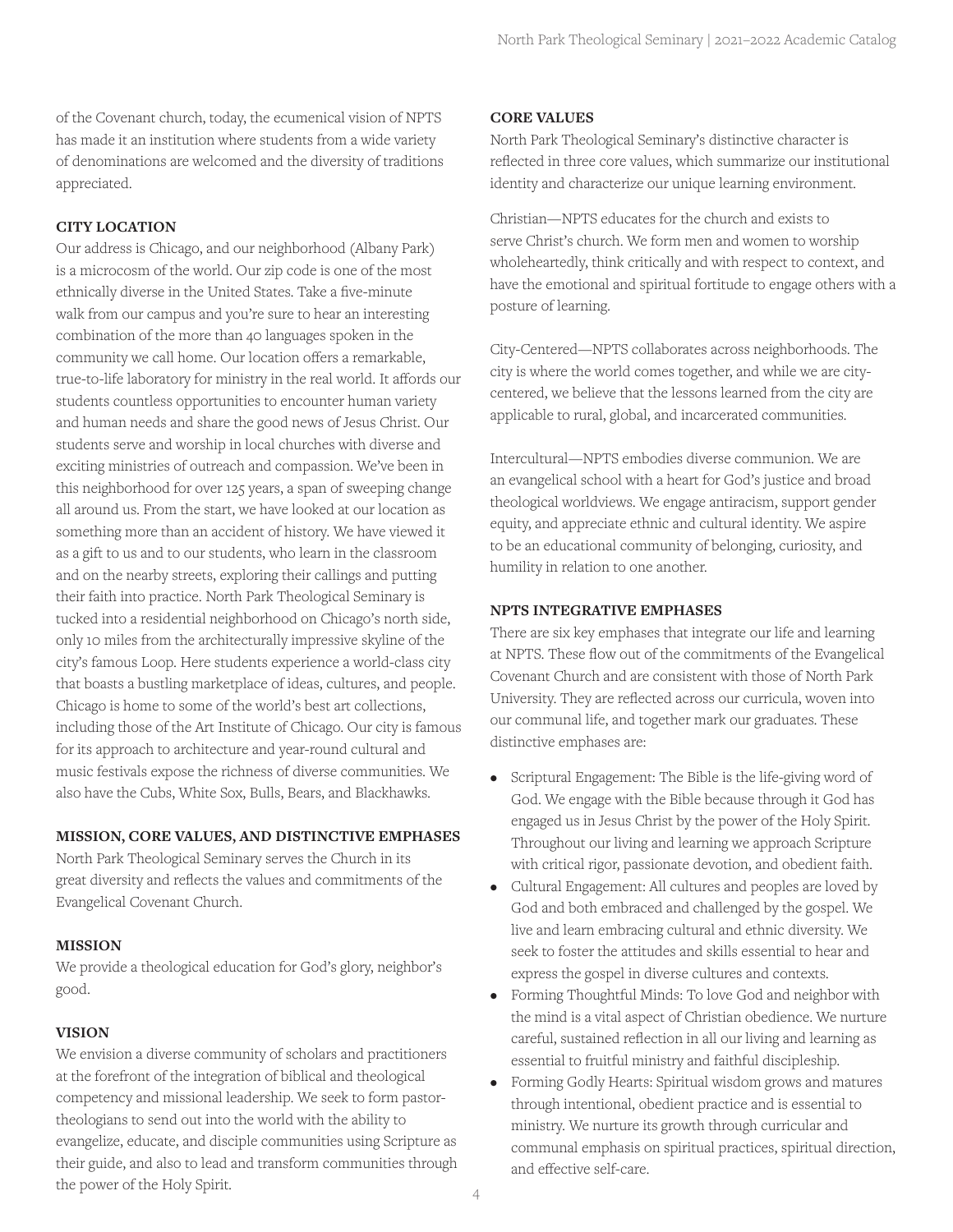of the Covenant church, today, the ecumenical vision of NPTS has made it an institution where students from a wide variety of denominations are welcomed and the diversity of traditions appreciated.

**CITY LOCATION**

Our address is Chicago, and our neighborhood (Albany Park) is a microcosm of the world. Our zip code is one of the most ethnically diverse in the United States. Take a five-minute walk from our campus and you're sure to hear an interesting combination of the more than 40 languages spoken in the community we call home. Our location offers a remarkable, true-to-life laboratory for ministry in the real world. It affords our students countless opportunities to encounter human variety and human needs and share the good news of Jesus Christ. Our students serve and worship in local churches with diverse and exciting ministries of outreach and compassion. We've been in this neighborhood for over 125 years, a span of sweeping change all around us. From the start, we have looked at our location as something more than an accident of history. We have viewed it as a gift to us and to our students, who learn in the classroom and on the nearby streets, exploring their callings and putting their faith into practice. North Park Theological Seminary is tucked into a residential neighborhood on Chicago's north side, only 10 miles from the architecturally impressive skyline of the city's famous Loop. Here students experience a world-class city that boasts a bustling marketplace of ideas, cultures, and people. Chicago is home to some of the world's best art collections, including those of the Art Institute of Chicago. Our city is famous for its approach to architecture and year-round cultural and music festivals expose the richness of diverse communities. We also have the Cubs, White Sox, Bulls, Bears, and Blackhawks.

**MISSION, CORE VALUES, AND DISTINCTIVE EMPHASES**

North Park Theological Seminary serves the Church in its great diversity and reflects the values and commitments of the Evangelical Covenant Church.

**MISSION**

We provide a theological education for God's glory, neighbor's good.

**VISION**

We envision a diverse community of scholars and practitioners at the forefront of the integration of biblical and theological competency and missional leadership. We seek to form pastor-theologians to send out into the world with the ability to evangelize, educate, and disciple communities using Scripture as their guide, and also to lead and transform communities through the power of the Holy Spirit.

**CORE VALUES**

North Park Theological Seminary's distinctive character is reflected in three core values, which summarize our institutional identity and characterize our unique learning environment.

Christian—NPTS educates for the church and exists to serve Christ's church. We form men and women to worship wholeheartedly, think critically and with respect to context, and have the emotional and spiritual fortitude to engage others with a posture of learning.

City-Centered—NPTS collaborates across neighborhoods. The city is where the world comes together, and while we are city-centered, we believe that the lessons learned from the city are applicable to rural, global, and incarcerated communities.

Intercultural—NPTS embodies diverse communion. We are an evangelical school with a heart for God's justice and broad theological worldviews. We engage antiracism, support gender equity, and appreciate ethnic and cultural identity. We aspire to be an educational community of belonging, curiosity, and humility in relation to one another.

**NPTS INTEGRATIVE EMPHASES**

There are six key emphases that integrate our life and learning at NPTS. These flow out of the commitments of the Evangelical Covenant Church and are consistent with those of North Park University. They are reflected across our curricula, woven into our communal life, and together mark our graduates. These distinctive emphases are:

- Scriptural Engagement: The Bible is the life-giving word of God. We engage with the Bible because through it God has engaged us in Jesus Christ by the power of the Holy Spirit. Throughout our living and learning we approach Scripture with critical rigor, passionate devotion, and obedient faith.
- Cultural Engagement: All cultures and peoples are loved by God and both embraced and challenged by the gospel. We live and learn embracing cultural and ethnic diversity. We seek to foster the attitudes and skills essential to hear and express the gospel in diverse cultures and contexts.
- Forming Thoughtful Minds: To love God and neighbor with the mind is a vital aspect of Christian obedience. We nurture careful, sustained reflection in all our living and learning as essential to fruitful ministry and faithful discipleship.
- Forming Godly Hearts: Spiritual wisdom grows and matures through intentional, obedient practice and is essential to ministry. We nurture its growth through curricular and communal emphasis on spiritual practices, spiritual direction, and effective self-care.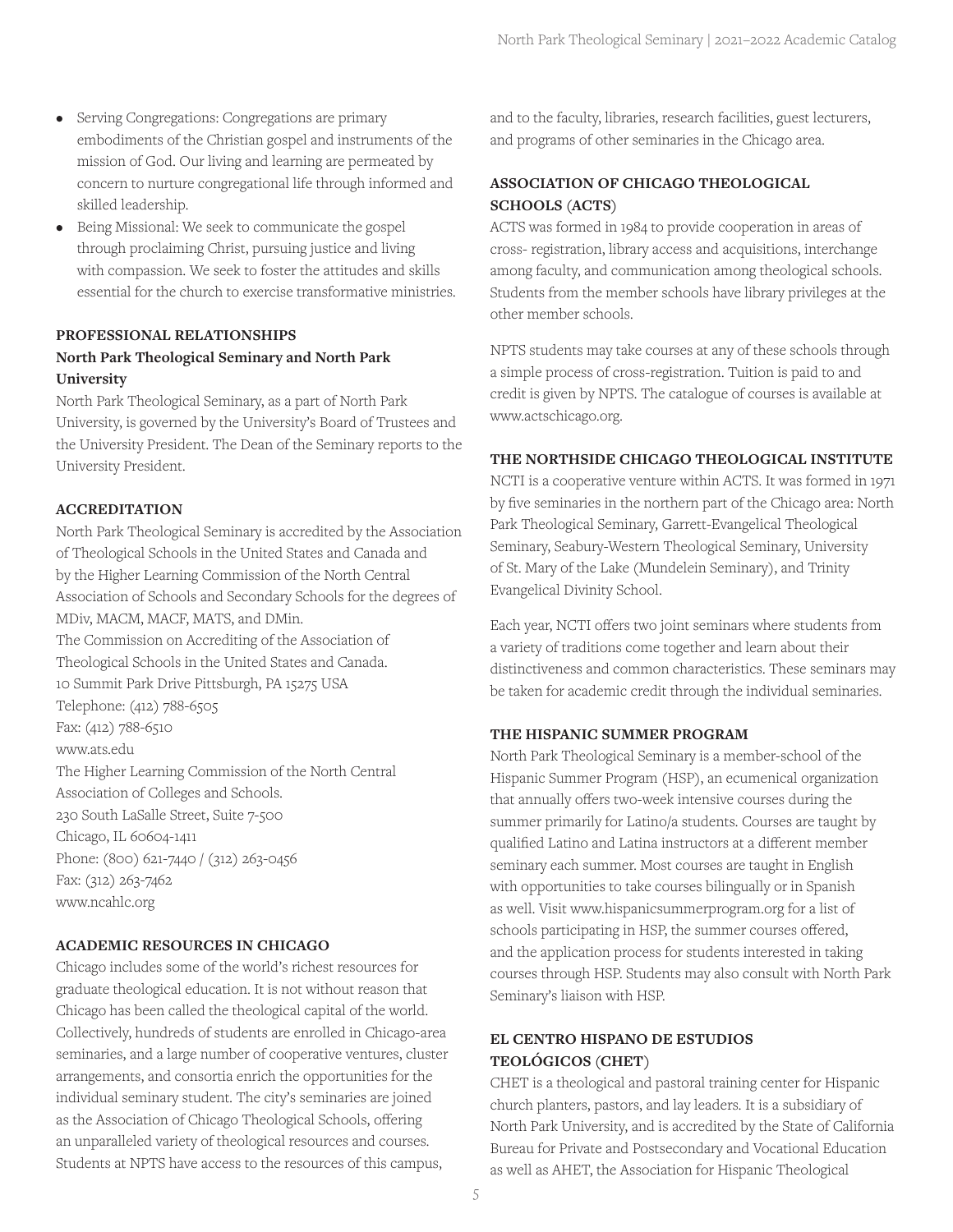- Serving Congregations: Congregations are primary embodiments of the Christian gospel and instruments of the mission of God. Our living and learning are permeated by concern to nurture congregational life through informed and skilled leadership.
- Being Missional: We seek to communicate the gospel through proclaiming Christ, pursuing justice and living with compassion. We seek to foster the attitudes and skills essential for the church to exercise transformative ministries.

## PROFESSIONAL RELATIONSHIPS

### North Park Theological Seminary and North Park University

North Park Theological Seminary, as a part of North Park University, is governed by the University's Board of Trustees and the University President. The Dean of the Seminary reports to the University President.

## ACCREDITATION

North Park Theological Seminary is accredited by the Association of Theological Schools in the United States and Canada and by the Higher Learning Commission of the North Central Association of Schools and Secondary Schools for the degrees of MDiv, MACM, MACF, MATS, and DMin.

The Commission on Accrediting of the Association of Theological Schools in the United States and Canada.
10 Summit Park Drive Pittsburgh, PA 15275 USA
Telephone: (412) 788-6505
Fax: (412) 788-6510
www.ats.edu

The Higher Learning Commission of the North Central Association of Colleges and Schools.
230 South LaSalle Street, Suite 7-500
Chicago, IL 60604-1411
Phone: (800) 621-7440 / (312) 263-0456
Fax: (312) 263-7462
www.ncahlc.org

## ACADEMIC RESOURCES IN CHICAGO

Chicago includes some of the world's richest resources for graduate theological education. It is not without reason that Chicago has been called the theological capital of the world. Collectively, hundreds of students are enrolled in Chicago-area seminaries, and a large number of cooperative ventures, cluster arrangements, and consortia enrich the opportunities for the individual seminary student. The city's seminaries are joined as the Association of Chicago Theological Schools, offering an unparalleled variety of theological resources and courses. Students at NPTS have access to the resources of this campus, and to the faculty, libraries, research facilities, guest lecturers, and programs of other seminaries in the Chicago area.

## ASSOCIATION OF CHICAGO THEOLOGICAL SCHOOLS (ACTS)

ACTS was formed in 1984 to provide cooperation in areas of cross- registration, library access and acquisitions, interchange among faculty, and communication among theological schools. Students from the member schools have library privileges at the other member schools.

NPTS students may take courses at any of these schools through a simple process of cross-registration. Tuition is paid to and credit is given by NPTS. The catalogue of courses is available at www.actschicago.org.

## THE NORTHSIDE CHICAGO THEOLOGICAL INSTITUTE

NCTI is a cooperative venture within ACTS. It was formed in 1971 by five seminaries in the northern part of the Chicago area: North Park Theological Seminary, Garrett-Evangelical Theological Seminary, Seabury-Western Theological Seminary, University of St. Mary of the Lake (Mundelein Seminary), and Trinity Evangelical Divinity School.

Each year, NCTI offers two joint seminars where students from a variety of traditions come together and learn about their distinctiveness and common characteristics. These seminars may be taken for academic credit through the individual seminaries.

## THE HISPANIC SUMMER PROGRAM

North Park Theological Seminary is a member-school of the Hispanic Summer Program (HSP), an ecumenical organization that annually offers two-week intensive courses during the summer primarily for Latino/a students. Courses are taught by qualified Latino and Latina instructors at a different member seminary each summer. Most courses are taught in English with opportunities to take courses bilingually or in Spanish as well. Visit www.hispanicsummerprogram.org for a list of schools participating in HSP, the summer courses offered, and the application process for students interested in taking courses through HSP. Students may also consult with North Park Seminary's liaison with HSP.

## EL CENTRO HISPANO DE ESTUDIOS TEOLÓGICOS (CHET)

CHET is a theological and pastoral training center for Hispanic church planters, pastors, and lay leaders. It is a subsidiary of North Park University, and is accredited by the State of California Bureau for Private and Postsecondary and Vocational Education as well as AHET, the Association for Hispanic Theological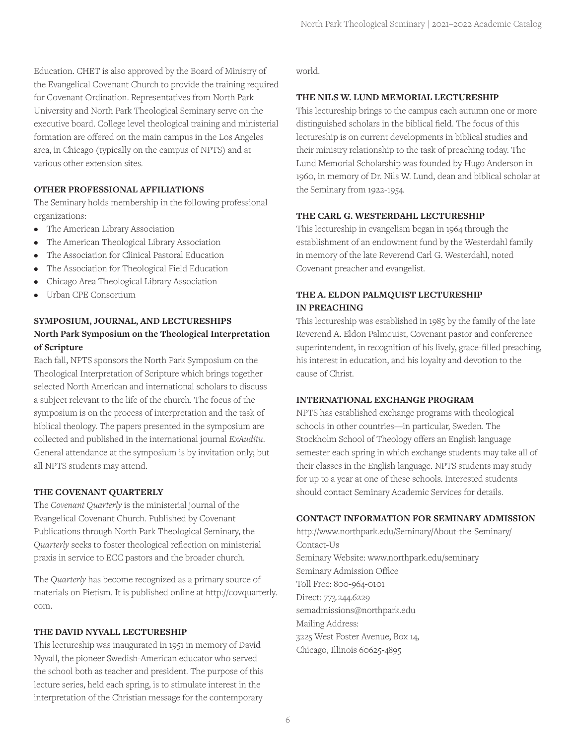Education. CHET is also approved by the Board of Ministry of the Evangelical Covenant Church to provide the training required for Covenant Ordination. Representatives from North Park University and North Park Theological Seminary serve on the executive board. College level theological training and ministerial formation are offered on the main campus in the Los Angeles area, in Chicago (typically on the campus of NPTS) and at various other extension sites.

### OTHER PROFESSIONAL AFFILIATIONS

The Seminary holds membership in the following professional organizations:

- The American Library Association
- The American Theological Library Association
- The Association for Clinical Pastoral Education
- The Association for Theological Field Education
- Chicago Area Theological Library Association
- Urban CPE Consortium

### SYMPOSIUM, JOURNAL, AND LECTURESHIPS

#### North Park Symposium on the Theological Interpretation of Scripture

Each fall, NPTS sponsors the North Park Symposium on the Theological Interpretation of Scripture which brings together selected North American and international scholars to discuss a subject relevant to the life of the church. The focus of the symposium is on the process of interpretation and the task of biblical theology. The papers presented in the symposium are collected and published in the international journal *ExAuditu*. General attendance at the symposium is by invitation only; but all NPTS students may attend.

### THE COVENANT QUARTERLY

The *Covenant Quarterly* is the ministerial journal of the Evangelical Covenant Church. Published by Covenant Publications through North Park Theological Seminary, the *Quarterly* seeks to foster theological reflection on ministerial praxis in service to ECC pastors and the broader church.

The *Quarterly* has become recognized as a primary source of materials on Pietism. It is published online at http://covquarterly.com.

### THE DAVID NYVALL LECTURESHIP

This lectureship was inaugurated in 1951 in memory of David Nyvall, the pioneer Swedish-American educator who served the school both as teacher and president. The purpose of this lecture series, held each spring, is to stimulate interest in the interpretation of the Christian message for the contemporary world.

### THE NILS W. LUND MEMORIAL LECTURESHIP

This lectureship brings to the campus each autumn one or more distinguished scholars in the biblical field. The focus of this lectureship is on current developments in biblical studies and their ministry relationship to the task of preaching today. The Lund Memorial Scholarship was founded by Hugo Anderson in 1960, in memory of Dr. Nils W. Lund, dean and biblical scholar at the Seminary from 1922-1954.

### THE CARL G. WESTERDAHL LECTURESHIP

This lectureship in evangelism began in 1964 through the establishment of an endowment fund by the Westerdahl family in memory of the late Reverend Carl G. Westerdahl, noted Covenant preacher and evangelist.

### THE A. ELDON PALMQUIST LECTURESHIP IN PREACHING

This lectureship was established in 1985 by the family of the late Reverend A. Eldon Palmquist, Covenant pastor and conference superintendent, in recognition of his lively, grace-filled preaching, his interest in education, and his loyalty and devotion to the cause of Christ.

### INTERNATIONAL EXCHANGE PROGRAM

NPTS has established exchange programs with theological schools in other countries—in particular, Sweden. The Stockholm School of Theology offers an English language semester each spring in which exchange students may take all of their classes in the English language. NPTS students may study for up to a year at one of these schools. Interested students should contact Seminary Academic Services for details.

### CONTACT INFORMATION FOR SEMINARY ADMISSION

http://www.northpark.edu/Seminary/About-the-Seminary/Contact-Us
Seminary Website: www.northpark.edu/seminary
Seminary Admission Office
Toll Free: 800-964-0101
Direct: 773.244.6229
semadmissions@northpark.edu
Mailing Address:
3225 West Foster Avenue, Box 14,
Chicago, Illinois 60625-4895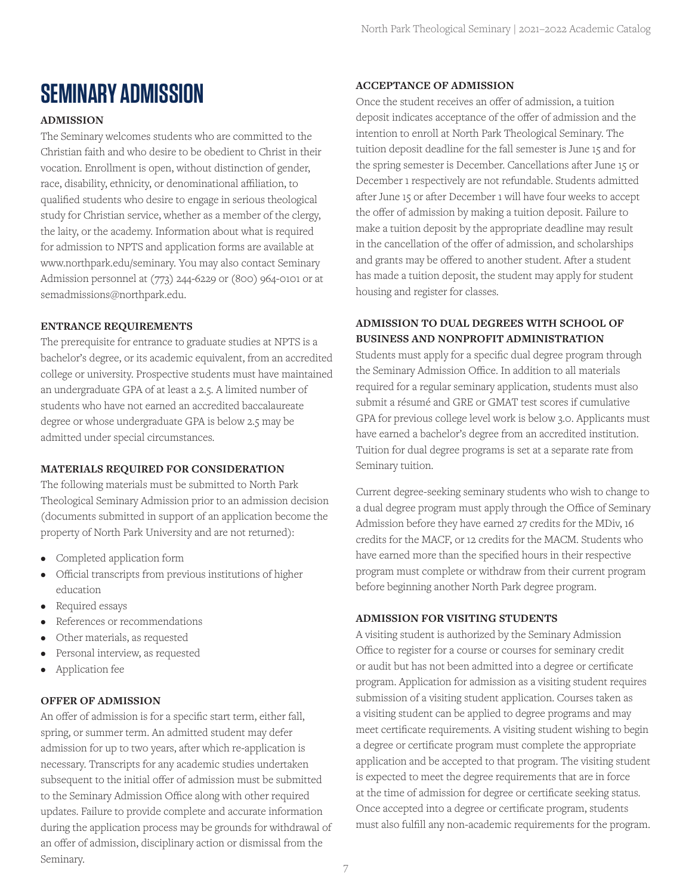# SEMINARY ADMISSION

### ADMISSION

The Seminary welcomes students who are committed to the Christian faith and who desire to be obedient to Christ in their vocation. Enrollment is open, without distinction of gender, race, disability, ethnicity, or denominational affiliation, to qualified students who desire to engage in serious theological study for Christian service, whether as a member of the clergy, the laity, or the academy. Information about what is required for admission to NPTS and application forms are available at www.northpark.edu/seminary. You may also contact Seminary Admission personnel at (773) 244-6229 or (800) 964-0101 or at semadmissions@northpark.edu.

### ENTRANCE REQUIREMENTS

The prerequisite for entrance to graduate studies at NPTS is a bachelor's degree, or its academic equivalent, from an accredited college or university. Prospective students must have maintained an undergraduate GPA of at least a 2.5. A limited number of students who have not earned an accredited baccalaureate degree or whose undergraduate GPA is below 2.5 may be admitted under special circumstances.

### MATERIALS REQUIRED FOR CONSIDERATION

The following materials must be submitted to North Park Theological Seminary Admission prior to an admission decision (documents submitted in support of an application become the property of North Park University and are not returned):

- Completed application form
- Official transcripts from previous institutions of higher education
- Required essays
- References or recommendations
- Other materials, as requested
- Personal interview, as requested
- Application fee

### OFFER OF ADMISSION

An offer of admission is for a specific start term, either fall, spring, or summer term. An admitted student may defer admission for up to two years, after which re-application is necessary. Transcripts for any academic studies undertaken subsequent to the initial offer of admission must be submitted to the Seminary Admission Office along with other required updates. Failure to provide complete and accurate information during the application process may be grounds for withdrawal of an offer of admission, disciplinary action or dismissal from the Seminary.

### ACCEPTANCE OF ADMISSION

Once the student receives an offer of admission, a tuition deposit indicates acceptance of the offer of admission and the intention to enroll at North Park Theological Seminary. The tuition deposit deadline for the fall semester is June 15 and for the spring semester is December. Cancellations after June 15 or December 1 respectively are not refundable. Students admitted after June 15 or after December 1 will have four weeks to accept the offer of admission by making a tuition deposit. Failure to make a tuition deposit by the appropriate deadline may result in the cancellation of the offer of admission, and scholarships and grants may be offered to another student. After a student has made a tuition deposit, the student may apply for student housing and register for classes.

### ADMISSION TO DUAL DEGREES WITH SCHOOL OF BUSINESS AND NONPROFIT ADMINISTRATION

Students must apply for a specific dual degree program through the Seminary Admission Office. In addition to all materials required for a regular seminary application, students must also submit a résumé and GRE or GMAT test scores if cumulative GPA for previous college level work is below 3.0. Applicants must have earned a bachelor's degree from an accredited institution. Tuition for dual degree programs is set at a separate rate from Seminary tuition.

Current degree-seeking seminary students who wish to change to a dual degree program must apply through the Office of Seminary Admission before they have earned 27 credits for the MDiv, 16 credits for the MACF, or 12 credits for the MACM. Students who have earned more than the specified hours in their respective program must complete or withdraw from their current program before beginning another North Park degree program.

### ADMISSION FOR VISITING STUDENTS

A visiting student is authorized by the Seminary Admission Office to register for a course or courses for seminary credit or audit but has not been admitted into a degree or certificate program. Application for admission as a visiting student requires submission of a visiting student application. Courses taken as a visiting student can be applied to degree programs and may meet certificate requirements. A visiting student wishing to begin a degree or certificate program must complete the appropriate application and be accepted to that program. The visiting student is expected to meet the degree requirements that are in force at the time of admission for degree or certificate seeking status. Once accepted into a degree or certificate program, students must also fulfill any non-academic requirements for the program.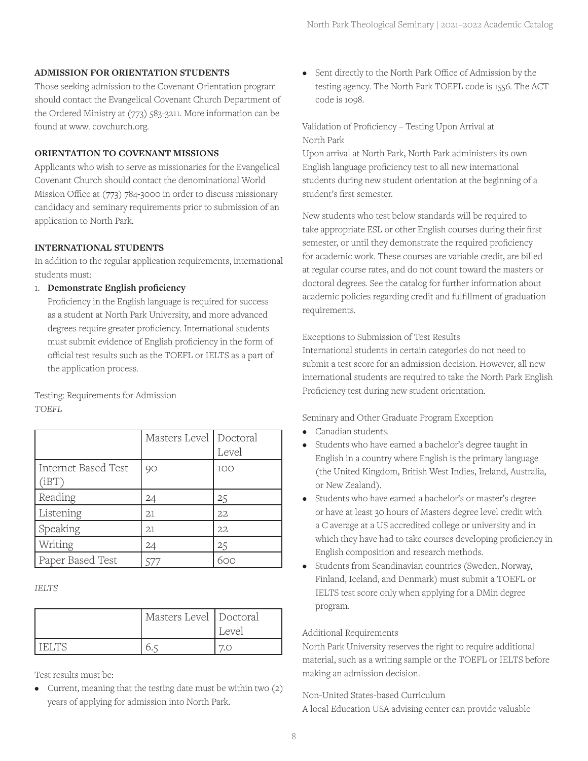### ADMISSION FOR ORIENTATION STUDENTS

Those seeking admission to the Covenant Orientation program should contact the Evangelical Covenant Church Department of the Ordered Ministry at (773) 583-3211. More information can be found at www. covchurch.org.

### ORIENTATION TO COVENANT MISSIONS

Applicants who wish to serve as missionaries for the Evangelical Covenant Church should contact the denominational World Mission Office at (773) 784-3000 in order to discuss missionary candidacy and seminary requirements prior to submission of an application to North Park.

### INTERNATIONAL STUDENTS

In addition to the regular application requirements, international students must:

1. **Demonstrate English proficiency**
   Proficiency in the English language is required for success as a student at North Park University, and more advanced degrees require greater proficiency. International students must submit evidence of English proficiency in the form of official test results such as the TOEFL or IELTS as a part of the application process.

Testing: Requirements for Admission

*TOEFL*

| | Masters Level | Doctoral Level |
|---|---|---|
| Internet Based Test (iBT) | 90 | 100 |
| Reading | 24 | 25 |
| Listening | 21 | 22 |
| Speaking | 21 | 22 |
| Writing | 24 | 25 |
| Paper Based Test | 577 | 600 |

*IELTS*

| | Masters Level | Doctoral Level |
|---|---|---|
| IELTS | 6.5 | 7.0 |

Test results must be:

- Current, meaning that the testing date must be within two (2) years of applying for admission into North Park.
- Sent directly to the North Park Office of Admission by the testing agency. The North Park TOEFL code is 1556. The ACT code is 1098.

Validation of Proficiency – Testing Upon Arrival at North Park

Upon arrival at North Park, North Park administers its own English language proficiency test to all new international students during new student orientation at the beginning of a student's first semester.

New students who test below standards will be required to take appropriate ESL or other English courses during their first semester, or until they demonstrate the required proficiency for academic work. These courses are variable credit, are billed at regular course rates, and do not count toward the masters or doctoral degrees. See the catalog for further information about academic policies regarding credit and fulfillment of graduation requirements.

Exceptions to Submission of Test Results

International students in certain categories do not need to submit a test score for an admission decision. However, all new international students are required to take the North Park English Proficiency test during new student orientation.

Seminary and Other Graduate Program Exception

- Canadian students.
- Students who have earned a bachelor's degree taught in English in a country where English is the primary language (the United Kingdom, British West Indies, Ireland, Australia, or New Zealand).
- Students who have earned a bachelor's or master's degree or have at least 30 hours of Masters degree level credit with a C average at a US accredited college or university and in which they have had to take courses developing proficiency in English composition and research methods.
- Students from Scandinavian countries (Sweden, Norway, Finland, Iceland, and Denmark) must submit a TOEFL or IELTS test score only when applying for a DMin degree program.

Additional Requirements

North Park University reserves the right to require additional material, such as a writing sample or the TOEFL or IELTS before making an admission decision.

Non-United States-based Curriculum

A local Education USA advising center can provide valuable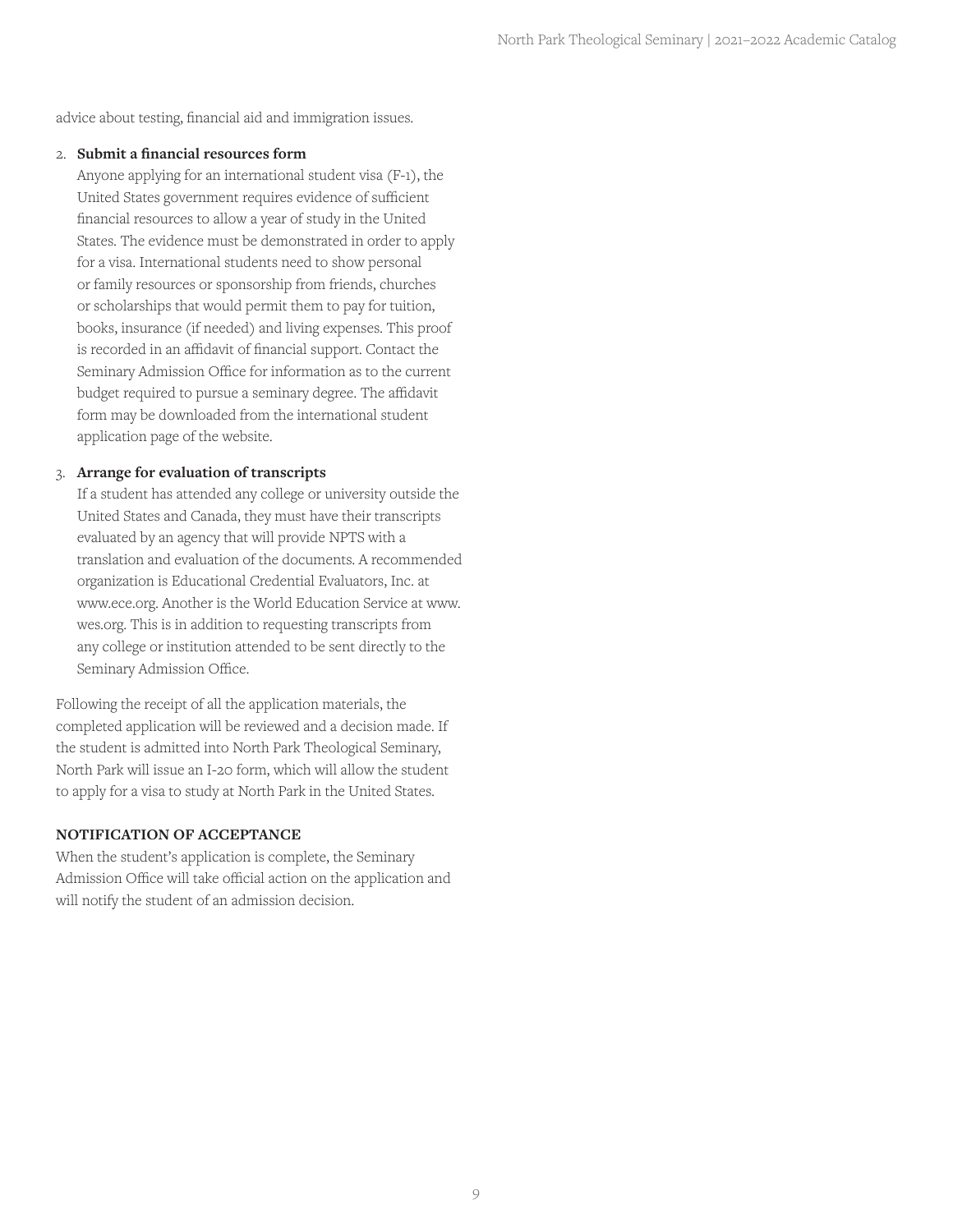advice about testing, financial aid and immigration issues.

2. **Submit a financial resources form**
   Anyone applying for an international student visa (F-1), the United States government requires evidence of sufficient financial resources to allow a year of study in the United States. The evidence must be demonstrated in order to apply for a visa. International students need to show personal or family resources or sponsorship from friends, churches or scholarships that would permit them to pay for tuition, books, insurance (if needed) and living expenses. This proof is recorded in an affidavit of financial support. Contact the Seminary Admission Office for information as to the current budget required to pursue a seminary degree. The affidavit form may be downloaded from the international student application page of the website.

3. **Arrange for evaluation of transcripts**
   If a student has attended any college or university outside the United States and Canada, they must have their transcripts evaluated by an agency that will provide NPTS with a translation and evaluation of the documents. A recommended organization is Educational Credential Evaluators, Inc. at www.ece.org. Another is the World Education Service at www.wes.org. This is in addition to requesting transcripts from any college or institution attended to be sent directly to the Seminary Admission Office.

Following the receipt of all the application materials, the completed application will be reviewed and a decision made. If the student is admitted into North Park Theological Seminary, North Park will issue an I-20 form, which will allow the student to apply for a visa to study at North Park in the United States.

**NOTIFICATION OF ACCEPTANCE**

When the student's application is complete, the Seminary Admission Office will take official action on the application and will notify the student of an admission decision.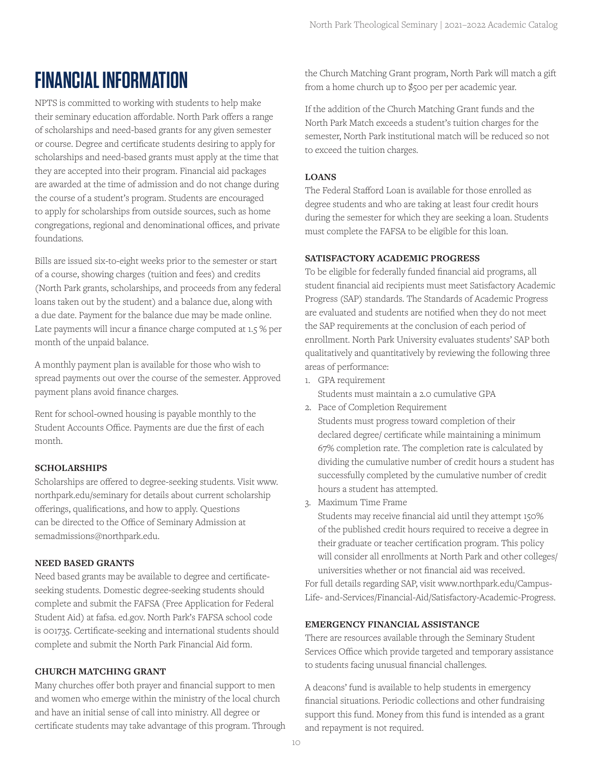# FINANCIAL INFORMATION

NPTS is committed to working with students to help make their seminary education affordable. North Park offers a range of scholarships and need-based grants for any given semester or course. Degree and certificate students desiring to apply for scholarships and need-based grants must apply at the time that they are accepted into their program. Financial aid packages are awarded at the time of admission and do not change during the course of a student's program. Students are encouraged to apply for scholarships from outside sources, such as home congregations, regional and denominational offices, and private foundations.

Bills are issued six-to-eight weeks prior to the semester or start of a course, showing charges (tuition and fees) and credits (North Park grants, scholarships, and proceeds from any federal loans taken out by the student) and a balance due, along with a due date. Payment for the balance due may be made online. Late payments will incur a finance charge computed at 1.5 % per month of the unpaid balance.

A monthly payment plan is available for those who wish to spread payments out over the course of the semester. Approved payment plans avoid finance charges.

Rent for school-owned housing is payable monthly to the Student Accounts Office. Payments are due the first of each month.

### SCHOLARSHIPS

Scholarships are offered to degree-seeking students. Visit www.northpark.edu/seminary for details about current scholarship offerings, qualifications, and how to apply. Questions can be directed to the Office of Seminary Admission at semadmissions@northpark.edu.

### NEED BASED GRANTS

Need based grants may be available to degree and certificate-seeking students. Domestic degree-seeking students should complete and submit the FAFSA (Free Application for Federal Student Aid) at fafsa. ed.gov. North Park's FAFSA school code is 001735. Certificate-seeking and international students should complete and submit the North Park Financial Aid form.

### CHURCH MATCHING GRANT

Many churches offer both prayer and financial support to men and women who emerge within the ministry of the local church and have an initial sense of call into ministry. All degree or certificate students may take advantage of this program. Through the Church Matching Grant program, North Park will match a gift from a home church up to $500 per per academic year.

If the addition of the Church Matching Grant funds and the North Park Match exceeds a student's tuition charges for the semester, North Park institutional match will be reduced so not to exceed the tuition charges.

### LOANS

The Federal Stafford Loan is available for those enrolled as degree students and who are taking at least four credit hours during the semester for which they are seeking a loan. Students must complete the FAFSA to be eligible for this loan.

### SATISFACTORY ACADEMIC PROGRESS

To be eligible for federally funded financial aid programs, all student financial aid recipients must meet Satisfactory Academic Progress (SAP) standards. The Standards of Academic Progress are evaluated and students are notified when they do not meet the SAP requirements at the conclusion of each period of enrollment. North Park University evaluates students' SAP both qualitatively and quantitatively by reviewing the following three areas of performance:

1. GPA requirement
   Students must maintain a 2.0 cumulative GPA
2. Pace of Completion Requirement
   Students must progress toward completion of their declared degree/ certificate while maintaining a minimum 67% completion rate. The completion rate is calculated by dividing the cumulative number of credit hours a student has successfully completed by the cumulative number of credit hours a student has attempted.
3. Maximum Time Frame
   Students may receive financial aid until they attempt 150% of the published credit hours required to receive a degree in their graduate or teacher certification program. This policy will consider all enrollments at North Park and other colleges/ universities whether or not financial aid was received.

For full details regarding SAP, visit www.northpark.edu/Campus-Life- and-Services/Financial-Aid/Satisfactory-Academic-Progress.

### EMERGENCY FINANCIAL ASSISTANCE

There are resources available through the Seminary Student Services Office which provide targeted and temporary assistance to students facing unusual financial challenges.

A deacons' fund is available to help students in emergency financial situations. Periodic collections and other fundraising support this fund. Money from this fund is intended as a grant and repayment is not required.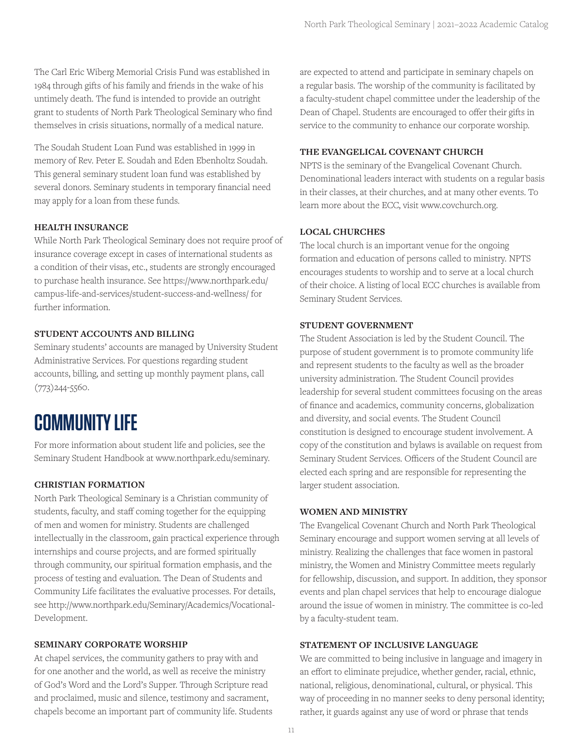The Carl Eric Wiberg Memorial Crisis Fund was established in 1984 through gifts of his family and friends in the wake of his untimely death. The fund is intended to provide an outright grant to students of North Park Theological Seminary who find themselves in crisis situations, normally of a medical nature.

The Soudah Student Loan Fund was established in 1999 in memory of Rev. Peter E. Soudah and Eden Ebenholtz Soudah. This general seminary student loan fund was established by several donors. Seminary students in temporary financial need may apply for a loan from these funds.

### HEALTH INSURANCE

While North Park Theological Seminary does not require proof of insurance coverage except in cases of international students as a condition of their visas, etc., students are strongly encouraged to purchase health insurance. See https://www.northpark.edu/campus-life-and-services/student-success-and-wellness/ for further information.

### STUDENT ACCOUNTS AND BILLING

Seminary students' accounts are managed by University Student Administrative Services. For questions regarding student accounts, billing, and setting up monthly payment plans, call (773)244-5560.

## COMMUNITY LIFE

For more information about student life and policies, see the Seminary Student Handbook at www.northpark.edu/seminary.

### CHRISTIAN FORMATION

North Park Theological Seminary is a Christian community of students, faculty, and staff coming together for the equipping of men and women for ministry. Students are challenged intellectually in the classroom, gain practical experience through internships and course projects, and are formed spiritually through community, our spiritual formation emphasis, and the process of testing and evaluation. The Dean of Students and Community Life facilitates the evaluative processes. For details, see http://www.northpark.edu/Seminary/Academics/Vocational-Development.

### SEMINARY CORPORATE WORSHIP

At chapel services, the community gathers to pray with and for one another and the world, as well as receive the ministry of God's Word and the Lord's Supper. Through Scripture read and proclaimed, music and silence, testimony and sacrament, chapels become an important part of community life. Students are expected to attend and participate in seminary chapels on a regular basis. The worship of the community is facilitated by a faculty-student chapel committee under the leadership of the Dean of Chapel. Students are encouraged to offer their gifts in service to the community to enhance our corporate worship.

### THE EVANGELICAL COVENANT CHURCH

NPTS is the seminary of the Evangelical Covenant Church. Denominational leaders interact with students on a regular basis in their classes, at their churches, and at many other events. To learn more about the ECC, visit www.covchurch.org.

### LOCAL CHURCHES

The local church is an important venue for the ongoing formation and education of persons called to ministry. NPTS encourages students to worship and to serve at a local church of their choice. A listing of local ECC churches is available from Seminary Student Services.

### STUDENT GOVERNMENT

The Student Association is led by the Student Council. The purpose of student government is to promote community life and represent students to the faculty as well as the broader university administration. The Student Council provides leadership for several student committees focusing on the areas of finance and academics, community concerns, globalization and diversity, and social events. The Student Council constitution is designed to encourage student involvement. A copy of the constitution and bylaws is available on request from Seminary Student Services. Officers of the Student Council are elected each spring and are responsible for representing the larger student association.

### WOMEN AND MINISTRY

The Evangelical Covenant Church and North Park Theological Seminary encourage and support women serving at all levels of ministry. Realizing the challenges that face women in pastoral ministry, the Women and Ministry Committee meets regularly for fellowship, discussion, and support. In addition, they sponsor events and plan chapel services that help to encourage dialogue around the issue of women in ministry. The committee is co-led by a faculty-student team.

### STATEMENT OF INCLUSIVE LANGUAGE

We are committed to being inclusive in language and imagery in an effort to eliminate prejudice, whether gender, racial, ethnic, national, religious, denominational, cultural, or physical. This way of proceeding in no manner seeks to deny personal identity; rather, it guards against any use of word or phrase that tends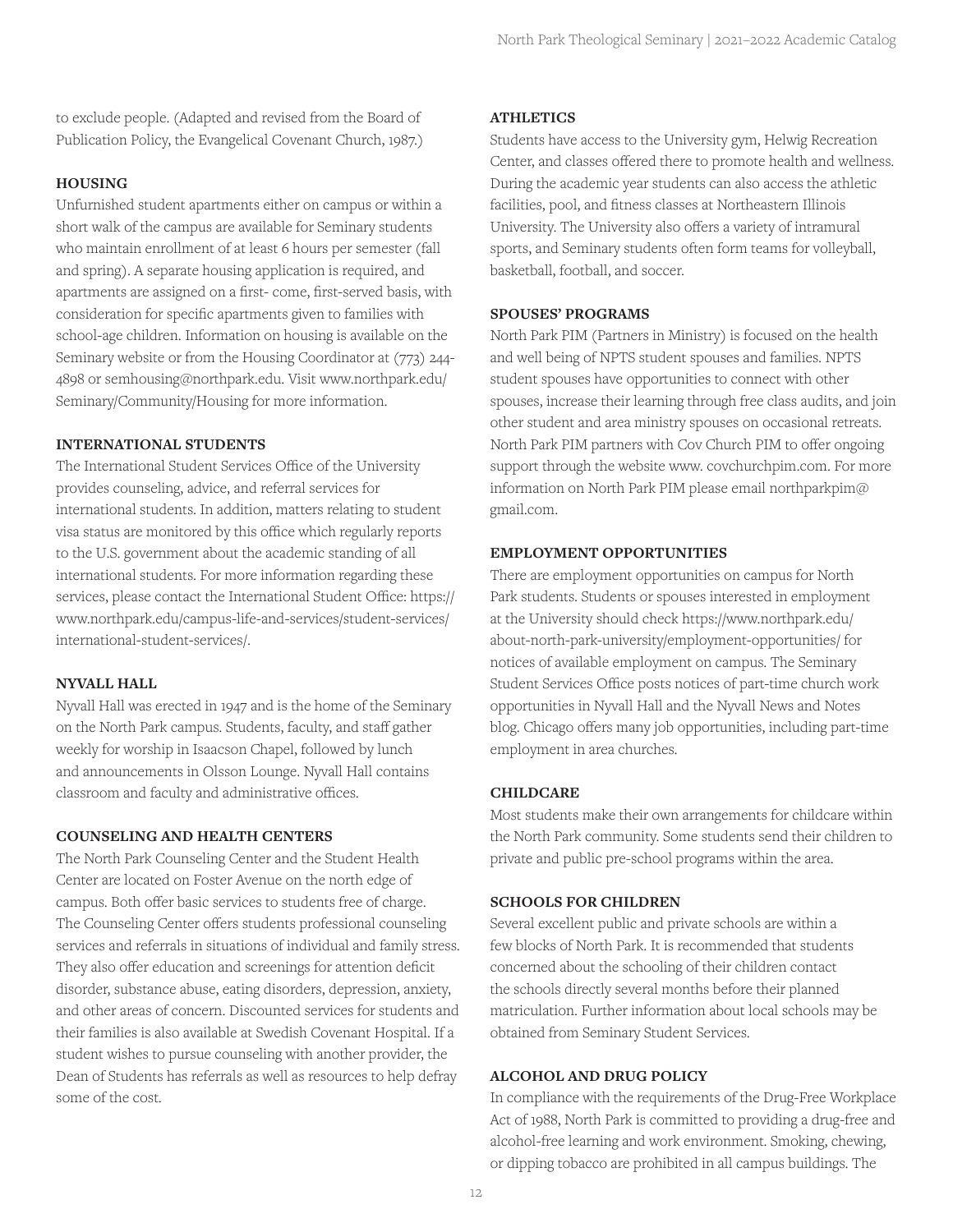to exclude people. (Adapted and revised from the Board of Publication Policy, the Evangelical Covenant Church, 1987.)

### HOUSING

Unfurnished student apartments either on campus or within a short walk of the campus are available for Seminary students who maintain enrollment of at least 6 hours per semester (fall and spring). A separate housing application is required, and apartments are assigned on a first- come, first-served basis, with consideration for specific apartments given to families with school-age children. Information on housing is available on the Seminary website or from the Housing Coordinator at (773) 244-4898 or semhousing@northpark.edu. Visit www.northpark.edu/Seminary/Community/Housing for more information.

### INTERNATIONAL STUDENTS

The International Student Services Office of the University provides counseling, advice, and referral services for international students. In addition, matters relating to student visa status are monitored by this office which regularly reports to the U.S. government about the academic standing of all international students. For more information regarding these services, please contact the International Student Office: https://www.northpark.edu/campus-life-and-services/student-services/international-student-services/.

### NYVALL HALL

Nyvall Hall was erected in 1947 and is the home of the Seminary on the North Park campus. Students, faculty, and staff gather weekly for worship in Isaacson Chapel, followed by lunch and announcements in Olsson Lounge. Nyvall Hall contains classroom and faculty and administrative offices.

### COUNSELING AND HEALTH CENTERS

The North Park Counseling Center and the Student Health Center are located on Foster Avenue on the north edge of campus. Both offer basic services to students free of charge. The Counseling Center offers students professional counseling services and referrals in situations of individual and family stress. They also offer education and screenings for attention deficit disorder, substance abuse, eating disorders, depression, anxiety, and other areas of concern. Discounted services for students and their families is also available at Swedish Covenant Hospital. If a student wishes to pursue counseling with another provider, the Dean of Students has referrals as well as resources to help defray some of the cost.

### ATHLETICS

Students have access to the University gym, Helwig Recreation Center, and classes offered there to promote health and wellness. During the academic year students can also access the athletic facilities, pool, and fitness classes at Northeastern Illinois University. The University also offers a variety of intramural sports, and Seminary students often form teams for volleyball, basketball, football, and soccer.

### SPOUSES' PROGRAMS

North Park PIM (Partners in Ministry) is focused on the health and well being of NPTS student spouses and families. NPTS student spouses have opportunities to connect with other spouses, increase their learning through free class audits, and join other student and area ministry spouses on occasional retreats. North Park PIM partners with Cov Church PIM to offer ongoing support through the website www. covchurchpim.com. For more information on North Park PIM please email northparkpim@gmail.com.

### EMPLOYMENT OPPORTUNITIES

There are employment opportunities on campus for North Park students. Students or spouses interested in employment at the University should check https://www.northpark.edu/about-north-park-university/employment-opportunities/ for notices of available employment on campus. The Seminary Student Services Office posts notices of part-time church work opportunities in Nyvall Hall and the Nyvall News and Notes blog. Chicago offers many job opportunities, including part-time employment in area churches.

### CHILDCARE

Most students make their own arrangements for childcare within the North Park community. Some students send their children to private and public pre-school programs within the area.

### SCHOOLS FOR CHILDREN

Several excellent public and private schools are within a few blocks of North Park. It is recommended that students concerned about the schooling of their children contact the schools directly several months before their planned matriculation. Further information about local schools may be obtained from Seminary Student Services.

### ALCOHOL AND DRUG POLICY

In compliance with the requirements of the Drug-Free Workplace Act of 1988, North Park is committed to providing a drug-free and alcohol-free learning and work environment. Smoking, chewing, or dipping tobacco are prohibited in all campus buildings. The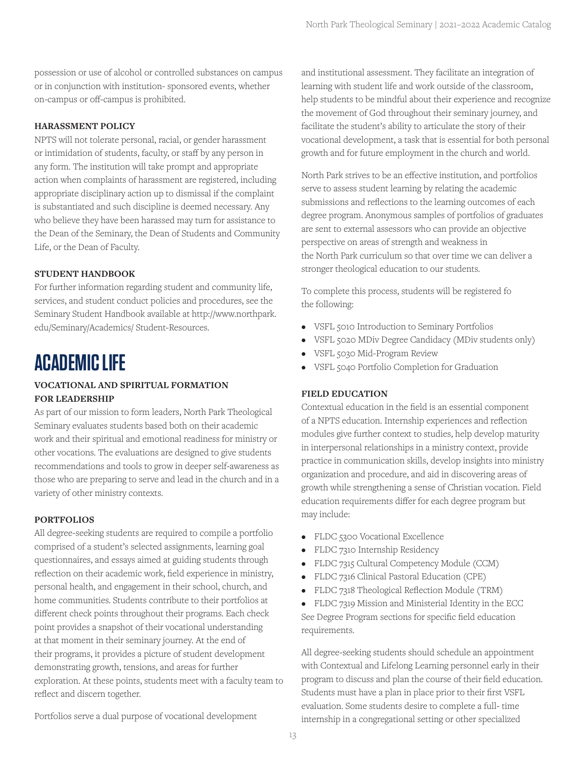possession or use of alcohol or controlled substances on campus or in conjunction with institution- sponsored events, whether on-campus or off-campus is prohibited.

**HARASSMENT POLICY**

NPTS will not tolerate personal, racial, or gender harassment or intimidation of students, faculty, or staff by any person in any form. The institution will take prompt and appropriate action when complaints of harassment are registered, including appropriate disciplinary action up to dismissal if the complaint is substantiated and such discipline is deemed necessary. Any who believe they have been harassed may turn for assistance to the Dean of the Seminary, the Dean of Students and Community Life, or the Dean of Faculty.

**STUDENT HANDBOOK**

For further information regarding student and community life, services, and student conduct policies and procedures, see the Seminary Student Handbook available at http://www.northpark.edu/Seminary/Academics/ Student-Resources.

# ACADEMIC LIFE

**VOCATIONAL AND SPIRITUAL FORMATION FOR LEADERSHIP**

As part of our mission to form leaders, North Park Theological Seminary evaluates students based both on their academic work and their spiritual and emotional readiness for ministry or other vocations. The evaluations are designed to give students recommendations and tools to grow in deeper self-awareness as those who are preparing to serve and lead in the church and in a variety of other ministry contexts.

**PORTFOLIOS**

All degree-seeking students are required to compile a portfolio comprised of a student's selected assignments, learning goal questionnaires, and essays aimed at guiding students through reflection on their academic work, field experience in ministry, personal health, and engagement in their school, church, and home communities. Students contribute to their portfolios at different check points throughout their programs. Each check point provides a snapshot of their vocational understanding at that moment in their seminary journey. At the end of their programs, it provides a picture of student development demonstrating growth, tensions, and areas for further exploration. At these points, students meet with a faculty team to reflect and discern together.

Portfolios serve a dual purpose of vocational development and institutional assessment. They facilitate an integration of learning with student life and work outside of the classroom, help students to be mindful about their experience and recognize the movement of God throughout their seminary journey, and facilitate the student's ability to articulate the story of their vocational development, a task that is essential for both personal growth and for future employment in the church and world.

North Park strives to be an effective institution, and portfolios serve to assess student learning by relating the academic submissions and reflections to the learning outcomes of each degree program. Anonymous samples of portfolios of graduates are sent to external assessors who can provide an objective perspective on areas of strength and weakness in the North Park curriculum so that over time we can deliver a stronger theological education to our students.

To complete this process, students will be registered fo the following:

- VSFL 5010 Introduction to Seminary Portfolios
- VSFL 5020 MDiv Degree Candidacy (MDiv students only)
- VSFL 5030 Mid-Program Review
- VSFL 5040 Portfolio Completion for Graduation

**FIELD EDUCATION**

Contextual education in the field is an essential component of a NPTS education. Internship experiences and reflection modules give further context to studies, help develop maturity in interpersonal relationships in a ministry context, provide practice in communication skills, develop insights into ministry organization and procedure, and aid in discovering areas of growth while strengthening a sense of Christian vocation. Field education requirements differ for each degree program but may include:

- FLDC 5300 Vocational Excellence
- FLDC 7310 Internship Residency
- FLDC 7315 Cultural Competency Module (CCM)
- FLDC 7316 Clinical Pastoral Education (CPE)
- FLDC 7318 Theological Reflection Module (TRM)
- FLDC 7319 Mission and Ministerial Identity in the ECC

See Degree Program sections for specific field education requirements.

All degree-seeking students should schedule an appointment with Contextual and Lifelong Learning personnel early in their program to discuss and plan the course of their field education. Students must have a plan in place prior to their first VSFL evaluation. Some students desire to complete a full- time internship in a congregational setting or other specialized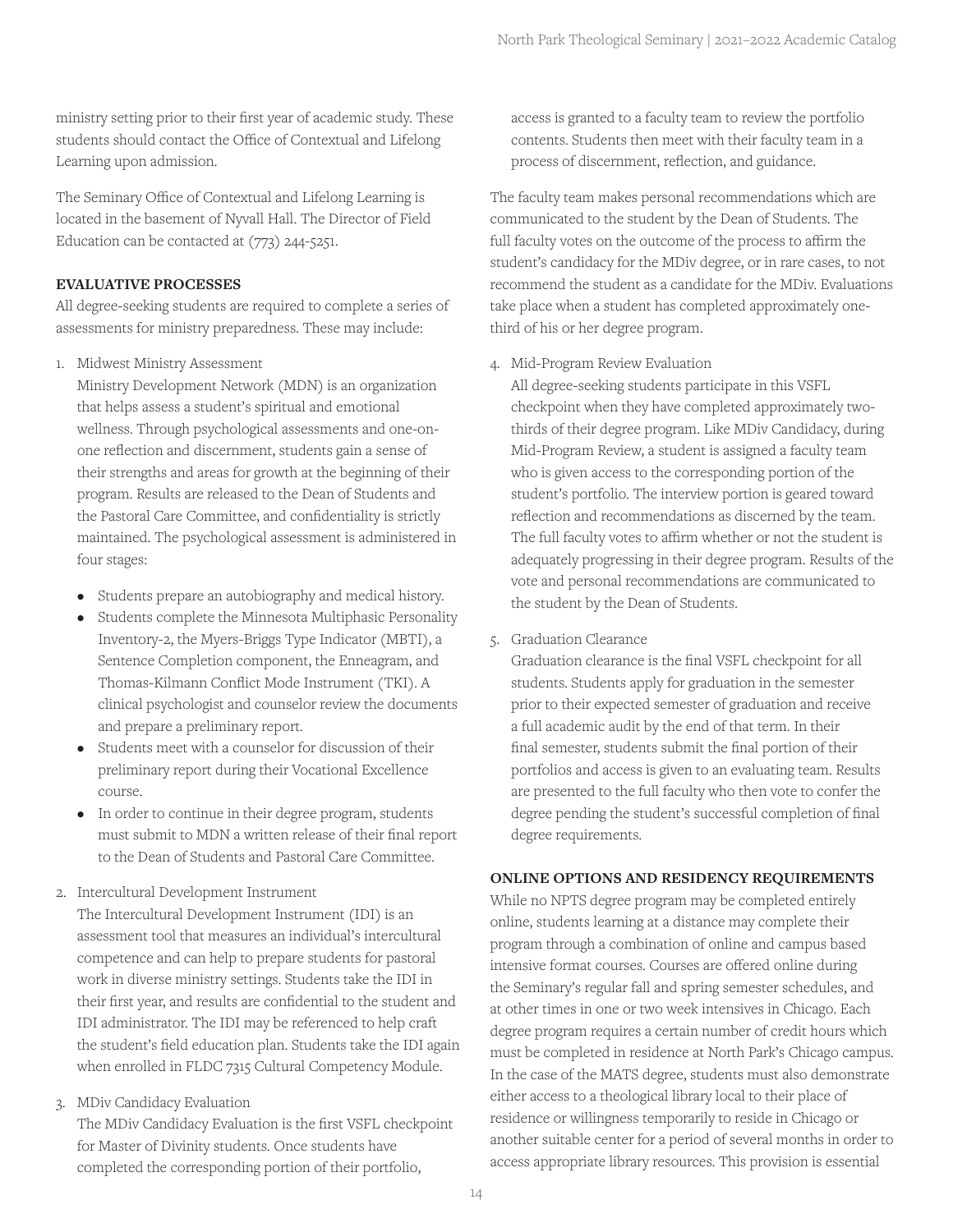ministry setting prior to their first year of academic study. These students should contact the Office of Contextual and Lifelong Learning upon admission.

The Seminary Office of Contextual and Lifelong Learning is located in the basement of Nyvall Hall. The Director of Field Education can be contacted at (773) 244-5251.

**EVALUATIVE PROCESSES**

All degree-seeking students are required to complete a series of assessments for ministry preparedness. These may include:

1. Midwest Ministry Assessment
   Ministry Development Network (MDN) is an organization that helps assess a student's spiritual and emotional wellness. Through psychological assessments and one-on-one reflection and discernment, students gain a sense of their strengths and areas for growth at the beginning of their program. Results are released to the Dean of Students and the Pastoral Care Committee, and confidentiality is strictly maintained. The psychological assessment is administered in four stages:
   - Students prepare an autobiography and medical history.
   - Students complete the Minnesota Multiphasic Personality Inventory-2, the Myers-Briggs Type Indicator (MBTI), a Sentence Completion component, the Enneagram, and Thomas-Kilmann Conflict Mode Instrument (TKI). A clinical psychologist and counselor review the documents and prepare a preliminary report.
   - Students meet with a counselor for discussion of their preliminary report during their Vocational Excellence course.
   - In order to continue in their degree program, students must submit to MDN a written release of their final report to the Dean of Students and Pastoral Care Committee.
2. Intercultural Development Instrument
   The Intercultural Development Instrument (IDI) is an assessment tool that measures an individual's intercultural competence and can help to prepare students for pastoral work in diverse ministry settings. Students take the IDI in their first year, and results are confidential to the student and IDI administrator. The IDI may be referenced to help craft the student's field education plan. Students take the IDI again when enrolled in FLDC 7315 Cultural Competency Module.
3. MDiv Candidacy Evaluation
   The MDiv Candidacy Evaluation is the first VSFL checkpoint for Master of Divinity students. Once students have completed the corresponding portion of their portfolio, access is granted to a faculty team to review the portfolio contents. Students then meet with their faculty team in a process of discernment, reflection, and guidance.

   The faculty team makes personal recommendations which are communicated to the student by the Dean of Students. The full faculty votes on the outcome of the process to affirm the student's candidacy for the MDiv degree, or in rare cases, to not recommend the student as a candidate for the MDiv. Evaluations take place when a student has completed approximately one-third of his or her degree program.
4. Mid-Program Review Evaluation
   All degree-seeking students participate in this VSFL checkpoint when they have completed approximately two-thirds of their degree program. Like MDiv Candidacy, during Mid-Program Review, a student is assigned a faculty team who is given access to the corresponding portion of the student's portfolio. The interview portion is geared toward reflection and recommendations as discerned by the team. The full faculty votes to affirm whether or not the student is adequately progressing in their degree program. Results of the vote and personal recommendations are communicated to the student by the Dean of Students.
5. Graduation Clearance
   Graduation clearance is the final VSFL checkpoint for all students. Students apply for graduation in the semester prior to their expected semester of graduation and receive a full academic audit by the end of that term. In their final semester, students submit the final portion of their portfolios and access is given to an evaluating team. Results are presented to the full faculty who then vote to confer the degree pending the student's successful completion of final degree requirements.

**ONLINE OPTIONS AND RESIDENCY REQUIREMENTS**

While no NPTS degree program may be completed entirely online, students learning at a distance may complete their program through a combination of online and campus based intensive format courses. Courses are offered online during the Seminary's regular fall and spring semester schedules, and at other times in one or two week intensives in Chicago. Each degree program requires a certain number of credit hours which must be completed in residence at North Park's Chicago campus. In the case of the MATS degree, students must also demonstrate either access to a theological library local to their place of residence or willingness temporarily to reside in Chicago or another suitable center for a period of several months in order to access appropriate library resources. This provision is essential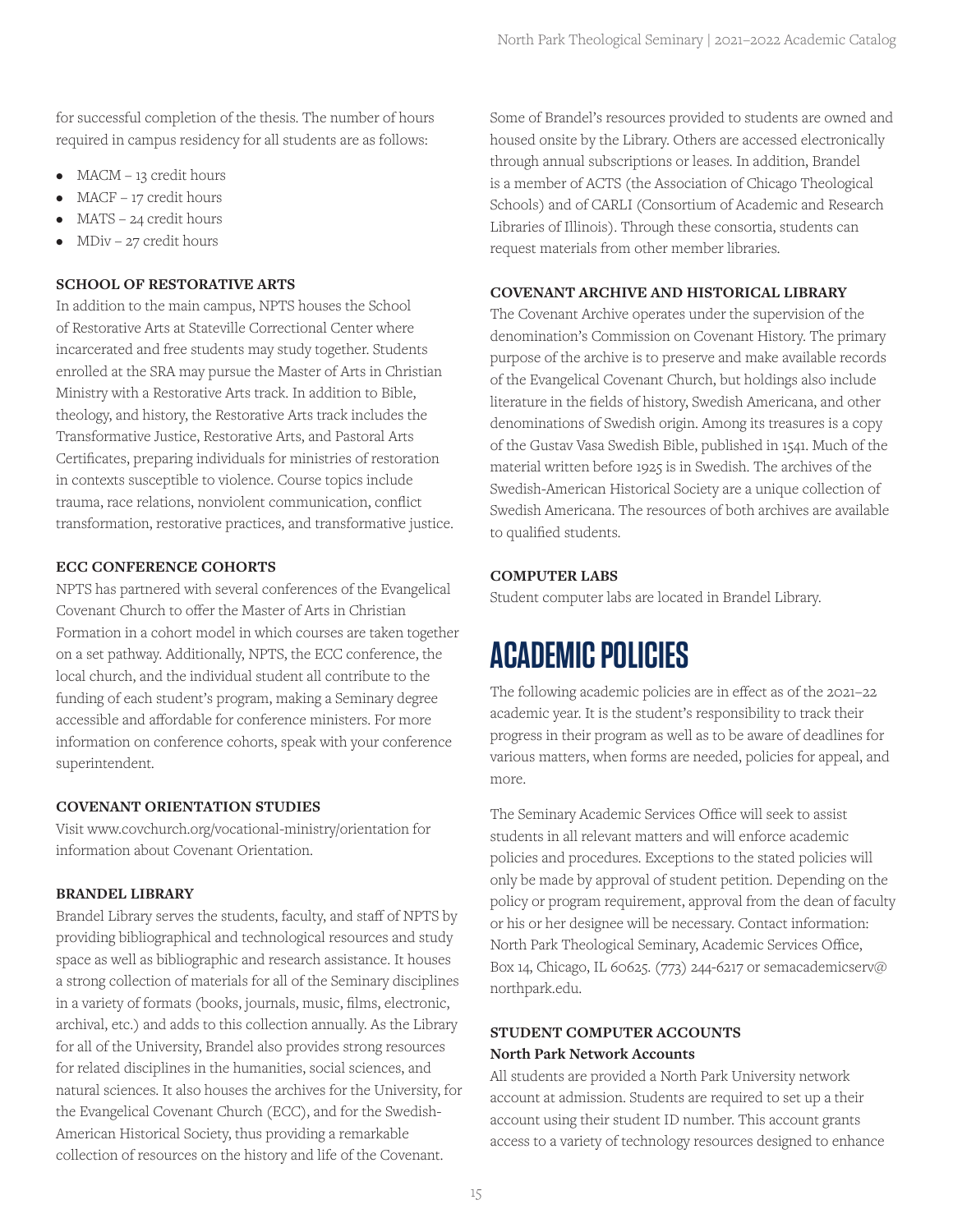for successful completion of the thesis. The number of hours required in campus residency for all students are as follows:

- MACM – 13 credit hours
- MACF – 17 credit hours
- MATS – 24 credit hours
- MDiv – 27 credit hours

### SCHOOL OF RESTORATIVE ARTS

In addition to the main campus, NPTS houses the School of Restorative Arts at Stateville Correctional Center where incarcerated and free students may study together. Students enrolled at the SRA may pursue the Master of Arts in Christian Ministry with a Restorative Arts track. In addition to Bible, theology, and history, the Restorative Arts track includes the Transformative Justice, Restorative Arts, and Pastoral Arts Certificates, preparing individuals for ministries of restoration in contexts susceptible to violence. Course topics include trauma, race relations, nonviolent communication, conflict transformation, restorative practices, and transformative justice.

### ECC CONFERENCE COHORTS

NPTS has partnered with several conferences of the Evangelical Covenant Church to offer the Master of Arts in Christian Formation in a cohort model in which courses are taken together on a set pathway. Additionally, NPTS, the ECC conference, the local church, and the individual student all contribute to the funding of each student's program, making a Seminary degree accessible and affordable for conference ministers. For more information on conference cohorts, speak with your conference superintendent.

### COVENANT ORIENTATION STUDIES

Visit www.covchurch.org/vocational-ministry/orientation for information about Covenant Orientation.

### BRANDEL LIBRARY

Brandel Library serves the students, faculty, and staff of NPTS by providing bibliographical and technological resources and study space as well as bibliographic and research assistance. It houses a strong collection of materials for all of the Seminary disciplines in a variety of formats (books, journals, music, films, electronic, archival, etc.) and adds to this collection annually. As the Library for all of the University, Brandel also provides strong resources for related disciplines in the humanities, social sciences, and natural sciences. It also houses the archives for the University, for the Evangelical Covenant Church (ECC), and for the Swedish-American Historical Society, thus providing a remarkable collection of resources on the history and life of the Covenant.

Some of Brandel's resources provided to students are owned and housed onsite by the Library. Others are accessed electronically through annual subscriptions or leases. In addition, Brandel is a member of ACTS (the Association of Chicago Theological Schools) and of CARLI (Consortium of Academic and Research Libraries of Illinois). Through these consortia, students can request materials from other member libraries.

### COVENANT ARCHIVE AND HISTORICAL LIBRARY

The Covenant Archive operates under the supervision of the denomination's Commission on Covenant History. The primary purpose of the archive is to preserve and make available records of the Evangelical Covenant Church, but holdings also include literature in the fields of history, Swedish Americana, and other denominations of Swedish origin. Among its treasures is a copy of the Gustav Vasa Swedish Bible, published in 1541. Much of the material written before 1925 is in Swedish. The archives of the Swedish-American Historical Society are a unique collection of Swedish Americana. The resources of both archives are available to qualified students.

### COMPUTER LABS

Student computer labs are located in Brandel Library.

# ACADEMIC POLICIES

The following academic policies are in effect as of the 2021–22 academic year. It is the student's responsibility to track their progress in their program as well as to be aware of deadlines for various matters, when forms are needed, policies for appeal, and more.

The Seminary Academic Services Office will seek to assist students in all relevant matters and will enforce academic policies and procedures. Exceptions to the stated policies will only be made by approval of student petition. Depending on the policy or program requirement, approval from the dean of faculty or his or her designee will be necessary. Contact information: North Park Theological Seminary, Academic Services Office, Box 14, Chicago, IL 60625. (773) 244-6217 or semacademicserv@northpark.edu.

### STUDENT COMPUTER ACCOUNTS

#### North Park Network Accounts

All students are provided a North Park University network account at admission. Students are required to set up a their account using their student ID number. This account grants access to a variety of technology resources designed to enhance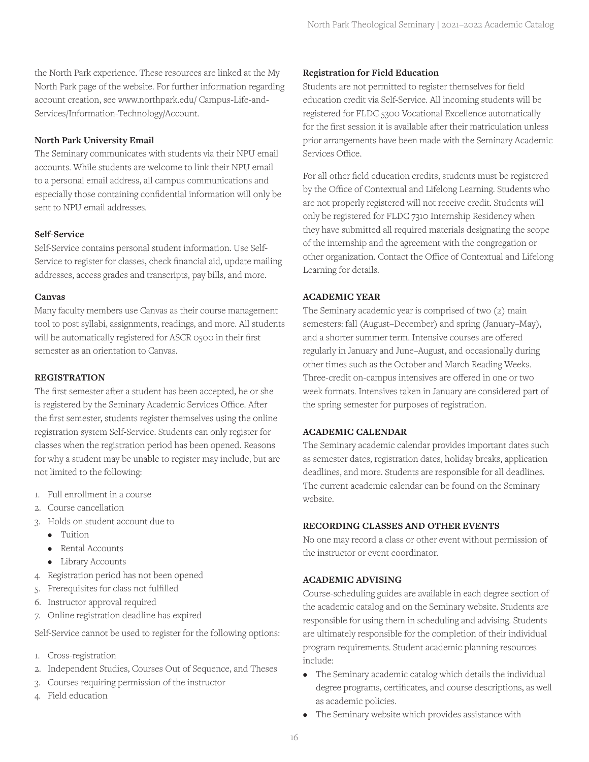the North Park experience. These resources are linked at the My North Park page of the website. For further information regarding account creation, see www.northpark.edu/ Campus-Life-and-Services/Information-Technology/Account.

**North Park University Email**

The Seminary communicates with students via their NPU email accounts. While students are welcome to link their NPU email to a personal email address, all campus communications and especially those containing confidential information will only be sent to NPU email addresses.

**Self-Service**

Self-Service contains personal student information. Use Self-Service to register for classes, check financial aid, update mailing addresses, access grades and transcripts, pay bills, and more.

**Canvas**

Many faculty members use Canvas as their course management tool to post syllabi, assignments, readings, and more. All students will be automatically registered for ASCR 0500 in their first semester as an orientation to Canvas.

## REGISTRATION

The first semester after a student has been accepted, he or she is registered by the Seminary Academic Services Office. After the first semester, students register themselves using the online registration system Self-Service. Students can only register for classes when the registration period has been opened. Reasons for why a student may be unable to register may include, but are not limited to the following:

1. Full enrollment in a course
2. Course cancellation
3. Holds on student account due to
    - Tuition
    - Rental Accounts
    - Library Accounts
4. Registration period has not been opened
5. Prerequisites for class not fulfilled
6. Instructor approval required
7. Online registration deadline has expired

Self-Service cannot be used to register for the following options:

1. Cross-registration
2. Independent Studies, Courses Out of Sequence, and Theses
3. Courses requiring permission of the instructor
4. Field education

**Registration for Field Education**

Students are not permitted to register themselves for field education credit via Self-Service. All incoming students will be registered for FLDC 5300 Vocational Excellence automatically for the first session it is available after their matriculation unless prior arrangements have been made with the Seminary Academic Services Office.

For all other field education credits, students must be registered by the Office of Contextual and Lifelong Learning. Students who are not properly registered will not receive credit. Students will only be registered for FLDC 7310 Internship Residency when they have submitted all required materials designating the scope of the internship and the agreement with the congregation or other organization. Contact the Office of Contextual and Lifelong Learning for details.

## ACADEMIC YEAR

The Seminary academic year is comprised of two (2) main semesters: fall (August–December) and spring (January–May), and a shorter summer term. Intensive courses are offered regularly in January and June–August, and occasionally during other times such as the October and March Reading Weeks. Three-credit on-campus intensives are offered in one or two week formats. Intensives taken in January are considered part of the spring semester for purposes of registration.

## ACADEMIC CALENDAR

The Seminary academic calendar provides important dates such as semester dates, registration dates, holiday breaks, application deadlines, and more. Students are responsible for all deadlines. The current academic calendar can be found on the Seminary website.

## RECORDING CLASSES AND OTHER EVENTS

No one may record a class or other event without permission of the instructor or event coordinator.

## ACADEMIC ADVISING

Course-scheduling guides are available in each degree section of the academic catalog and on the Seminary website. Students are responsible for using them in scheduling and advising. Students are ultimately responsible for the completion of their individual program requirements. Student academic planning resources include:

- The Seminary academic catalog which details the individual degree programs, certificates, and course descriptions, as well as academic policies.
- The Seminary website which provides assistance with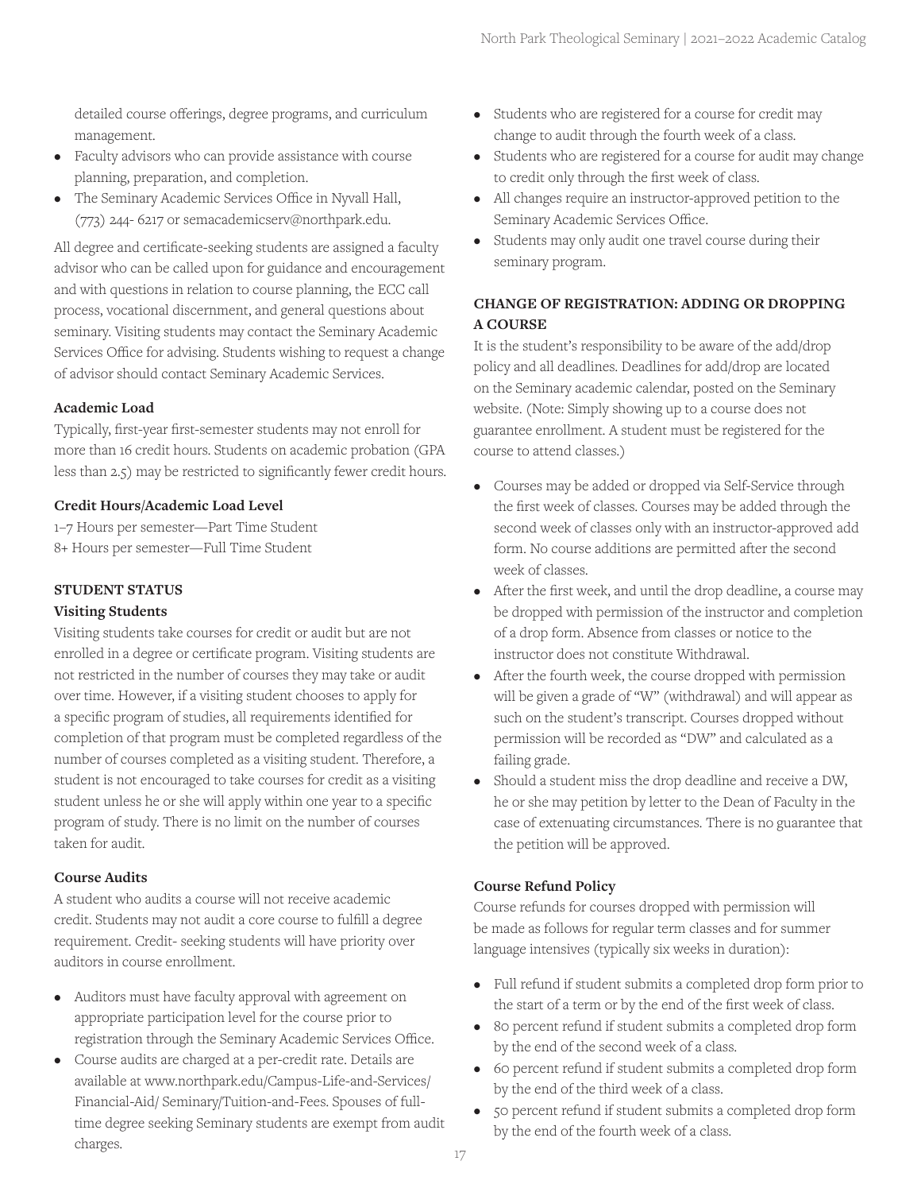detailed course offerings, degree programs, and curriculum management.

- Faculty advisors who can provide assistance with course planning, preparation, and completion.
- The Seminary Academic Services Office in Nyvall Hall, (773) 244- 6217 or semacademicserv@northpark.edu.

All degree and certificate-seeking students are assigned a faculty advisor who can be called upon for guidance and encouragement and with questions in relation to course planning, the ECC call process, vocational discernment, and general questions about seminary. Visiting students may contact the Seminary Academic Services Office for advising. Students wishing to request a change of advisor should contact Seminary Academic Services.

### Academic Load

Typically, first-year first-semester students may not enroll for more than 16 credit hours. Students on academic probation (GPA less than 2.5) may be restricted to significantly fewer credit hours.

### Credit Hours/Academic Load Level

1–7 Hours per semester—Part Time Student
8+ Hours per semester—Full Time Student

## STUDENT STATUS

### Visiting Students

Visiting students take courses for credit or audit but are not enrolled in a degree or certificate program. Visiting students are not restricted in the number of courses they may take or audit over time. However, if a visiting student chooses to apply for a specific program of studies, all requirements identified for completion of that program must be completed regardless of the number of courses completed as a visiting student. Therefore, a student is not encouraged to take courses for credit as a visiting student unless he or she will apply within one year to a specific program of study. There is no limit on the number of courses taken for audit.

### Course Audits

A student who audits a course will not receive academic credit. Students may not audit a core course to fulfill a degree requirement. Credit- seeking students will have priority over auditors in course enrollment.

- Auditors must have faculty approval with agreement on appropriate participation level for the course prior to registration through the Seminary Academic Services Office.
- Course audits are charged at a per-credit rate. Details are available at www.northpark.edu/Campus-Life-and-Services/Financial-Aid/ Seminary/Tuition-and-Fees. Spouses of full-time degree seeking Seminary students are exempt from audit charges.
- Students who are registered for a course for credit may change to audit through the fourth week of a class.
- Students who are registered for a course for audit may change to credit only through the first week of class.
- All changes require an instructor-approved petition to the Seminary Academic Services Office.
- Students may only audit one travel course during their seminary program.

## CHANGE OF REGISTRATION: ADDING OR DROPPING A COURSE

It is the student's responsibility to be aware of the add/drop policy and all deadlines. Deadlines for add/drop are located on the Seminary academic calendar, posted on the Seminary website. (Note: Simply showing up to a course does not guarantee enrollment. A student must be registered for the course to attend classes.)

- Courses may be added or dropped via Self-Service through the first week of classes. Courses may be added through the second week of classes only with an instructor-approved add form. No course additions are permitted after the second week of classes.
- After the first week, and until the drop deadline, a course may be dropped with permission of the instructor and completion of a drop form. Absence from classes or notice to the instructor does not constitute Withdrawal.
- After the fourth week, the course dropped with permission will be given a grade of "W" (withdrawal) and will appear as such on the student's transcript. Courses dropped without permission will be recorded as "DW" and calculated as a failing grade.
- Should a student miss the drop deadline and receive a DW, he or she may petition by letter to the Dean of Faculty in the case of extenuating circumstances. There is no guarantee that the petition will be approved.

### Course Refund Policy

Course refunds for courses dropped with permission will be made as follows for regular term classes and for summer language intensives (typically six weeks in duration):

- Full refund if student submits a completed drop form prior to the start of a term or by the end of the first week of class.
- 80 percent refund if student submits a completed drop form by the end of the second week of a class.
- 60 percent refund if student submits a completed drop form by the end of the third week of a class.
- 50 percent refund if student submits a completed drop form by the end of the fourth week of a class.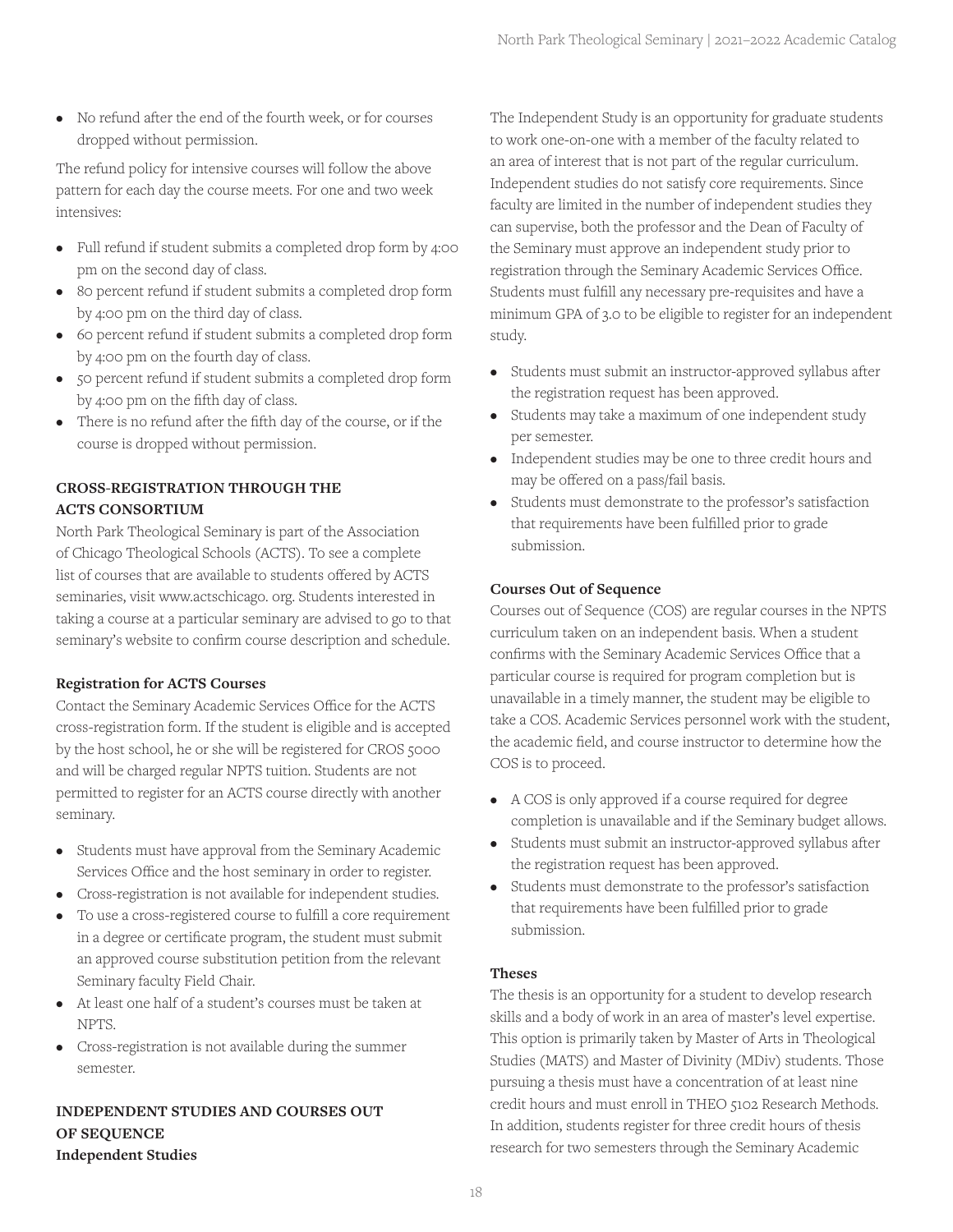- No refund after the end of the fourth week, or for courses dropped without permission.

The refund policy for intensive courses will follow the above pattern for each day the course meets. For one and two week intensives:

- Full refund if student submits a completed drop form by 4:00 pm on the second day of class.
- 80 percent refund if student submits a completed drop form by 4:00 pm on the third day of class.
- 60 percent refund if student submits a completed drop form by 4:00 pm on the fourth day of class.
- 50 percent refund if student submits a completed drop form by 4:00 pm on the fifth day of class.
- There is no refund after the fifth day of the course, or if the course is dropped without permission.

## CROSS-REGISTRATION THROUGH THE ACTS CONSORTIUM

North Park Theological Seminary is part of the Association of Chicago Theological Schools (ACTS). To see a complete list of courses that are available to students offered by ACTS seminaries, visit www.actschicago. org. Students interested in taking a course at a particular seminary are advised to go to that seminary's website to confirm course description and schedule.

### Registration for ACTS Courses

Contact the Seminary Academic Services Office for the ACTS cross-registration form. If the student is eligible and is accepted by the host school, he or she will be registered for CROS 5000 and will be charged regular NPTS tuition. Students are not permitted to register for an ACTS course directly with another seminary.

- Students must have approval from the Seminary Academic Services Office and the host seminary in order to register.
- Cross-registration is not available for independent studies.
- To use a cross-registered course to fulfill a core requirement in a degree or certificate program, the student must submit an approved course substitution petition from the relevant Seminary faculty Field Chair.
- At least one half of a student's courses must be taken at NPTS.
- Cross-registration is not available during the summer semester.

## INDEPENDENT STUDIES AND COURSES OUT OF SEQUENCE

### Independent Studies

The Independent Study is an opportunity for graduate students to work one-on-one with a member of the faculty related to an area of interest that is not part of the regular curriculum. Independent studies do not satisfy core requirements. Since faculty are limited in the number of independent studies they can supervise, both the professor and the Dean of Faculty of the Seminary must approve an independent study prior to registration through the Seminary Academic Services Office. Students must fulfill any necessary pre-requisites and have a minimum GPA of 3.0 to be eligible to register for an independent study.

- Students must submit an instructor-approved syllabus after the registration request has been approved.
- Students may take a maximum of one independent study per semester.
- Independent studies may be one to three credit hours and may be offered on a pass/fail basis.
- Students must demonstrate to the professor's satisfaction that requirements have been fulfilled prior to grade submission.

### Courses Out of Sequence

Courses out of Sequence (COS) are regular courses in the NPTS curriculum taken on an independent basis. When a student confirms with the Seminary Academic Services Office that a particular course is required for program completion but is unavailable in a timely manner, the student may be eligible to take a COS. Academic Services personnel work with the student, the academic field, and course instructor to determine how the COS is to proceed.

- A COS is only approved if a course required for degree completion is unavailable and if the Seminary budget allows.
- Students must submit an instructor-approved syllabus after the registration request has been approved.
- Students must demonstrate to the professor's satisfaction that requirements have been fulfilled prior to grade submission.

### Theses

The thesis is an opportunity for a student to develop research skills and a body of work in an area of master's level expertise. This option is primarily taken by Master of Arts in Theological Studies (MATS) and Master of Divinity (MDiv) students. Those pursuing a thesis must have a concentration of at least nine credit hours and must enroll in THEO 5102 Research Methods. In addition, students register for three credit hours of thesis research for two semesters through the Seminary Academic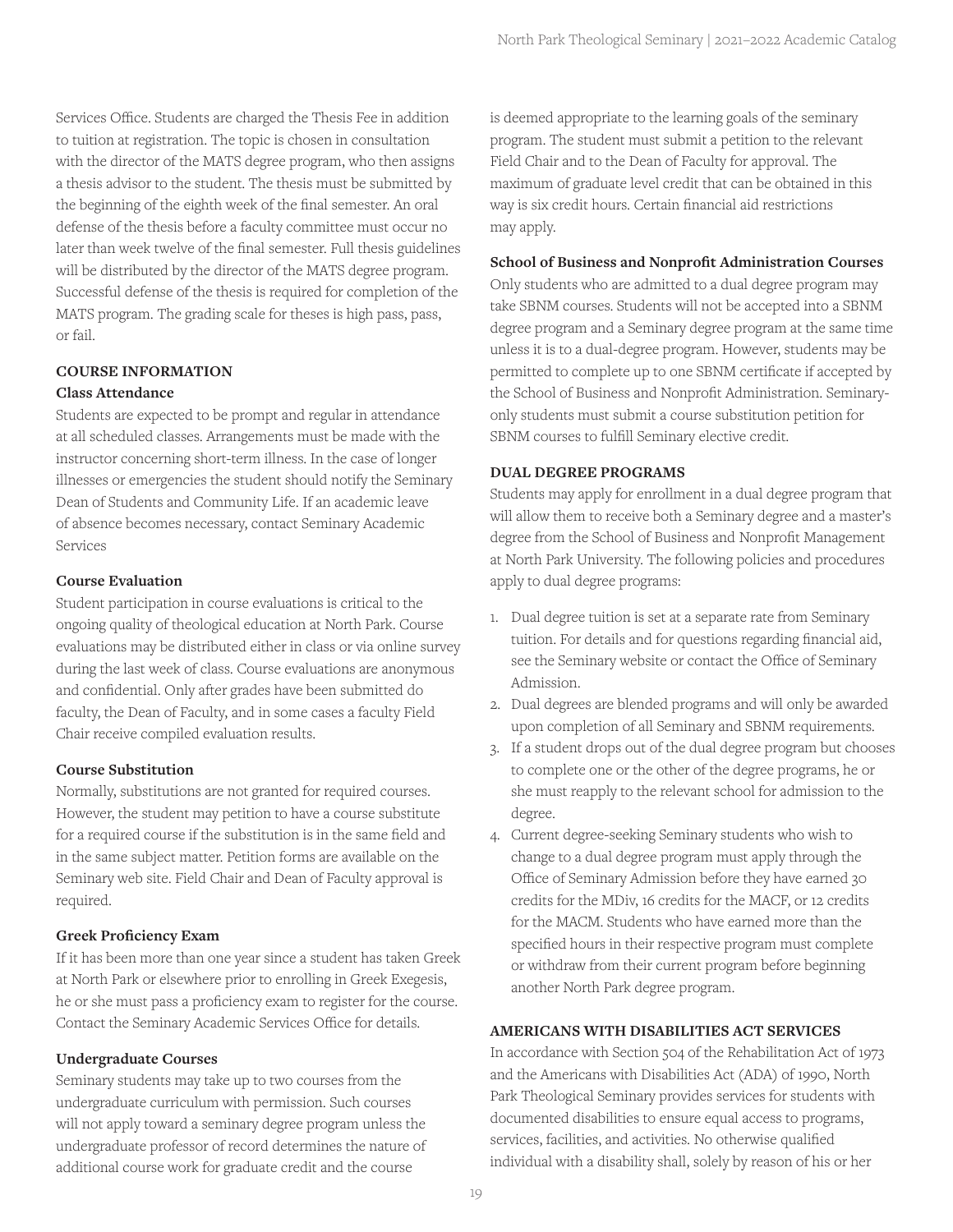Services Office. Students are charged the Thesis Fee in addition to tuition at registration. The topic is chosen in consultation with the director of the MATS degree program, who then assigns a thesis advisor to the student. The thesis must be submitted by the beginning of the eighth week of the final semester. An oral defense of the thesis before a faculty committee must occur no later than week twelve of the final semester. Full thesis guidelines will be distributed by the director of the MATS degree program. Successful defense of the thesis is required for completion of the MATS program. The grading scale for theses is high pass, pass, or fail.

## COURSE INFORMATION

### Class Attendance

Students are expected to be prompt and regular in attendance at all scheduled classes. Arrangements must be made with the instructor concerning short-term illness. In the case of longer illnesses or emergencies the student should notify the Seminary Dean of Students and Community Life. If an academic leave of absence becomes necessary, contact Seminary Academic Services

### Course Evaluation

Student participation in course evaluations is critical to the ongoing quality of theological education at North Park. Course evaluations may be distributed either in class or via online survey during the last week of class. Course evaluations are anonymous and confidential. Only after grades have been submitted do faculty, the Dean of Faculty, and in some cases a faculty Field Chair receive compiled evaluation results.

### Course Substitution

Normally, substitutions are not granted for required courses. However, the student may petition to have a course substitute for a required course if the substitution is in the same field and in the same subject matter. Petition forms are available on the Seminary web site. Field Chair and Dean of Faculty approval is required.

### Greek Proficiency Exam

If it has been more than one year since a student has taken Greek at North Park or elsewhere prior to enrolling in Greek Exegesis, he or she must pass a proficiency exam to register for the course. Contact the Seminary Academic Services Office for details.

### Undergraduate Courses

Seminary students may take up to two courses from the undergraduate curriculum with permission. Such courses will not apply toward a seminary degree program unless the undergraduate professor of record determines the nature of additional course work for graduate credit and the course is deemed appropriate to the learning goals of the seminary program. The student must submit a petition to the relevant Field Chair and to the Dean of Faculty for approval. The maximum of graduate level credit that can be obtained in this way is six credit hours. Certain financial aid restrictions may apply.

### School of Business and Nonprofit Administration Courses

Only students who are admitted to a dual degree program may take SBNM courses. Students will not be accepted into a SBNM degree program and a Seminary degree program at the same time unless it is to a dual-degree program. However, students may be permitted to complete up to one SBNM certificate if accepted by the School of Business and Nonprofit Administration. Seminary-only students must submit a course substitution petition for SBNM courses to fulfill Seminary elective credit.

## DUAL DEGREE PROGRAMS

Students may apply for enrollment in a dual degree program that will allow them to receive both a Seminary degree and a master's degree from the School of Business and Nonprofit Management at North Park University. The following policies and procedures apply to dual degree programs:

1. Dual degree tuition is set at a separate rate from Seminary tuition. For details and for questions regarding financial aid, see the Seminary website or contact the Office of Seminary Admission.
2. Dual degrees are blended programs and will only be awarded upon completion of all Seminary and SBNM requirements.
3. If a student drops out of the dual degree program but chooses to complete one or the other of the degree programs, he or she must reapply to the relevant school for admission to the degree.
4. Current degree-seeking Seminary students who wish to change to a dual degree program must apply through the Office of Seminary Admission before they have earned 30 credits for the MDiv, 16 credits for the MACF, or 12 credits for the MACM. Students who have earned more than the specified hours in their respective program must complete or withdraw from their current program before beginning another North Park degree program.

## AMERICANS WITH DISABILITIES ACT SERVICES

In accordance with Section 504 of the Rehabilitation Act of 1973 and the Americans with Disabilities Act (ADA) of 1990, North Park Theological Seminary provides services for students with documented disabilities to ensure equal access to programs, services, facilities, and activities. No otherwise qualified individual with a disability shall, solely by reason of his or her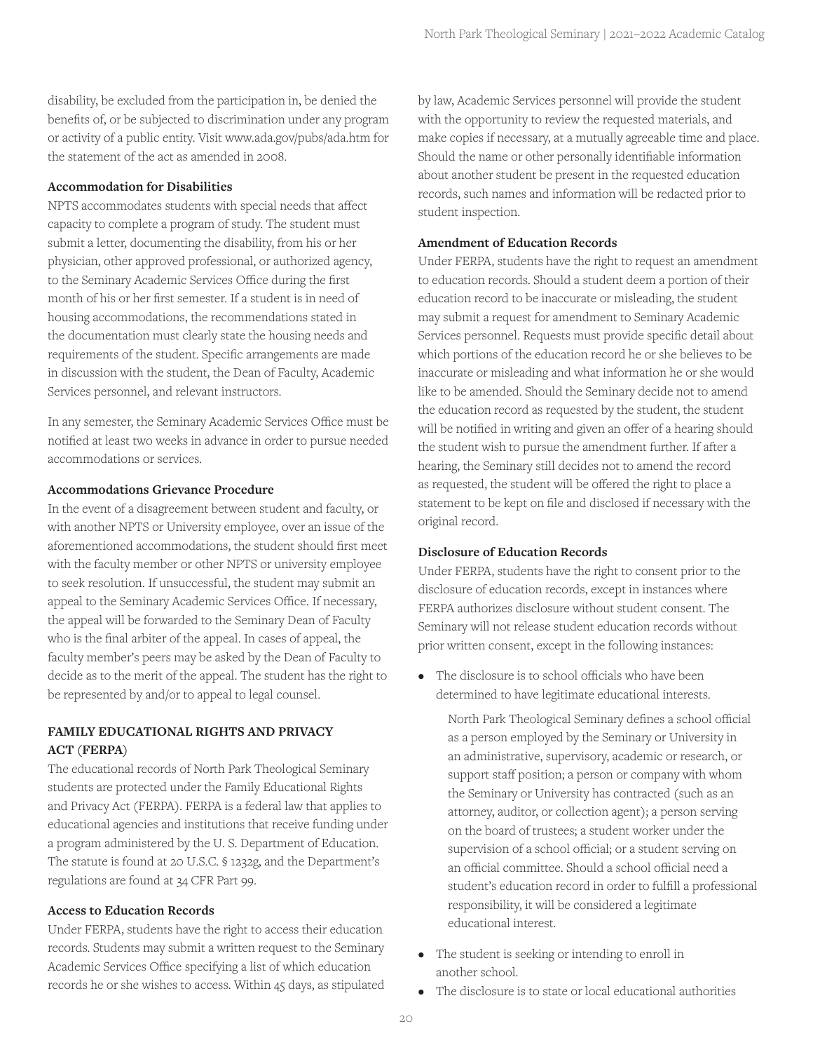disability, be excluded from the participation in, be denied the benefits of, or be subjected to discrimination under any program or activity of a public entity. Visit www.ada.gov/pubs/ada.htm for the statement of the act as amended in 2008.

**Accommodation for Disabilities**

NPTS accommodates students with special needs that affect capacity to complete a program of study. The student must submit a letter, documenting the disability, from his or her physician, other approved professional, or authorized agency, to the Seminary Academic Services Office during the first month of his or her first semester. If a student is in need of housing accommodations, the recommendations stated in the documentation must clearly state the housing needs and requirements of the student. Specific arrangements are made in discussion with the student, the Dean of Faculty, Academic Services personnel, and relevant instructors.

In any semester, the Seminary Academic Services Office must be notified at least two weeks in advance in order to pursue needed accommodations or services.

**Accommodations Grievance Procedure**

In the event of a disagreement between student and faculty, or with another NPTS or University employee, over an issue of the aforementioned accommodations, the student should first meet with the faculty member or other NPTS or university employee to seek resolution. If unsuccessful, the student may submit an appeal to the Seminary Academic Services Office. If necessary, the appeal will be forwarded to the Seminary Dean of Faculty who is the final arbiter of the appeal. In cases of appeal, the faculty member's peers may be asked by the Dean of Faculty to decide as to the merit of the appeal. The student has the right to be represented by and/or to appeal to legal counsel.

## FAMILY EDUCATIONAL RIGHTS AND PRIVACY ACT (FERPA)

The educational records of North Park Theological Seminary students are protected under the Family Educational Rights and Privacy Act (FERPA). FERPA is a federal law that applies to educational agencies and institutions that receive funding under a program administered by the U. S. Department of Education. The statute is found at 20 U.S.C. § 1232g, and the Department's regulations are found at 34 CFR Part 99.

**Access to Education Records**

Under FERPA, students have the right to access their education records. Students may submit a written request to the Seminary Academic Services Office specifying a list of which education records he or she wishes to access. Within 45 days, as stipulated by law, Academic Services personnel will provide the student with the opportunity to review the requested materials, and make copies if necessary, at a mutually agreeable time and place. Should the name or other personally identifiable information about another student be present in the requested education records, such names and information will be redacted prior to student inspection.

**Amendment of Education Records**

Under FERPA, students have the right to request an amendment to education records. Should a student deem a portion of their education record to be inaccurate or misleading, the student may submit a request for amendment to Seminary Academic Services personnel. Requests must provide specific detail about which portions of the education record he or she believes to be inaccurate or misleading and what information he or she would like to be amended. Should the Seminary decide not to amend the education record as requested by the student, the student will be notified in writing and given an offer of a hearing should the student wish to pursue the amendment further. If after a hearing, the Seminary still decides not to amend the record as requested, the student will be offered the right to place a statement to be kept on file and disclosed if necessary with the original record.

**Disclosure of Education Records**

Under FERPA, students have the right to consent prior to the disclosure of education records, except in instances where FERPA authorizes disclosure without student consent. The Seminary will not release student education records without prior written consent, except in the following instances:

- The disclosure is to school officials who have been determined to have legitimate educational interests.

  North Park Theological Seminary defines a school official as a person employed by the Seminary or University in an administrative, supervisory, academic or research, or support staff position; a person or company with whom the Seminary or University has contracted (such as an attorney, auditor, or collection agent); a person serving on the board of trustees; a student worker under the supervision of a school official; or a student serving on an official committee. Should a school official need a student's education record in order to fulfill a professional responsibility, it will be considered a legitimate educational interest.

- The student is seeking or intending to enroll in another school.
- The disclosure is to state or local educational authorities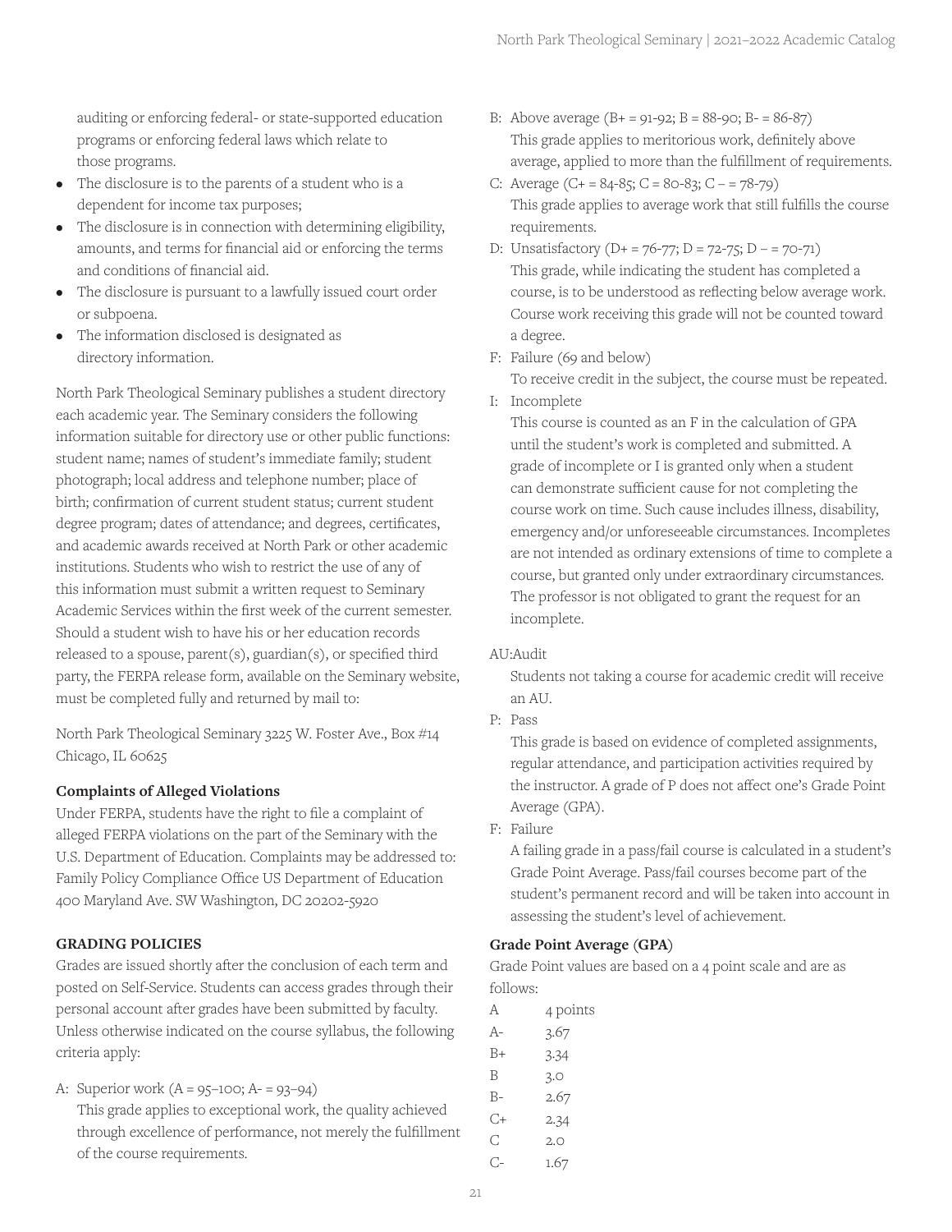auditing or enforcing federal- or state-supported education programs or enforcing federal laws which relate to those programs.

- The disclosure is to the parents of a student who is a dependent for income tax purposes;
- The disclosure is in connection with determining eligibility, amounts, and terms for financial aid or enforcing the terms and conditions of financial aid.
- The disclosure is pursuant to a lawfully issued court order or subpoena.
- The information disclosed is designated as directory information.

North Park Theological Seminary publishes a student directory each academic year. The Seminary considers the following information suitable for directory use or other public functions: student name; names of student's immediate family; student photograph; local address and telephone number; place of birth; confirmation of current student status; current student degree program; dates of attendance; and degrees, certificates, and academic awards received at North Park or other academic institutions. Students who wish to restrict the use of any of this information must submit a written request to Seminary Academic Services within the first week of the current semester. Should a student wish to have his or her education records released to a spouse, parent(s), guardian(s), or specified third party, the FERPA release form, available on the Seminary website, must be completed fully and returned by mail to:

North Park Theological Seminary 3225 W. Foster Ave., Box #14 Chicago, IL 60625

**Complaints of Alleged Violations**

Under FERPA, students have the right to file a complaint of alleged FERPA violations on the part of the Seminary with the U.S. Department of Education. Complaints may be addressed to: Family Policy Compliance Office US Department of Education 400 Maryland Ave. SW Washington, DC 20202-5920

**GRADING POLICIES**

Grades are issued shortly after the conclusion of each term and posted on Self-Service. Students can access grades through their personal account after grades have been submitted by faculty. Unless otherwise indicated on the course syllabus, the following criteria apply:

A: Superior work (A = 95–100; A- = 93–94)
This grade applies to exceptional work, the quality achieved through excellence of performance, not merely the fulfillment of the course requirements.

B: Above average (B+ = 91-92; B = 88-90; B- = 86-87)
This grade applies to meritorious work, definitely above average, applied to more than the fulfillment of requirements.

C: Average (C+ = 84-85; C = 80-83; C – = 78-79)
This grade applies to average work that still fulfills the course requirements.

D: Unsatisfactory (D+ = 76-77; D = 72-75; D – = 70-71)
This grade, while indicating the student has completed a course, is to be understood as reflecting below average work. Course work receiving this grade will not be counted toward a degree.

F: Failure (69 and below)
To receive credit in the subject, the course must be repeated.

I: Incomplete
This course is counted as an F in the calculation of GPA until the student's work is completed and submitted. A grade of incomplete or I is granted only when a student can demonstrate sufficient cause for not completing the course work on time. Such cause includes illness, disability, emergency and/or unforeseeable circumstances. Incompletes are not intended as ordinary extensions of time to complete a course, but granted only under extraordinary circumstances. The professor is not obligated to grant the request for an incomplete.

AU:Audit
Students not taking a course for academic credit will receive an AU.

P: Pass
This grade is based on evidence of completed assignments, regular attendance, and participation activities required by the instructor. A grade of P does not affect one's Grade Point Average (GPA).

F: Failure
A failing grade in a pass/fail course is calculated in a student's Grade Point Average. Pass/fail courses become part of the student's permanent record and will be taken into account in assessing the student's level of achievement.

**Grade Point Average (GPA)**

Grade Point values are based on a 4 point scale and are as follows:

| Grade | Points |
|---|---|
| A | 4 points |
| A- | 3.67 |
| B+ | 3.34 |
| B | 3.0 |
| B- | 2.67 |
| C+ | 2.34 |
| C | 2.0 |
| C- | 1.67 |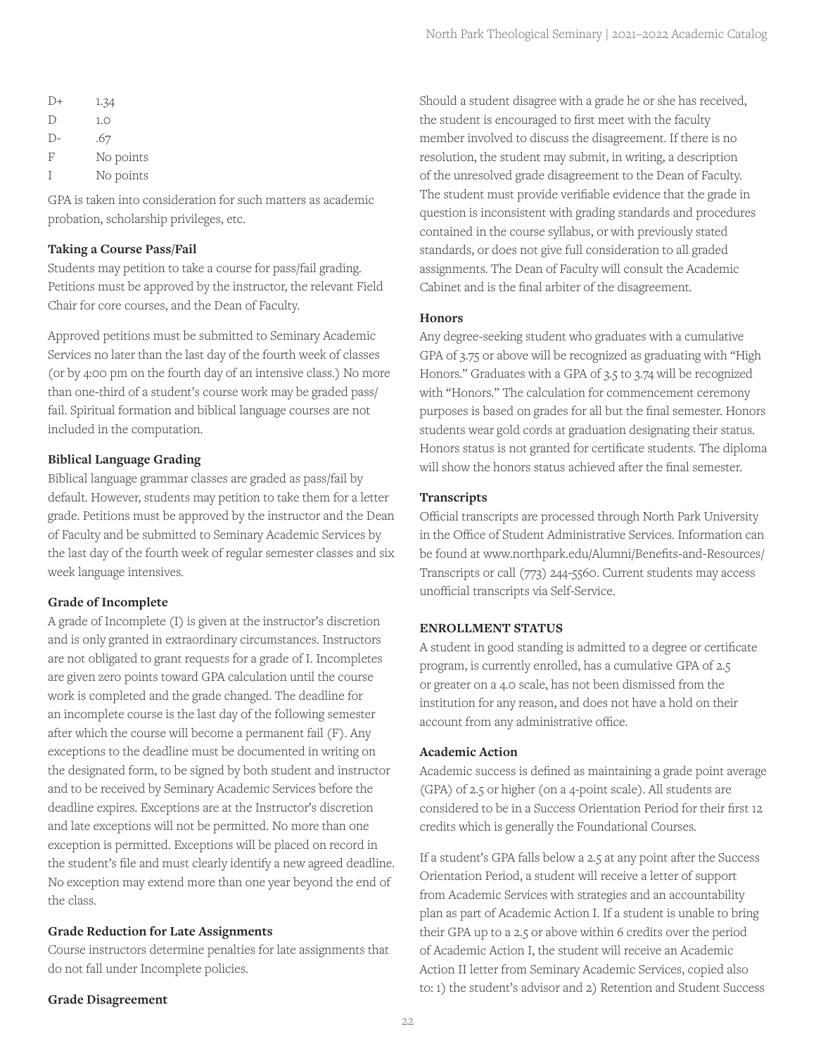| | |
|---|---|
| D+ | 1.34 |
| D | 1.0 |
| D- | .67 |
| F | No points |
| I | No points |

GPA is taken into consideration for such matters as academic probation, scholarship privileges, etc.

**Taking a Course Pass/Fail**

Students may petition to take a course for pass/fail grading. Petitions must be approved by the instructor, the relevant Field Chair for core courses, and the Dean of Faculty.

Approved petitions must be submitted to Seminary Academic Services no later than the last day of the fourth week of classes (or by 4:00 pm on the fourth day of an intensive class.) No more than one-third of a student's course work may be graded pass/fail. Spiritual formation and biblical language courses are not included in the computation.

**Biblical Language Grading**

Biblical language grammar classes are graded as pass/fail by default. However, students may petition to take them for a letter grade. Petitions must be approved by the instructor and the Dean of Faculty and be submitted to Seminary Academic Services by the last day of the fourth week of regular semester classes and six week language intensives.

**Grade of Incomplete**

A grade of Incomplete (I) is given at the instructor's discretion and is only granted in extraordinary circumstances. Instructors are not obligated to grant requests for a grade of I. Incompletes are given zero points toward GPA calculation until the course work is completed and the grade changed. The deadline for an incomplete course is the last day of the following semester after which the course will become a permanent fail (F). Any exceptions to the deadline must be documented in writing on the designated form, to be signed by both student and instructor and to be received by Seminary Academic Services before the deadline expires. Exceptions are at the Instructor's discretion and late exceptions will not be permitted. No more than one exception is permitted. Exceptions will be placed on record in the student's file and must clearly identify a new agreed deadline. No exception may extend more than one year beyond the end of the class.

**Grade Reduction for Late Assignments**

Course instructors determine penalties for late assignments that do not fall under Incomplete policies.

**Grade Disagreement**

Should a student disagree with a grade he or she has received, the student is encouraged to first meet with the faculty member involved to discuss the disagreement. If there is no resolution, the student may submit, in writing, a description of the unresolved grade disagreement to the Dean of Faculty. The student must provide verifiable evidence that the grade in question is inconsistent with grading standards and procedures contained in the course syllabus, or with previously stated standards, or does not give full consideration to all graded assignments. The Dean of Faculty will consult the Academic Cabinet and is the final arbiter of the disagreement.

**Honors**

Any degree-seeking student who graduates with a cumulative GPA of 3.75 or above will be recognized as graduating with "High Honors." Graduates with a GPA of 3.5 to 3.74 will be recognized with "Honors." The calculation for commencement ceremony purposes is based on grades for all but the final semester. Honors students wear gold cords at graduation designating their status. Honors status is not granted for certificate students. The diploma will show the honors status achieved after the final semester.

**Transcripts**

Official transcripts are processed through North Park University in the Office of Student Administrative Services. Information can be found at www.northpark.edu/Alumni/Benefits-and-Resources/Transcripts or call (773) 244-5560. Current students may access unofficial transcripts via Self-Service.

## ENROLLMENT STATUS

A student in good standing is admitted to a degree or certificate program, is currently enrolled, has a cumulative GPA of 2.5 or greater on a 4.0 scale, has not been dismissed from the institution for any reason, and does not have a hold on their account from any administrative office.

**Academic Action**

Academic success is defined as maintaining a grade point average (GPA) of 2.5 or higher (on a 4-point scale). All students are considered to be in a Success Orientation Period for their first 12 credits which is generally the Foundational Courses.

If a student's GPA falls below a 2.5 at any point after the Success Orientation Period, a student will receive a letter of support from Academic Services with strategies and an accountability plan as part of Academic Action I. If a student is unable to bring their GPA up to a 2.5 or above within 6 credits over the period of Academic Action I, the student will receive an Academic Action II letter from Seminary Academic Services, copied also to: 1) the student's advisor and 2) Retention and Student Success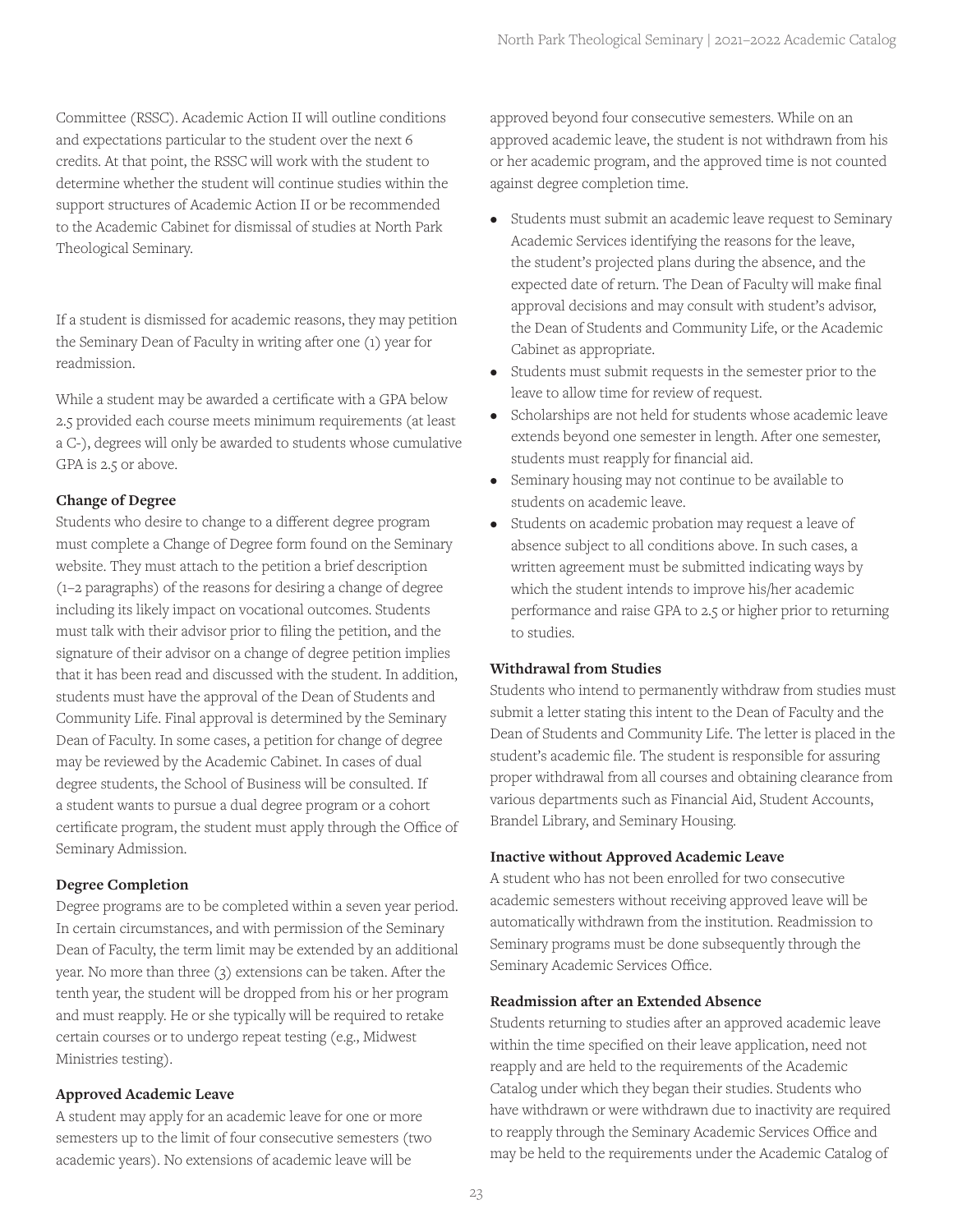Committee (RSSC). Academic Action II will outline conditions and expectations particular to the student over the next 6 credits. At that point, the RSSC will work with the student to determine whether the student will continue studies within the support structures of Academic Action II or be recommended to the Academic Cabinet for dismissal of studies at North Park Theological Seminary.

If a student is dismissed for academic reasons, they may petition the Seminary Dean of Faculty in writing after one (1) year for readmission.

While a student may be awarded a certificate with a GPA below 2.5 provided each course meets minimum requirements (at least a C-), degrees will only be awarded to students whose cumulative GPA is 2.5 or above.

**Change of Degree**

Students who desire to change to a different degree program must complete a Change of Degree form found on the Seminary website. They must attach to the petition a brief description (1–2 paragraphs) of the reasons for desiring a change of degree including its likely impact on vocational outcomes. Students must talk with their advisor prior to filing the petition, and the signature of their advisor on a change of degree petition implies that it has been read and discussed with the student. In addition, students must have the approval of the Dean of Students and Community Life. Final approval is determined by the Seminary Dean of Faculty. In some cases, a petition for change of degree may be reviewed by the Academic Cabinet. In cases of dual degree students, the School of Business will be consulted. If a student wants to pursue a dual degree program or a cohort certificate program, the student must apply through the Office of Seminary Admission.

**Degree Completion**

Degree programs are to be completed within a seven year period. In certain circumstances, and with permission of the Seminary Dean of Faculty, the term limit may be extended by an additional year. No more than three (3) extensions can be taken. After the tenth year, the student will be dropped from his or her program and must reapply. He or she typically will be required to retake certain courses or to undergo repeat testing (e.g., Midwest Ministries testing).

**Approved Academic Leave**

A student may apply for an academic leave for one or more semesters up to the limit of four consecutive semesters (two academic years). No extensions of academic leave will be approved beyond four consecutive semesters. While on an approved academic leave, the student is not withdrawn from his or her academic program, and the approved time is not counted against degree completion time.

- Students must submit an academic leave request to Seminary Academic Services identifying the reasons for the leave, the student's projected plans during the absence, and the expected date of return. The Dean of Faculty will make final approval decisions and may consult with student's advisor, the Dean of Students and Community Life, or the Academic Cabinet as appropriate.
- Students must submit requests in the semester prior to the leave to allow time for review of request.
- Scholarships are not held for students whose academic leave extends beyond one semester in length. After one semester, students must reapply for financial aid.
- Seminary housing may not continue to be available to students on academic leave.
- Students on academic probation may request a leave of absence subject to all conditions above. In such cases, a written agreement must be submitted indicating ways by which the student intends to improve his/her academic performance and raise GPA to 2.5 or higher prior to returning to studies.

**Withdrawal from Studies**

Students who intend to permanently withdraw from studies must submit a letter stating this intent to the Dean of Faculty and the Dean of Students and Community Life. The letter is placed in the student's academic file. The student is responsible for assuring proper withdrawal from all courses and obtaining clearance from various departments such as Financial Aid, Student Accounts, Brandel Library, and Seminary Housing.

**Inactive without Approved Academic Leave**

A student who has not been enrolled for two consecutive academic semesters without receiving approved leave will be automatically withdrawn from the institution. Readmission to Seminary programs must be done subsequently through the Seminary Academic Services Office.

**Readmission after an Extended Absence**

Students returning to studies after an approved academic leave within the time specified on their leave application, need not reapply and are held to the requirements of the Academic Catalog under which they began their studies. Students who have withdrawn or were withdrawn due to inactivity are required to reapply through the Seminary Academic Services Office and may be held to the requirements under the Academic Catalog of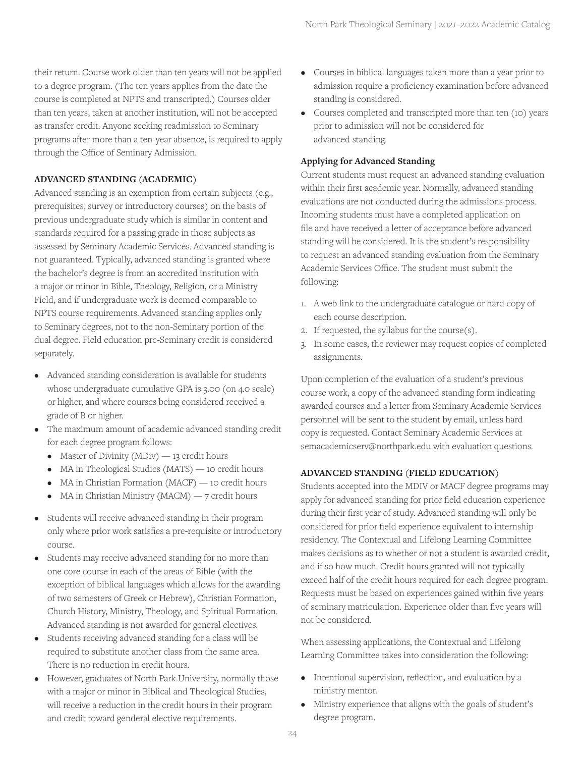their return. Course work older than ten years will not be applied to a degree program. (The ten years applies from the date the course is completed at NPTS and transcripted.) Courses older than ten years, taken at another institution, will not be accepted as transfer credit. Anyone seeking readmission to Seminary programs after more than a ten-year absence, is required to apply through the Office of Seminary Admission.

### ADVANCED STANDING (ACADEMIC)

Advanced standing is an exemption from certain subjects (e.g., prerequisites, survey or introductory courses) on the basis of previous undergraduate study which is similar in content and standards required for a passing grade in those subjects as assessed by Seminary Academic Services. Advanced standing is not guaranteed. Typically, advanced standing is granted where the bachelor's degree is from an accredited institution with a major or minor in Bible, Theology, Religion, or a Ministry Field, and if undergraduate work is deemed comparable to NPTS course requirements. Advanced standing applies only to Seminary degrees, not to the non-Seminary portion of the dual degree. Field education pre-Seminary credit is considered separately.

- Advanced standing consideration is available for students whose undergraduate cumulative GPA is 3.00 (on 4.0 scale) or higher, and where courses being considered received a grade of B or higher.
- The maximum amount of academic advanced standing credit for each degree program follows:
  - Master of Divinity (MDiv) — 13 credit hours
  - MA in Theological Studies (MATS) — 10 credit hours
  - MA in Christian Formation (MACF) — 10 credit hours
  - MA in Christian Ministry (MACM) — 7 credit hours
- Students will receive advanced standing in their program only where prior work satisfies a pre-requisite or introductory course.
- Students may receive advanced standing for no more than one core course in each of the areas of Bible (with the exception of biblical languages which allows for the awarding of two semesters of Greek or Hebrew), Christian Formation, Church History, Ministry, Theology, and Spiritual Formation. Advanced standing is not awarded for general electives.
- Students receiving advanced standing for a class will be required to substitute another class from the same area. There is no reduction in credit hours.
- However, graduates of North Park University, normally those with a major or minor in Biblical and Theological Studies, will receive a reduction in the credit hours in their program and credit toward genderal elective requirements.
- Courses in biblical languages taken more than a year prior to admission require a proficiency examination before advanced standing is considered.
- Courses completed and transcripted more than ten (10) years prior to admission will not be considered for advanced standing.

#### Applying for Advanced Standing

Current students must request an advanced standing evaluation within their first academic year. Normally, advanced standing evaluations are not conducted during the admissions process. Incoming students must have a completed application on file and have received a letter of acceptance before advanced standing will be considered. It is the student's responsibility to request an advanced standing evaluation from the Seminary Academic Services Office. The student must submit the following:

1. A web link to the undergraduate catalogue or hard copy of each course description.
2. If requested, the syllabus for the course(s).
3. In some cases, the reviewer may request copies of completed assignments.

Upon completion of the evaluation of a student's previous course work, a copy of the advanced standing form indicating awarded courses and a letter from Seminary Academic Services personnel will be sent to the student by email, unless hard copy is requested. Contact Seminary Academic Services at semacademicserv@northpark.edu with evaluation questions.

### ADVANCED STANDING (FIELD EDUCATION)

Students accepted into the MDIV or MACF degree programs may apply for advanced standing for prior field education experience during their first year of study. Advanced standing will only be considered for prior field experience equivalent to internship residency. The Contextual and Lifelong Learning Committee makes decisions as to whether or not a student is awarded credit, and if so how much. Credit hours granted will not typically exceed half of the credit hours required for each degree program. Requests must be based on experiences gained within five years of seminary matriculation. Experience older than five years will not be considered.

When assessing applications, the Contextual and Lifelong Learning Committee takes into consideration the following:

- Intentional supervision, reflection, and evaluation by a ministry mentor.
- Ministry experience that aligns with the goals of student's degree program.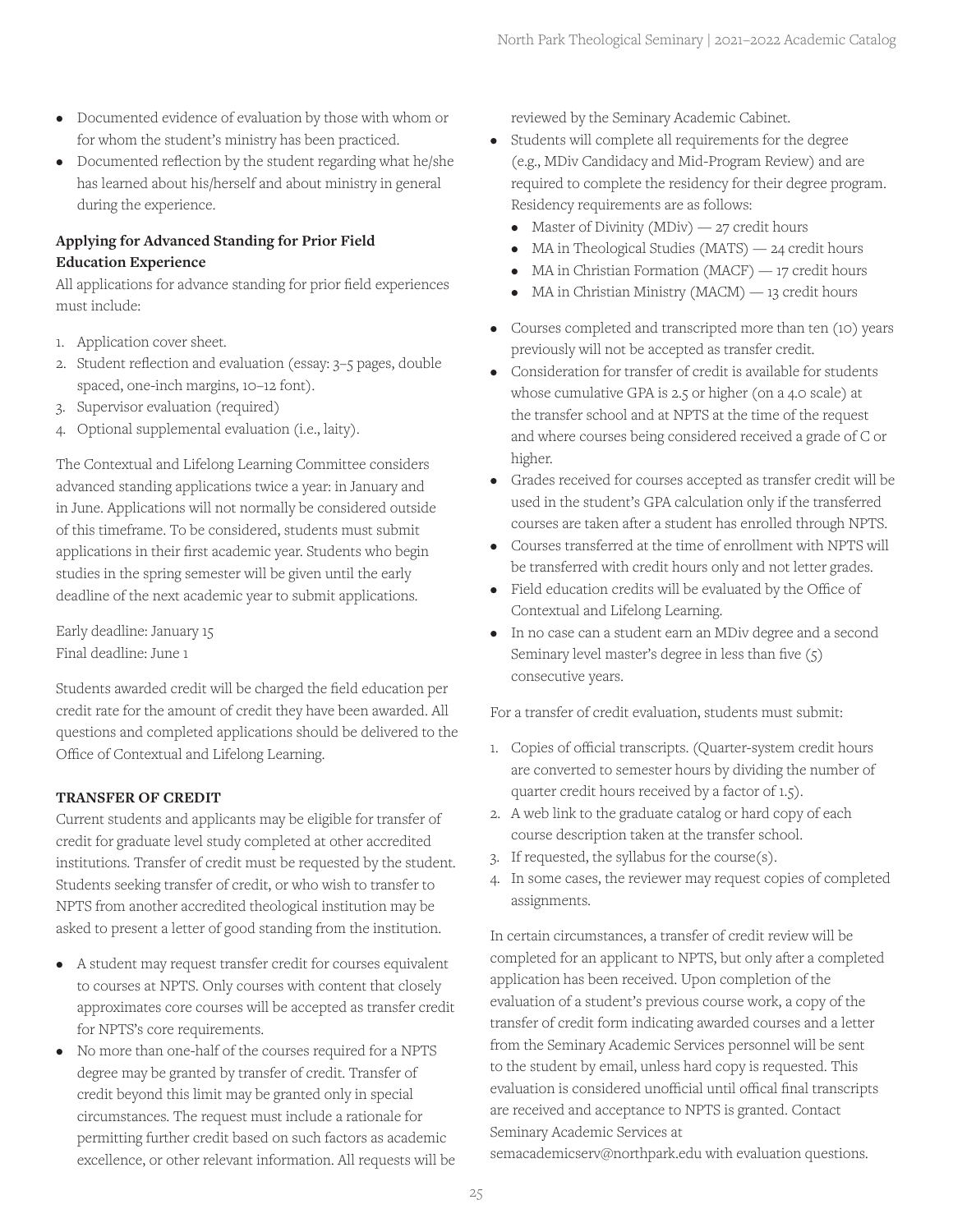- Documented evidence of evaluation by those with whom or for whom the student's ministry has been practiced.
- Documented reflection by the student regarding what he/she has learned about his/herself and about ministry in general during the experience.

**Applying for Advanced Standing for Prior Field Education Experience**

All applications for advance standing for prior field experiences must include:

1. Application cover sheet.
2. Student reflection and evaluation (essay: 3–5 pages, double spaced, one-inch margins, 10–12 font).
3. Supervisor evaluation (required)
4. Optional supplemental evaluation (i.e., laity).

The Contextual and Lifelong Learning Committee considers advanced standing applications twice a year: in January and in June. Applications will not normally be considered outside of this timeframe. To be considered, students must submit applications in their first academic year. Students who begin studies in the spring semester will be given until the early deadline of the next academic year to submit applications.

Early deadline: January 15
Final deadline: June 1

Students awarded credit will be charged the field education per credit rate for the amount of credit they have been awarded. All questions and completed applications should be delivered to the Office of Contextual and Lifelong Learning.

## TRANSFER OF CREDIT

Current students and applicants may be eligible for transfer of credit for graduate level study completed at other accredited institutions. Transfer of credit must be requested by the student. Students seeking transfer of credit, or who wish to transfer to NPTS from another accredited theological institution may be asked to present a letter of good standing from the institution.

- A student may request transfer credit for courses equivalent to courses at NPTS. Only courses with content that closely approximates core courses will be accepted as transfer credit for NPTS's core requirements.
- No more than one-half of the courses required for a NPTS degree may be granted by transfer of credit. Transfer of credit beyond this limit may be granted only in special circumstances. The request must include a rationale for permitting further credit based on such factors as academic excellence, or other relevant information. All requests will be reviewed by the Seminary Academic Cabinet.
- Students will complete all requirements for the degree (e.g., MDiv Candidacy and Mid-Program Review) and are required to complete the residency for their degree program. Residency requirements are as follows:
  - Master of Divinity (MDiv) — 27 credit hours
  - MA in Theological Studies (MATS) — 24 credit hours
  - MA in Christian Formation (MACF) — 17 credit hours
  - MA in Christian Ministry (MACM) — 13 credit hours
- Courses completed and transcripted more than ten (10) years previously will not be accepted as transfer credit.
- Consideration for transfer of credit is available for students whose cumulative GPA is 2.5 or higher (on a 4.0 scale) at the transfer school and at NPTS at the time of the request and where courses being considered received a grade of C or higher.
- Grades received for courses accepted as transfer credit will be used in the student's GPA calculation only if the transferred courses are taken after a student has enrolled through NPTS.
- Courses transferred at the time of enrollment with NPTS will be transferred with credit hours only and not letter grades.
- Field education credits will be evaluated by the Office of Contextual and Lifelong Learning.
- In no case can a student earn an MDiv degree and a second Seminary level master's degree in less than five (5) consecutive years.

For a transfer of credit evaluation, students must submit:

1. Copies of official transcripts. (Quarter-system credit hours are converted to semester hours by dividing the number of quarter credit hours received by a factor of 1.5).
2. A web link to the graduate catalog or hard copy of each course description taken at the transfer school.
3. If requested, the syllabus for the course(s).
4. In some cases, the reviewer may request copies of completed assignments.

In certain circumstances, a transfer of credit review will be completed for an applicant to NPTS, but only after a completed application has been received. Upon completion of the evaluation of a student's previous course work, a copy of the transfer of credit form indicating awarded courses and a letter from the Seminary Academic Services personnel will be sent to the student by email, unless hard copy is requested. This evaluation is considered unofficial until offical final transcripts are received and acceptance to NPTS is granted. Contact Seminary Academic Services at semacademicserv@northpark.edu with evaluation questions.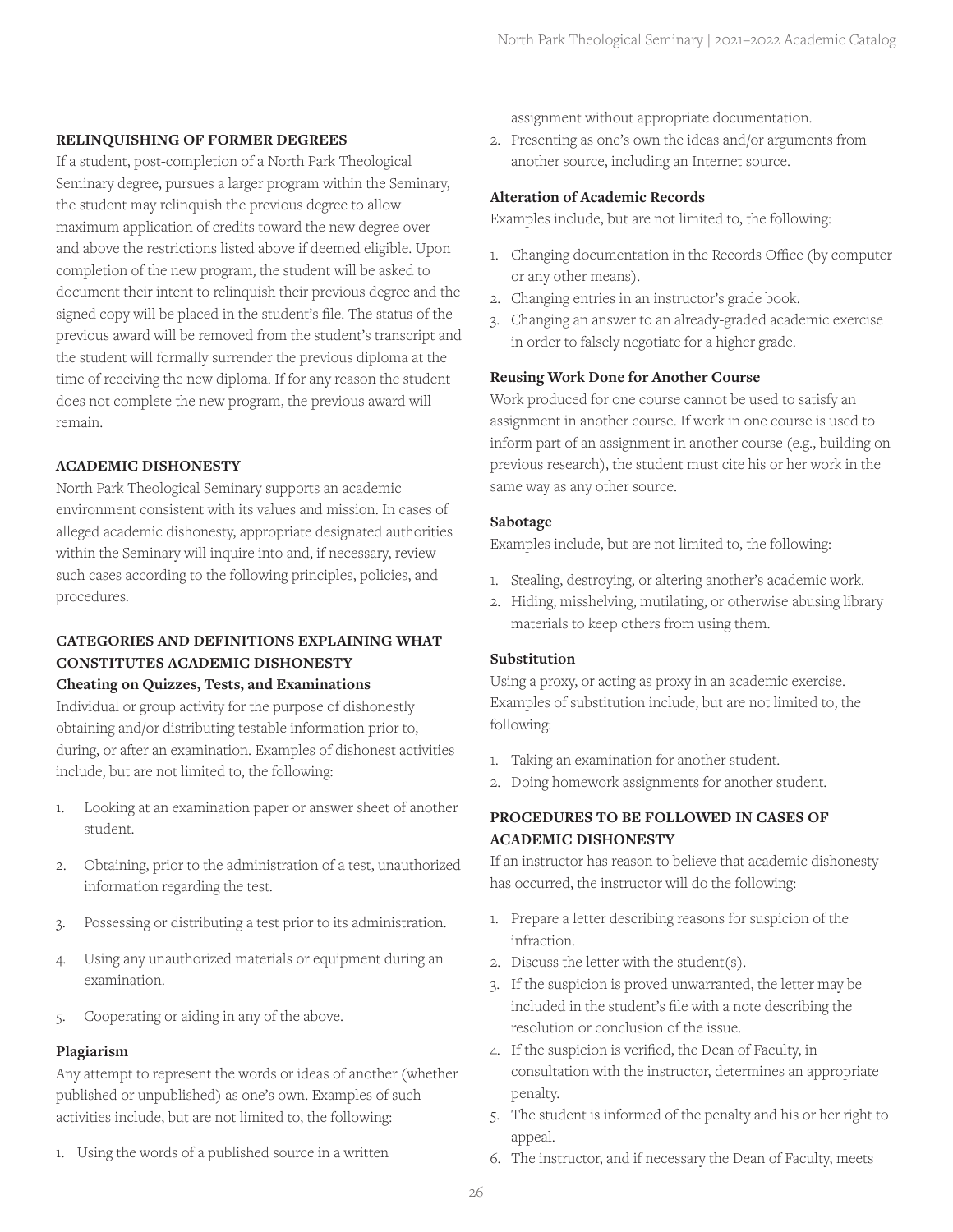## RELINQUISHING OF FORMER DEGREES

If a student, post-completion of a North Park Theological Seminary degree, pursues a larger program within the Seminary, the student may relinquish the previous degree to allow maximum application of credits toward the new degree over and above the restrictions listed above if deemed eligible. Upon completion of the new program, the student will be asked to document their intent to relinquish their previous degree and the signed copy will be placed in the student's file. The status of the previous award will be removed from the student's transcript and the student will formally surrender the previous diploma at the time of receiving the new diploma. If for any reason the student does not complete the new program, the previous award will remain.

## ACADEMIC DISHONESTY

North Park Theological Seminary supports an academic environment consistent with its values and mission. In cases of alleged academic dishonesty, appropriate designated authorities within the Seminary will inquire into and, if necessary, review such cases according to the following principles, policies, and procedures.

## CATEGORIES AND DEFINITIONS EXPLAINING WHAT CONSTITUTES ACADEMIC DISHONESTY

### Cheating on Quizzes, Tests, and Examinations

Individual or group activity for the purpose of dishonestly obtaining and/or distributing testable information prior to, during, or after an examination. Examples of dishonest activities include, but are not limited to, the following:

1. Looking at an examination paper or answer sheet of another student.
2. Obtaining, prior to the administration of a test, unauthorized information regarding the test.
3. Possessing or distributing a test prior to its administration.
4. Using any unauthorized materials or equipment during an examination.
5. Cooperating or aiding in any of the above.

### Plagiarism

Any attempt to represent the words or ideas of another (whether published or unpublished) as one's own. Examples of such activities include, but are not limited to, the following:

1. Using the words of a published source in a written assignment without appropriate documentation.
2. Presenting as one's own the ideas and/or arguments from another source, including an Internet source.

### Alteration of Academic Records

Examples include, but are not limited to, the following:

1. Changing documentation in the Records Office (by computer or any other means).
2. Changing entries in an instructor's grade book.
3. Changing an answer to an already-graded academic exercise in order to falsely negotiate for a higher grade.

### Reusing Work Done for Another Course

Work produced for one course cannot be used to satisfy an assignment in another course. If work in one course is used to inform part of an assignment in another course (e.g., building on previous research), the student must cite his or her work in the same way as any other source.

### Sabotage

Examples include, but are not limited to, the following:

1. Stealing, destroying, or altering another's academic work.
2. Hiding, misshelving, mutilating, or otherwise abusing library materials to keep others from using them.

### Substitution

Using a proxy, or acting as proxy in an academic exercise. Examples of substitution include, but are not limited to, the following:

1. Taking an examination for another student.
2. Doing homework assignments for another student.

## PROCEDURES TO BE FOLLOWED IN CASES OF ACADEMIC DISHONESTY

If an instructor has reason to believe that academic dishonesty has occurred, the instructor will do the following:

1. Prepare a letter describing reasons for suspicion of the infraction.
2. Discuss the letter with the student(s).
3. If the suspicion is proved unwarranted, the letter may be included in the student's file with a note describing the resolution or conclusion of the issue.
4. If the suspicion is verified, the Dean of Faculty, in consultation with the instructor, determines an appropriate penalty.
5. The student is informed of the penalty and his or her right to appeal.
6. The instructor, and if necessary the Dean of Faculty, meets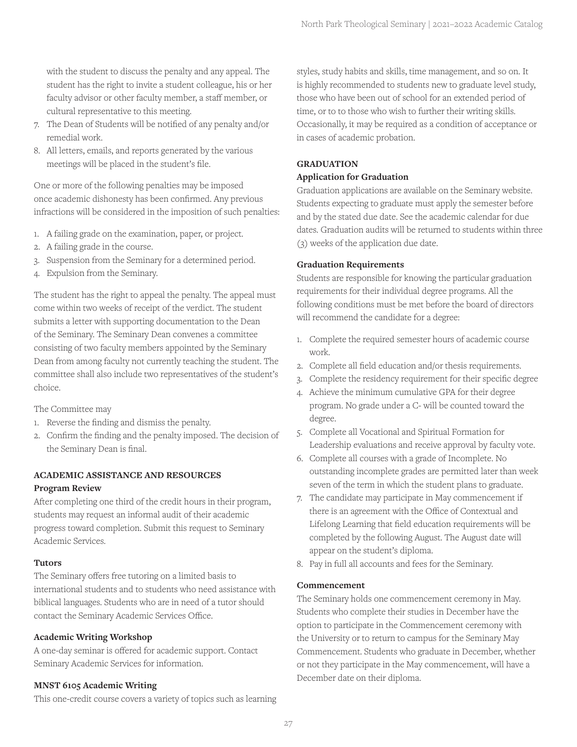with the student to discuss the penalty and any appeal. The student has the right to invite a student colleague, his or her faculty advisor or other faculty member, a staff member, or cultural representative to this meeting.

7. The Dean of Students will be notified of any penalty and/or remedial work.
8. All letters, emails, and reports generated by the various meetings will be placed in the student's file.

One or more of the following penalties may be imposed once academic dishonesty has been confirmed. Any previous infractions will be considered in the imposition of such penalties:

1. A failing grade on the examination, paper, or project.
2. A failing grade in the course.
3. Suspension from the Seminary for a determined period.
4. Expulsion from the Seminary.

The student has the right to appeal the penalty. The appeal must come within two weeks of receipt of the verdict. The student submits a letter with supporting documentation to the Dean of the Seminary. The Seminary Dean convenes a committee consisting of two faculty members appointed by the Seminary Dean from among faculty not currently teaching the student. The committee shall also include two representatives of the student's choice.

The Committee may

1. Reverse the finding and dismiss the penalty.
2. Confirm the finding and the penalty imposed. The decision of the Seminary Dean is final.

## ACADEMIC ASSISTANCE AND RESOURCES

### Program Review

After completing one third of the credit hours in their program, students may request an informal audit of their academic progress toward completion. Submit this request to Seminary Academic Services.

### Tutors

The Seminary offers free tutoring on a limited basis to international students and to students who need assistance with biblical languages. Students who are in need of a tutor should contact the Seminary Academic Services Office.

### Academic Writing Workshop

A one-day seminar is offered for academic support. Contact Seminary Academic Services for information.

### MNST 6105 Academic Writing

This one-credit course covers a variety of topics such as learning styles, study habits and skills, time management, and so on. It is highly recommended to students new to graduate level study, those who have been out of school for an extended period of time, or to to those who wish to further their writing skills. Occasionally, it may be required as a condition of acceptance or in cases of academic probation.

## GRADUATION

### Application for Graduation

Graduation applications are available on the Seminary website. Students expecting to graduate must apply the semester before and by the stated due date. See the academic calendar for due dates. Graduation audits will be returned to students within three (3) weeks of the application due date.

### Graduation Requirements

Students are responsible for knowing the particular graduation requirements for their individual degree programs. All the following conditions must be met before the board of directors will recommend the candidate for a degree:

1. Complete the required semester hours of academic course work.
2. Complete all field education and/or thesis requirements.
3. Complete the residency requirement for their specific degree
4. Achieve the minimum cumulative GPA for their degree program. No grade under a C- will be counted toward the degree.
5. Complete all Vocational and Spiritual Formation for Leadership evaluations and receive approval by faculty vote.
6. Complete all courses with a grade of Incomplete. No outstanding incomplete grades are permitted later than week seven of the term in which the student plans to graduate.
7. The candidate may participate in May commencement if there is an agreement with the Office of Contextual and Lifelong Learning that field education requirements will be completed by the following August. The August date will appear on the student's diploma.
8. Pay in full all accounts and fees for the Seminary.

### Commencement

The Seminary holds one commencement ceremony in May. Students who complete their studies in December have the option to participate in the Commencement ceremony with the University or to return to campus for the Seminary May Commencement. Students who graduate in December, whether or not they participate in the May commencement, will have a December date on their diploma.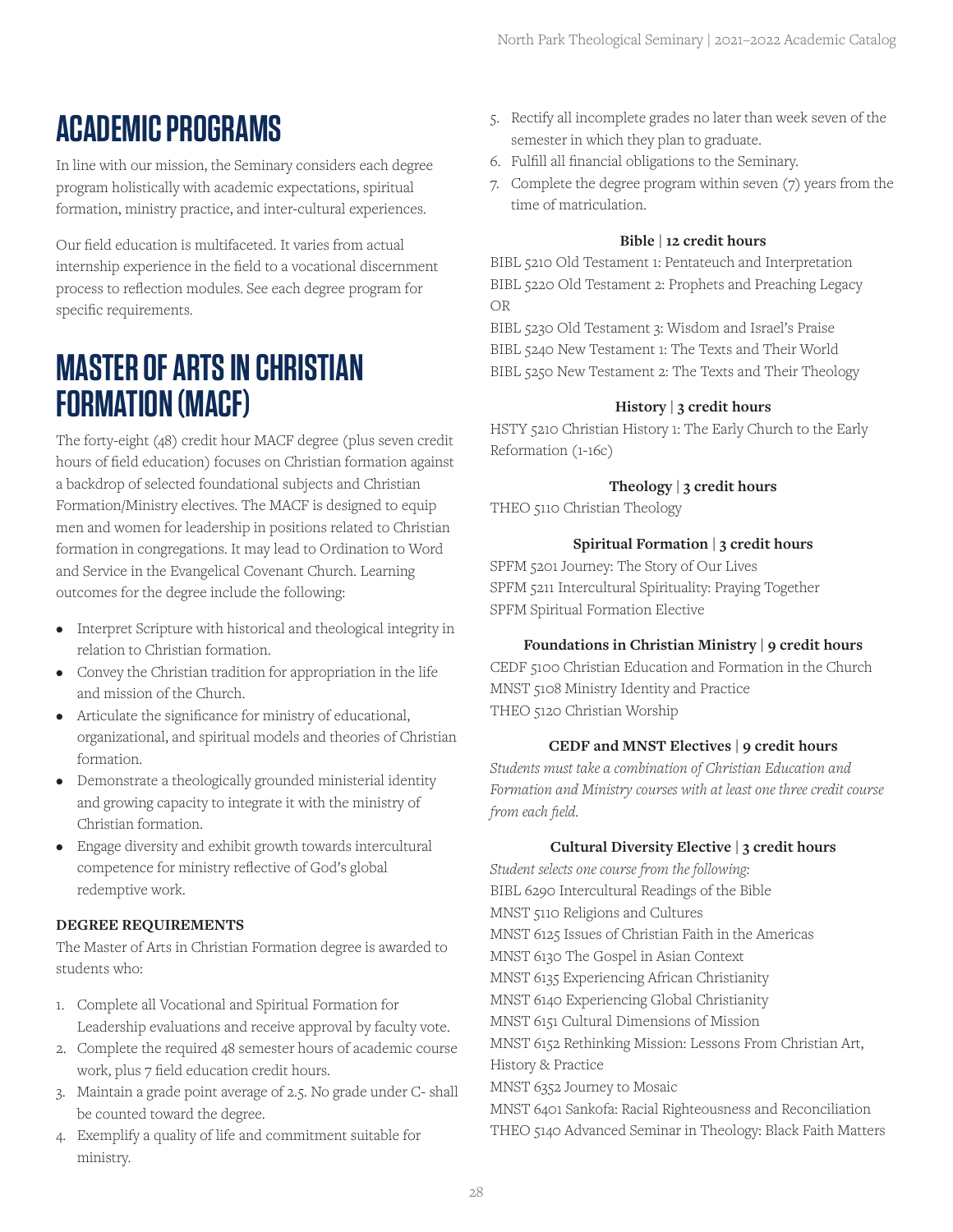# ACADEMIC PROGRAMS

In line with our mission, the Seminary considers each degree program holistically with academic expectations, spiritual formation, ministry practice, and inter-cultural experiences.

Our field education is multifaceted. It varies from actual internship experience in the field to a vocational discernment process to reflection modules. See each degree program for specific requirements.

# MASTER OF ARTS IN CHRISTIAN FORMATION (MACF)

The forty-eight (48) credit hour MACF degree (plus seven credit hours of field education) focuses on Christian formation against a backdrop of selected foundational subjects and Christian Formation/Ministry electives. The MACF is designed to equip men and women for leadership in positions related to Christian formation in congregations. It may lead to Ordination to Word and Service in the Evangelical Covenant Church. Learning outcomes for the degree include the following:

- Interpret Scripture with historical and theological integrity in relation to Christian formation.
- Convey the Christian tradition for appropriation in the life and mission of the Church.
- Articulate the significance for ministry of educational, organizational, and spiritual models and theories of Christian formation.
- Demonstrate a theologically grounded ministerial identity and growing capacity to integrate it with the ministry of Christian formation.
- Engage diversity and exhibit growth towards intercultural competence for ministry reflective of God's global redemptive work.

**DEGREE REQUIREMENTS**

The Master of Arts in Christian Formation degree is awarded to students who:

1. Complete all Vocational and Spiritual Formation for Leadership evaluations and receive approval by faculty vote.
2. Complete the required 48 semester hours of academic course work, plus 7 field education credit hours.
3. Maintain a grade point average of 2.5. No grade under C- shall be counted toward the degree.
4. Exemplify a quality of life and commitment suitable for ministry.
5. Rectify all incomplete grades no later than week seven of the semester in which they plan to graduate.
6. Fulfill all financial obligations to the Seminary.
7. Complete the degree program within seven (7) years from the time of matriculation.

**Bible | 12 credit hours**

BIBL 5210 Old Testament 1: Pentateuch and Interpretation
BIBL 5220 Old Testament 2: Prophets and Preaching Legacy
OR
BIBL 5230 Old Testament 3: Wisdom and Israel's Praise
BIBL 5240 New Testament 1: The Texts and Their World
BIBL 5250 New Testament 2: The Texts and Their Theology

**History | 3 credit hours**

HSTY 5210 Christian History 1: The Early Church to the Early Reformation (1-16c)

**Theology | 3 credit hours**

THEO 5110 Christian Theology

**Spiritual Formation | 3 credit hours**

SPFM 5201 Journey: The Story of Our Lives
SPFM 5211 Intercultural Spirituality: Praying Together
SPFM Spiritual Formation Elective

**Foundations in Christian Ministry | 9 credit hours**

CEDF 5100 Christian Education and Formation in the Church
MNST 5108 Ministry Identity and Practice
THEO 5120 Christian Worship

**CEDF and MNST Electives | 9 credit hours**

*Students must take a combination of Christian Education and Formation and Ministry courses with at least one three credit course from each field.*

**Cultural Diversity Elective | 3 credit hours**

*Student selects one course from the following:*
BIBL 6290 Intercultural Readings of the Bible
MNST 5110 Religions and Cultures
MNST 6125 Issues of Christian Faith in the Americas
MNST 6130 The Gospel in Asian Context
MNST 6135 Experiencing African Christianity
MNST 6140 Experiencing Global Christianity
MNST 6151 Cultural Dimensions of Mission
MNST 6152 Rethinking Mission: Lessons From Christian Art, History & Practice
MNST 6352 Journey to Mosaic
MNST 6401 Sankofa: Racial Righteousness and Reconciliation
THEO 5140 Advanced Seminar in Theology: Black Faith Matters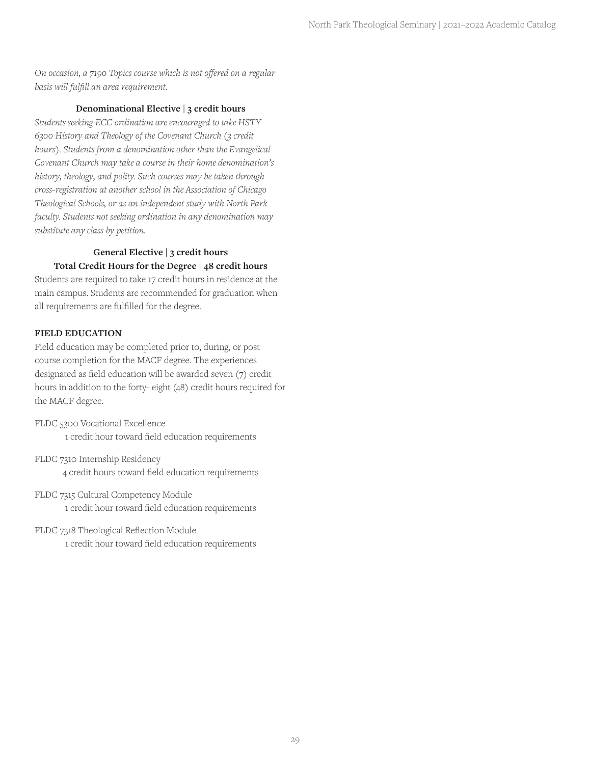*On occasion, a 7190 Topics course which is not offered on a regular basis will fulfill an area requirement.*

**Denominational Elective | 3 credit hours**

*Students seeking ECC ordination are encouraged to take HSTY 6300 History and Theology of the Covenant Church (3 credit hours). Students from a denomination other than the Evangelical Covenant Church may take a course in their home denomination's history, theology, and polity. Such courses may be taken through cross-registration at another school in the Association of Chicago Theological Schools, or as an independent study with North Park faculty. Students not seeking ordination in any denomination may substitute any class by petition.*

**General Elective | 3 credit hours**

**Total Credit Hours for the Degree | 48 credit hours**

Students are required to take 17 credit hours in residence at the main campus. Students are recommended for graduation when all requirements are fulfilled for the degree.

**FIELD EDUCATION**

Field education may be completed prior to, during, or post course completion for the MACF degree. The experiences designated as field education will be awarded seven (7) credit hours in addition to the forty- eight (48) credit hours required for the MACF degree.

FLDC 5300 Vocational Excellence
1 credit hour toward field education requirements

FLDC 7310 Internship Residency
4 credit hours toward field education requirements

FLDC 7315 Cultural Competency Module
1 credit hour toward field education requirements

FLDC 7318 Theological Reflection Module
1 credit hour toward field education requirements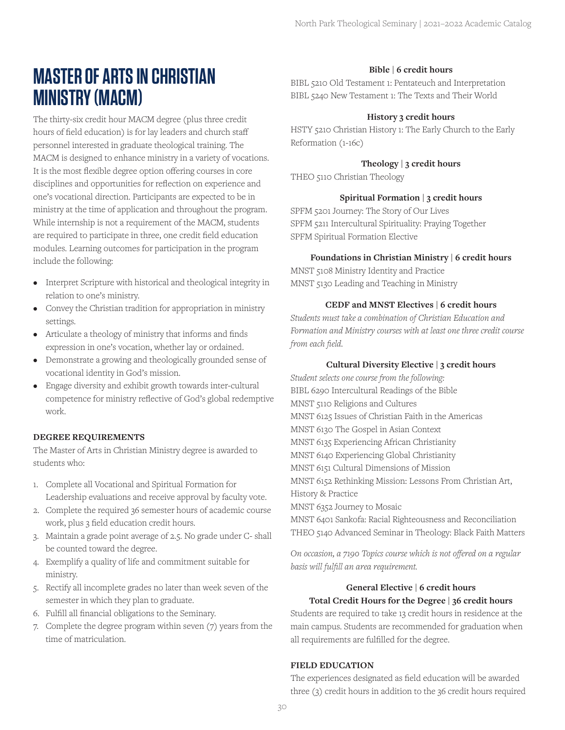# MASTER OF ARTS IN CHRISTIAN MINISTRY (MACM)

The thirty-six credit hour MACM degree (plus three credit hours of field education) is for lay leaders and church staff personnel interested in graduate theological training. The MACM is designed to enhance ministry in a variety of vocations. It is the most flexible degree option offering courses in core disciplines and opportunities for reflection on experience and one's vocational direction. Participants are expected to be in ministry at the time of application and throughout the program. While internship is not a requirement of the MACM, students are required to participate in three, one credit field education modules. Learning outcomes for participation in the program include the following:

- Interpret Scripture with historical and theological integrity in relation to one's ministry.
- Convey the Christian tradition for appropriation in ministry settings.
- Articulate a theology of ministry that informs and finds expression in one's vocation, whether lay or ordained.
- Demonstrate a growing and theologically grounded sense of vocational identity in God's mission.
- Engage diversity and exhibit growth towards inter-cultural competence for ministry reflective of God's global redemptive work.

### DEGREE REQUIREMENTS

The Master of Arts in Christian Ministry degree is awarded to students who:

1. Complete all Vocational and Spiritual Formation for Leadership evaluations and receive approval by faculty vote.
2. Complete the required 36 semester hours of academic course work, plus 3 field education credit hours.
3. Maintain a grade point average of 2.5. No grade under C- shall be counted toward the degree.
4. Exemplify a quality of life and commitment suitable for ministry.
5. Rectify all incomplete grades no later than week seven of the semester in which they plan to graduate.
6. Fulfill all financial obligations to the Seminary.
7. Complete the degree program within seven (7) years from the time of matriculation.

**Bible | 6 credit hours**

BIBL 5210 Old Testament 1: Pentateuch and Interpretation
BIBL 5240 New Testament 1: The Texts and Their World

**History 3 credit hours**

HSTY 5210 Christian History 1: The Early Church to the Early Reformation (1-16c)

**Theology | 3 credit hours**

THEO 5110 Christian Theology

**Spiritual Formation | 3 credit hours**

SPFM 5201 Journey: The Story of Our Lives
SPFM 5211 Intercultural Spirituality: Praying Together
SPFM Spiritual Formation Elective

**Foundations in Christian Ministry | 6 credit hours**

MNST 5108 Ministry Identity and Practice
MNST 5130 Leading and Teaching in Ministry

**CEDF and MNST Electives | 6 credit hours**

*Students must take a combination of Christian Education and Formation and Ministry courses with at least one three credit course from each field.*

**Cultural Diversity Elective | 3 credit hours**

*Student selects one course from the following:*
BIBL 6290 Intercultural Readings of the Bible
MNST 5110 Religions and Cultures
MNST 6125 Issues of Christian Faith in the Americas
MNST 6130 The Gospel in Asian Context
MNST 6135 Experiencing African Christianity
MNST 6140 Experiencing Global Christianity
MNST 6151 Cultural Dimensions of Mission
MNST 6152 Rethinking Mission: Lessons From Christian Art, History & Practice
MNST 6352 Journey to Mosaic
MNST 6401 Sankofa: Racial Righteousness and Reconciliation
THEO 5140 Advanced Seminar in Theology: Black Faith Matters

*On occasion, a 7190 Topics course which is not offered on a regular basis will fulfill an area requirement.*

**General Elective | 6 credit hours**

**Total Credit Hours for the Degree | 36 credit hours**

Students are required to take 13 credit hours in residence at the main campus. Students are recommended for graduation when all requirements are fulfilled for the degree.

### FIELD EDUCATION

The experiences designated as field education will be awarded three (3) credit hours in addition to the 36 credit hours required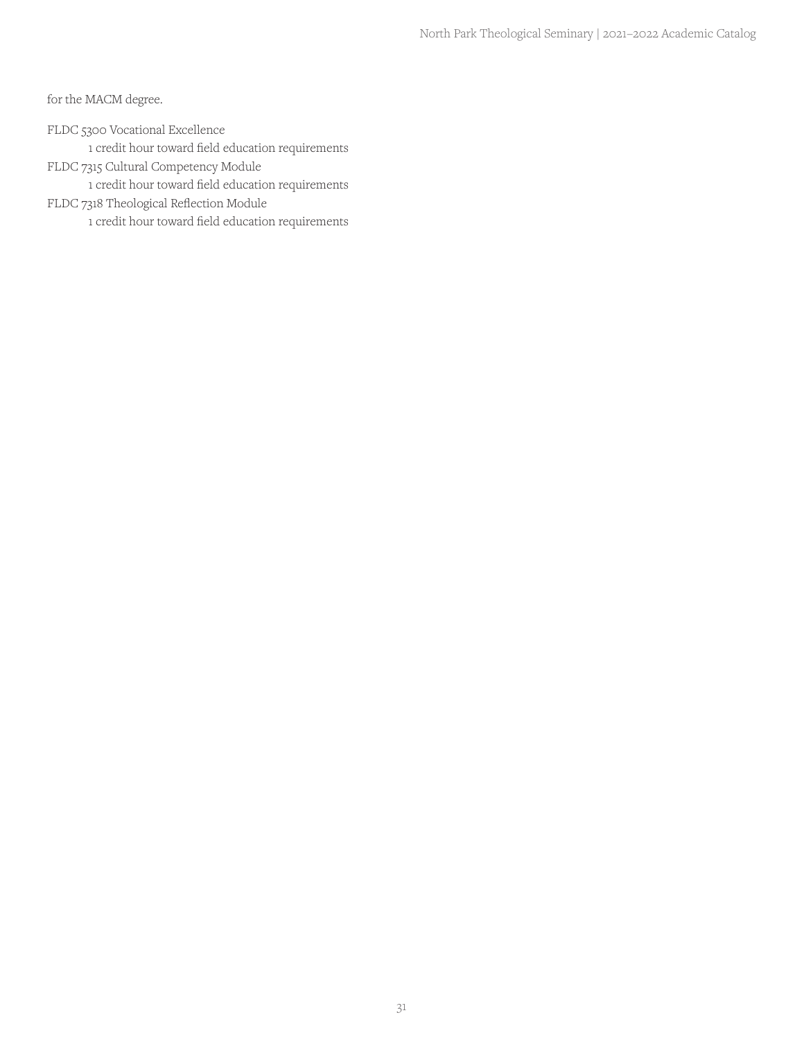for the MACM degree.

FLDC 5300 Vocational Excellence
    1 credit hour toward field education requirements
FLDC 7315 Cultural Competency Module
    1 credit hour toward field education requirements
FLDC 7318 Theological Reflection Module
    1 credit hour toward field education requirements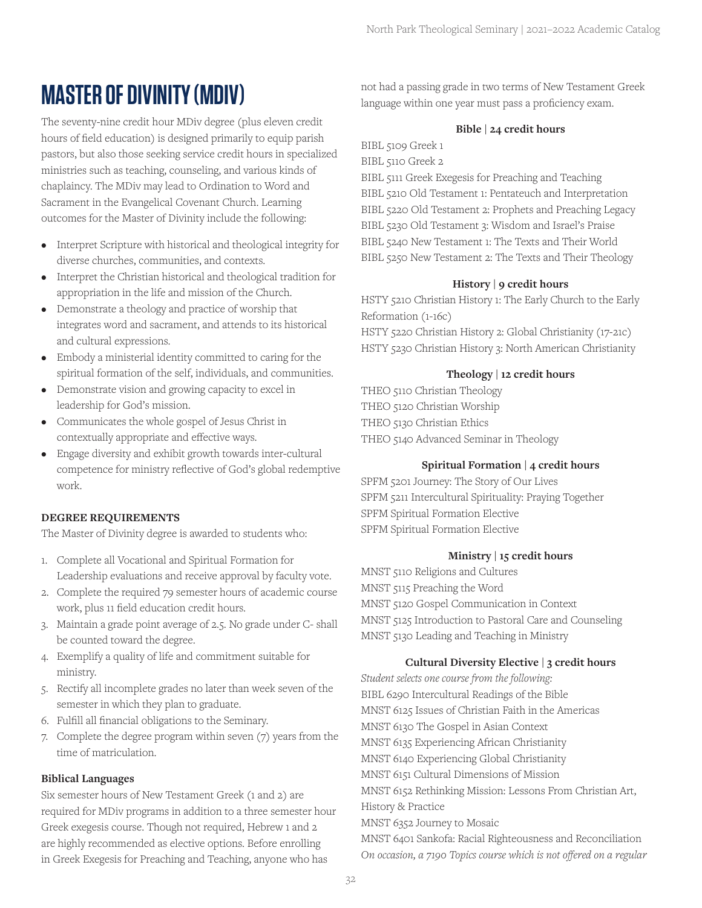# MASTER OF DIVINITY (MDIV)

The seventy-nine credit hour MDiv degree (plus eleven credit hours of field education) is designed primarily to equip parish pastors, but also those seeking service credit hours in specialized ministries such as teaching, counseling, and various kinds of chaplaincy. The MDiv may lead to Ordination to Word and Sacrament in the Evangelical Covenant Church. Learning outcomes for the Master of Divinity include the following:

- Interpret Scripture with historical and theological integrity for diverse churches, communities, and contexts.
- Interpret the Christian historical and theological tradition for appropriation in the life and mission of the Church.
- Demonstrate a theology and practice of worship that integrates word and sacrament, and attends to its historical and cultural expressions.
- Embody a ministerial identity committed to caring for the spiritual formation of the self, individuals, and communities.
- Demonstrate vision and growing capacity to excel in leadership for God's mission.
- Communicates the whole gospel of Jesus Christ in contextually appropriate and effective ways.
- Engage diversity and exhibit growth towards inter-cultural competence for ministry reflective of God's global redemptive work.

**DEGREE REQUIREMENTS**

The Master of Divinity degree is awarded to students who:

1. Complete all Vocational and Spiritual Formation for Leadership evaluations and receive approval by faculty vote.
2. Complete the required 79 semester hours of academic course work, plus 11 field education credit hours.
3. Maintain a grade point average of 2.5. No grade under C- shall be counted toward the degree.
4. Exemplify a quality of life and commitment suitable for ministry.
5. Rectify all incomplete grades no later than week seven of the semester in which they plan to graduate.
6. Fulfill all financial obligations to the Seminary.
7. Complete the degree program within seven (7) years from the time of matriculation.

**Biblical Languages**

Six semester hours of New Testament Greek (1 and 2) are required for MDiv programs in addition to a three semester hour Greek exegesis course. Though not required, Hebrew 1 and 2 are highly recommended as elective options. Before enrolling in Greek Exegesis for Preaching and Teaching, anyone who has not had a passing grade in two terms of New Testament Greek language within one year must pass a proficiency exam.

**Bible | 24 credit hours**

BIBL 5109 Greek 1
BIBL 5110 Greek 2
BIBL 5111 Greek Exegesis for Preaching and Teaching
BIBL 5210 Old Testament 1: Pentateuch and Interpretation
BIBL 5220 Old Testament 2: Prophets and Preaching Legacy
BIBL 5230 Old Testament 3: Wisdom and Israel's Praise
BIBL 5240 New Testament 1: The Texts and Their World
BIBL 5250 New Testament 2: The Texts and Their Theology

**History | 9 credit hours**

HSTY 5210 Christian History 1: The Early Church to the Early Reformation (1-16c)
HSTY 5220 Christian History 2: Global Christianity (17-21c)
HSTY 5230 Christian History 3: North American Christianity

**Theology | 12 credit hours**

THEO 5110 Christian Theology
THEO 5120 Christian Worship
THEO 5130 Christian Ethics
THEO 5140 Advanced Seminar in Theology

**Spiritual Formation | 4 credit hours**

SPFM 5201 Journey: The Story of Our Lives
SPFM 5211 Intercultural Spirituality: Praying Together
SPFM Spiritual Formation Elective
SPFM Spiritual Formation Elective

**Ministry | 15 credit hours**

MNST 5110 Religions and Cultures
MNST 5115 Preaching the Word
MNST 5120 Gospel Communication in Context
MNST 5125 Introduction to Pastoral Care and Counseling
MNST 5130 Leading and Teaching in Ministry

**Cultural Diversity Elective | 3 credit hours**

*Student selects one course from the following:*
BIBL 6290 Intercultural Readings of the Bible
MNST 6125 Issues of Christian Faith in the Americas
MNST 6130 The Gospel in Asian Context
MNST 6135 Experiencing African Christianity
MNST 6140 Experiencing Global Christianity
MNST 6151 Cultural Dimensions of Mission
MNST 6152 Rethinking Mission: Lessons From Christian Art, History & Practice
MNST 6352 Journey to Mosaic
MNST 6401 Sankofa: Racial Righteousness and Reconciliation
*On occasion, a 7190 Topics course which is not offered on a regular*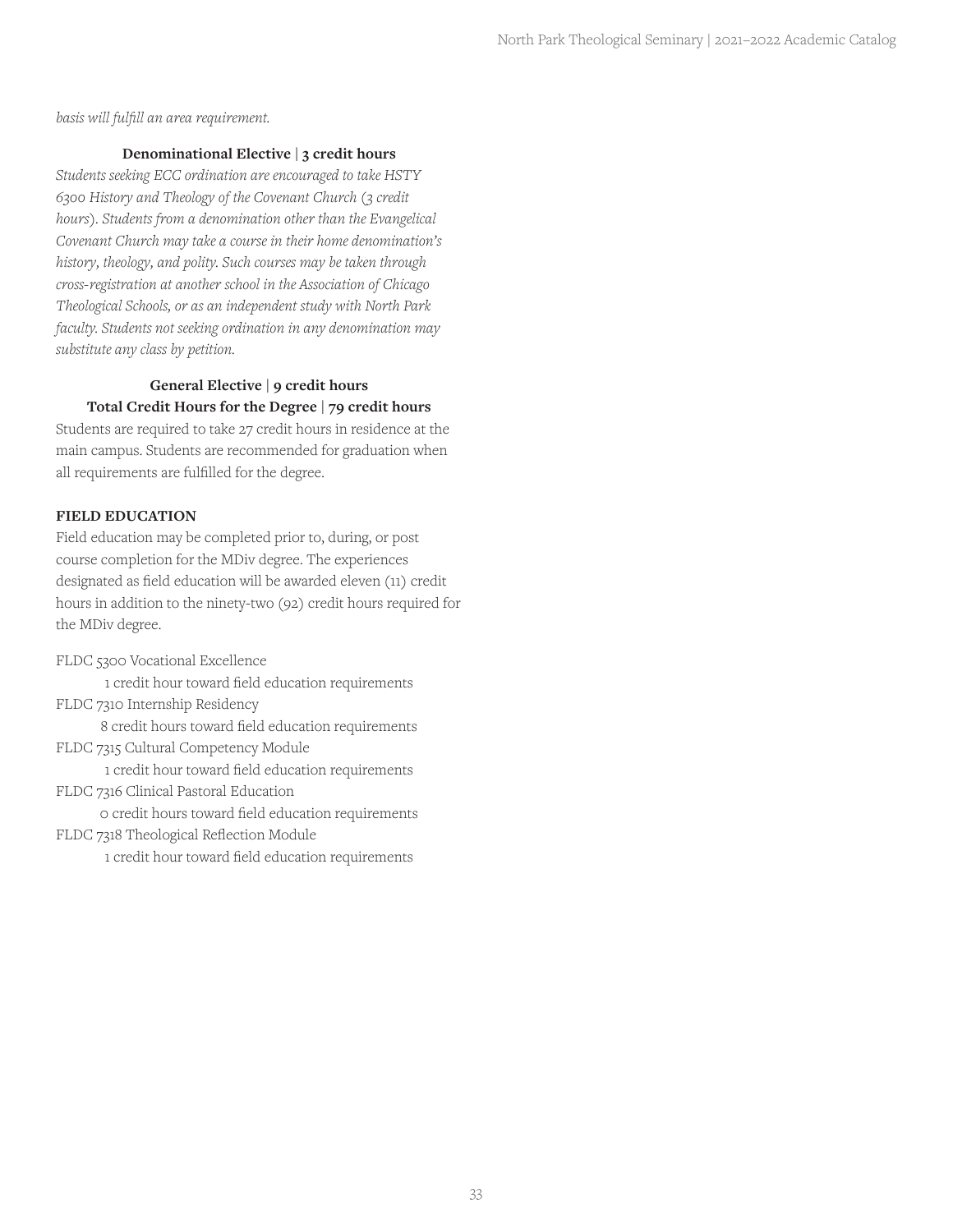*basis will fulfill an area requirement.*

**Denominational Elective | 3 credit hours**

*Students seeking ECC ordination are encouraged to take HSTY 6300 History and Theology of the Covenant Church (3 credit hours). Students from a denomination other than the Evangelical Covenant Church may take a course in their home denomination's history, theology, and polity. Such courses may be taken through cross-registration at another school in the Association of Chicago Theological Schools, or as an independent study with North Park faculty. Students not seeking ordination in any denomination may substitute any class by petition.*

**General Elective | 9 credit hours**

**Total Credit Hours for the Degree | 79 credit hours**

Students are required to take 27 credit hours in residence at the main campus. Students are recommended for graduation when all requirements are fulfilled for the degree.

**FIELD EDUCATION**

Field education may be completed prior to, during, or post course completion for the MDiv degree. The experiences designated as field education will be awarded eleven (11) credit hours in addition to the ninety-two (92) credit hours required for the MDiv degree.

FLDC 5300 Vocational Excellence
  1 credit hour toward field education requirements

FLDC 7310 Internship Residency
  8 credit hours toward field education requirements

FLDC 7315 Cultural Competency Module
  1 credit hour toward field education requirements

FLDC 7316 Clinical Pastoral Education
  0 credit hours toward field education requirements

FLDC 7318 Theological Reflection Module
  1 credit hour toward field education requirements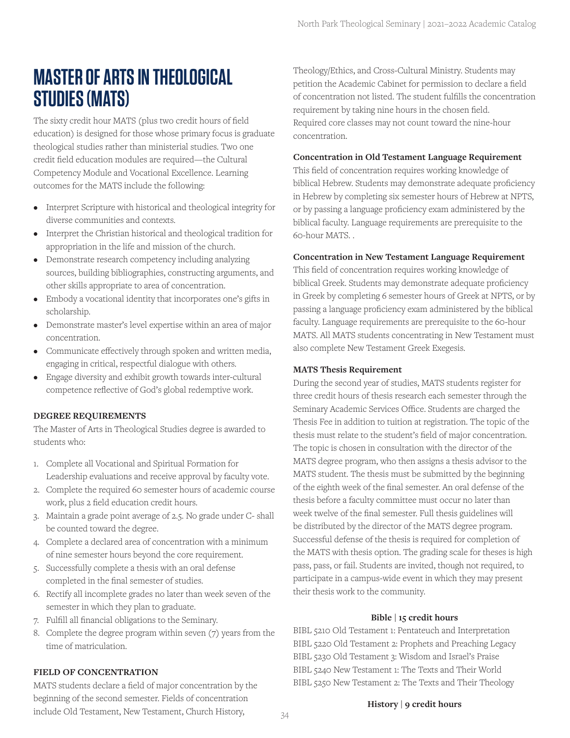# MASTER OF ARTS IN THEOLOGICAL STUDIES (MATS)

The sixty credit hour MATS (plus two credit hours of field education) is designed for those whose primary focus is graduate theological studies rather than ministerial studies. Two one credit field education modules are required—the Cultural Competency Module and Vocational Excellence. Learning outcomes for the MATS include the following:

- Interpret Scripture with historical and theological integrity for diverse communities and contexts.
- Interpret the Christian historical and theological tradition for appropriation in the life and mission of the church.
- Demonstrate research competency including analyzing sources, building bibliographies, constructing arguments, and other skills appropriate to area of concentration.
- Embody a vocational identity that incorporates one's gifts in scholarship.
- Demonstrate master's level expertise within an area of major concentration.
- Communicate effectively through spoken and written media, engaging in critical, respectful dialogue with others.
- Engage diversity and exhibit growth towards inter-cultural competence reflective of God's global redemptive work.

### DEGREE REQUIREMENTS

The Master of Arts in Theological Studies degree is awarded to students who:

1. Complete all Vocational and Spiritual Formation for Leadership evaluations and receive approval by faculty vote.
2. Complete the required 60 semester hours of academic course work, plus 2 field education credit hours.
3. Maintain a grade point average of 2.5. No grade under C- shall be counted toward the degree.
4. Complete a declared area of concentration with a minimum of nine semester hours beyond the core requirement.
5. Successfully complete a thesis with an oral defense completed in the final semester of studies.
6. Rectify all incomplete grades no later than week seven of the semester in which they plan to graduate.
7. Fulfill all financial obligations to the Seminary.
8. Complete the degree program within seven (7) years from the time of matriculation.

### FIELD OF CONCENTRATION

MATS students declare a field of major concentration by the beginning of the second semester. Fields of concentration include Old Testament, New Testament, Church History, Theology/Ethics, and Cross-Cultural Ministry. Students may petition the Academic Cabinet for permission to declare a field of concentration not listed. The student fulfills the concentration requirement by taking nine hours in the chosen field. Required core classes may not count toward the nine-hour concentration.

**Concentration in Old Testament Language Requirement**

This field of concentration requires working knowledge of biblical Hebrew. Students may demonstrate adequate proficiency in Hebrew by completing six semester hours of Hebrew at NPTS, or by passing a language proficiency exam administered by the biblical faculty. Language requirements are prerequisite to the 60-hour MATS. .

**Concentration in New Testament Language Requirement**

This field of concentration requires working knowledge of biblical Greek. Students may demonstrate adequate proficiency in Greek by completing 6 semester hours of Greek at NPTS, or by passing a language proficiency exam administered by the biblical faculty. Language requirements are prerequisite to the 60-hour MATS. All MATS students concentrating in New Testament must also complete New Testament Greek Exegesis.

**MATS Thesis Requirement**

During the second year of studies, MATS students register for three credit hours of thesis research each semester through the Seminary Academic Services Office. Students are charged the Thesis Fee in addition to tuition at registration. The topic of the thesis must relate to the student's field of major concentration. The topic is chosen in consultation with the director of the MATS degree program, who then assigns a thesis advisor to the MATS student. The thesis must be submitted by the beginning of the eighth week of the final semester. An oral defense of the thesis before a faculty committee must occur no later than week twelve of the final semester. Full thesis guidelines will be distributed by the director of the MATS degree program. Successful defense of the thesis is required for completion of the MATS with thesis option. The grading scale for theses is high pass, pass, or fail. Students are invited, though not required, to participate in a campus-wide event in which they may present their thesis work to the community.

**Bible | 15 credit hours**

BIBL 5210 Old Testament 1: Pentateuch and Interpretation
BIBL 5220 Old Testament 2: Prophets and Preaching Legacy
BIBL 5230 Old Testament 3: Wisdom and Israel's Praise
BIBL 5240 New Testament 1: The Texts and Their World
BIBL 5250 New Testament 2: The Texts and Their Theology

**History | 9 credit hours**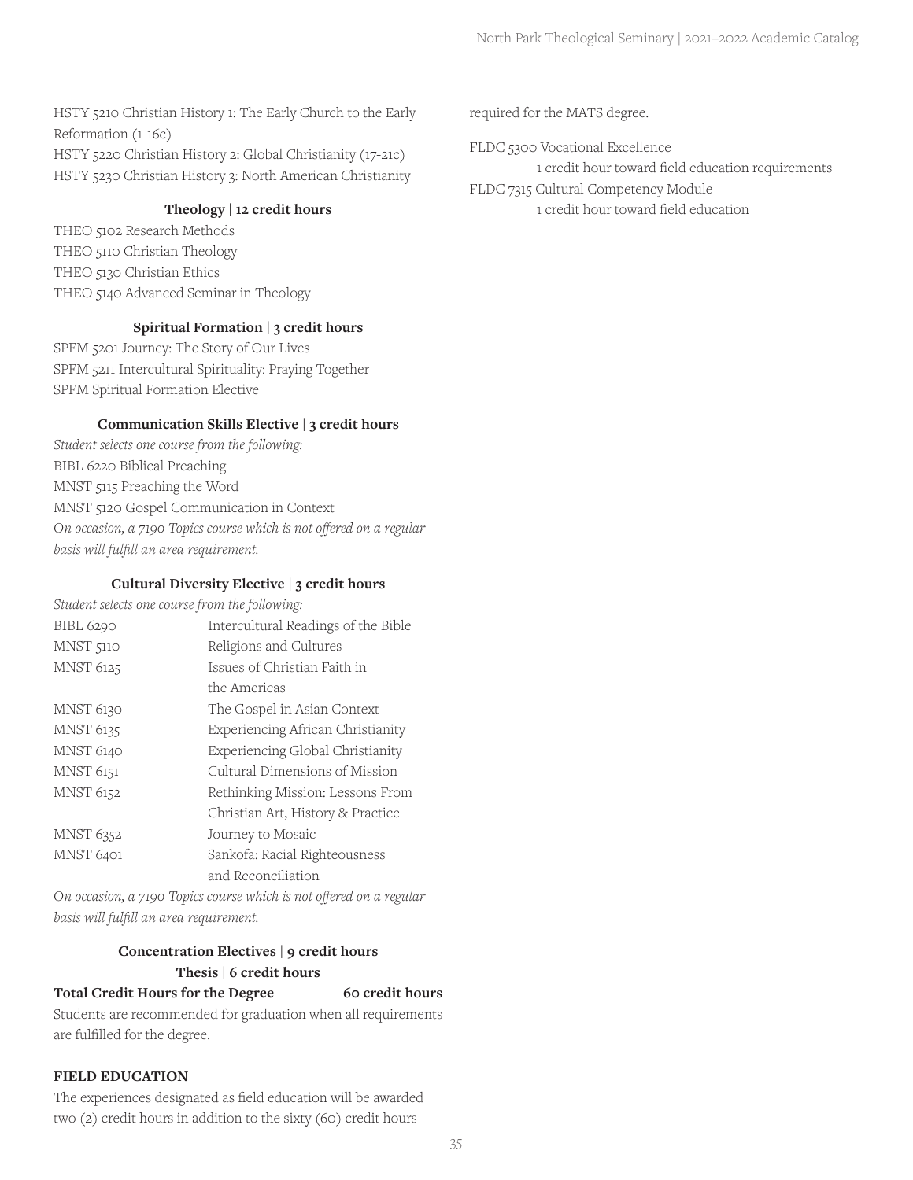HSTY 5210 Christian History 1: The Early Church to the Early Reformation (1-16c)
HSTY 5220 Christian History 2: Global Christianity (17-21c)
HSTY 5230 Christian History 3: North American Christianity

**Theology | 12 credit hours**

THEO 5102 Research Methods
THEO 5110 Christian Theology
THEO 5130 Christian Ethics
THEO 5140 Advanced Seminar in Theology

**Spiritual Formation | 3 credit hours**

SPFM 5201 Journey: The Story of Our Lives
SPFM 5211 Intercultural Spirituality: Praying Together
SPFM Spiritual Formation Elective

**Communication Skills Elective | 3 credit hours**

*Student selects one course from the following:*
BIBL 6220 Biblical Preaching
MNST 5115 Preaching the Word
MNST 5120 Gospel Communication in Context
*On occasion, a 7190 Topics course which is not offered on a regular basis will fulfill an area requirement.*

**Cultural Diversity Elective | 3 credit hours**

*Student selects one course from the following:*

| | |
|---|---|
| BIBL 6290 | Intercultural Readings of the Bible |
| MNST 5110 | Religions and Cultures |
| MNST 6125 | Issues of Christian Faith in the Americas |
| MNST 6130 | The Gospel in Asian Context |
| MNST 6135 | Experiencing African Christianity |
| MNST 6140 | Experiencing Global Christianity |
| MNST 6151 | Cultural Dimensions of Mission |
| MNST 6152 | Rethinking Mission: Lessons From Christian Art, History & Practice |
| MNST 6352 | Journey to Mosaic |
| MNST 6401 | Sankofa: Racial Righteousness and Reconciliation |

*On occasion, a 7190 Topics course which is not offered on a regular basis will fulfill an area requirement.*

**Concentration Electives | 9 credit hours**

**Thesis | 6 credit hours**

**Total Credit Hours for the Degree 60 credit hours**

Students are recommended for graduation when all requirements are fulfilled for the degree.

**FIELD EDUCATION**

The experiences designated as field education will be awarded two (2) credit hours in addition to the sixty (60) credit hours required for the MATS degree.

FLDC 5300 Vocational Excellence
1 credit hour toward field education requirements
FLDC 7315 Cultural Competency Module
1 credit hour toward field education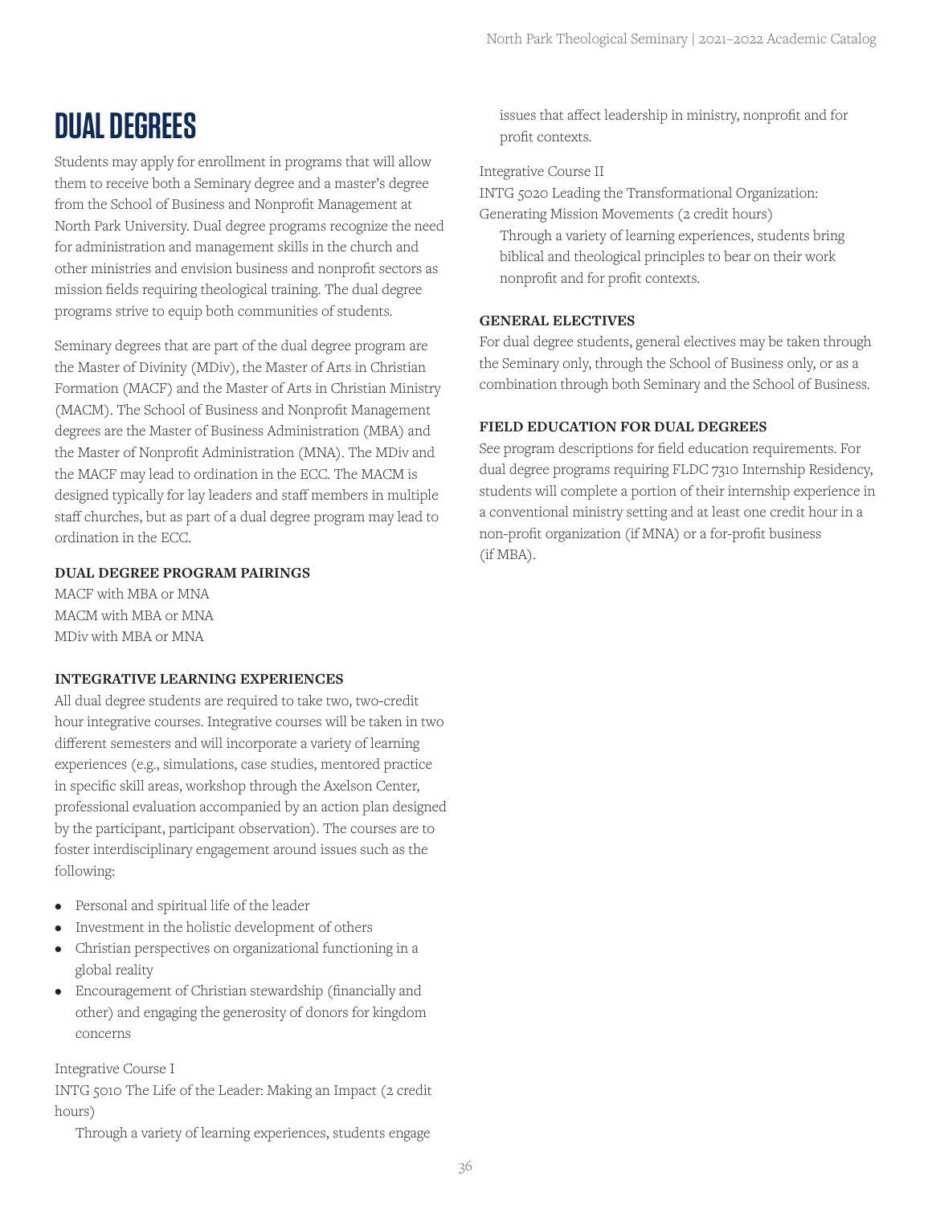# DUAL DEGREES

Students may apply for enrollment in programs that will allow them to receive both a Seminary degree and a master's degree from the School of Business and Nonprofit Management at North Park University. Dual degree programs recognize the need for administration and management skills in the church and other ministries and envision business and nonprofit sectors as mission fields requiring theological training. The dual degree programs strive to equip both communities of students.

Seminary degrees that are part of the dual degree program are the Master of Divinity (MDiv), the Master of Arts in Christian Formation (MACF) and the Master of Arts in Christian Ministry (MACM). The School of Business and Nonprofit Management degrees are the Master of Business Administration (MBA) and the Master of Nonprofit Administration (MNA). The MDiv and the MACF may lead to ordination in the ECC. The MACM is designed typically for lay leaders and staff members in multiple staff churches, but as part of a dual degree program may lead to ordination in the ECC.

### DUAL DEGREE PROGRAM PAIRINGS

MACF with MBA or MNA
MACM with MBA or MNA
MDiv with MBA or MNA

### INTEGRATIVE LEARNING EXPERIENCES

All dual degree students are required to take two, two-credit hour integrative courses. Integrative courses will be taken in two different semesters and will incorporate a variety of learning experiences (e.g., simulations, case studies, mentored practice in specific skill areas, workshop through the Axelson Center, professional evaluation accompanied by an action plan designed by the participant, participant observation). The courses are to foster interdisciplinary engagement around issues such as the following:

- Personal and spiritual life of the leader
- Investment in the holistic development of others
- Christian perspectives on organizational functioning in a global reality
- Encouragement of Christian stewardship (financially and other) and engaging the generosity of donors for kingdom concerns

Integrative Course I
INTG 5010 The Life of the Leader: Making an Impact (2 credit hours)

Through a variety of learning experiences, students engage issues that affect leadership in ministry, nonprofit and for profit contexts.

Integrative Course II
INTG 5020 Leading the Transformational Organization: Generating Mission Movements (2 credit hours)

Through a variety of learning experiences, students bring biblical and theological principles to bear on their work nonprofit and for profit contexts.

### GENERAL ELECTIVES

For dual degree students, general electives may be taken through the Seminary only, through the School of Business only, or as a combination through both Seminary and the School of Business.

### FIELD EDUCATION FOR DUAL DEGREES

See program descriptions for field education requirements. For dual degree programs requiring FLDC 7310 Internship Residency, students will complete a portion of their internship experience in a conventional ministry setting and at least one credit hour in a non-profit organization (if MNA) or a for-profit business (if MBA).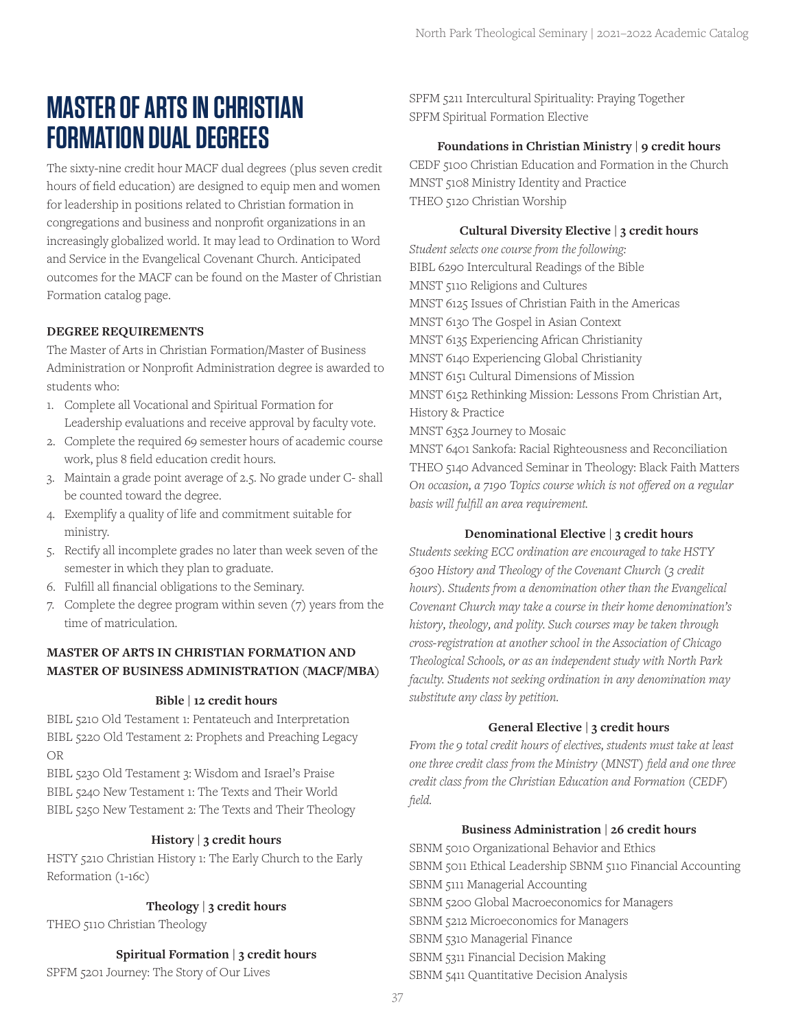# MASTER OF ARTS IN CHRISTIAN FORMATION DUAL DEGREES

The sixty-nine credit hour MACF dual degrees (plus seven credit hours of field education) are designed to equip men and women for leadership in positions related to Christian formation in congregations and business and nonprofit organizations in an increasingly globalized world. It may lead to Ordination to Word and Service in the Evangelical Covenant Church. Anticipated outcomes for the MACF can be found on the Master of Christian Formation catalog page.

**DEGREE REQUIREMENTS**

The Master of Arts in Christian Formation/Master of Business Administration or Nonprofit Administration degree is awarded to students who:

1. Complete all Vocational and Spiritual Formation for Leadership evaluations and receive approval by faculty vote.
2. Complete the required 69 semester hours of academic course work, plus 8 field education credit hours.
3. Maintain a grade point average of 2.5. No grade under C- shall be counted toward the degree.
4. Exemplify a quality of life and commitment suitable for ministry.
5. Rectify all incomplete grades no later than week seven of the semester in which they plan to graduate.
6. Fulfill all financial obligations to the Seminary.
7. Complete the degree program within seven (7) years from the time of matriculation.

**MASTER OF ARTS IN CHRISTIAN FORMATION AND MASTER OF BUSINESS ADMINISTRATION (MACF/MBA)**

**Bible | 12 credit hours**

BIBL 5210 Old Testament 1: Pentateuch and Interpretation
BIBL 5220 Old Testament 2: Prophets and Preaching Legacy
OR
BIBL 5230 Old Testament 3: Wisdom and Israel's Praise
BIBL 5240 New Testament 1: The Texts and Their World
BIBL 5250 New Testament 2: The Texts and Their Theology

**History | 3 credit hours**

HSTY 5210 Christian History 1: The Early Church to the Early Reformation (1-16c)

**Theology | 3 credit hours**

THEO 5110 Christian Theology

**Spiritual Formation | 3 credit hours**

SPFM 5201 Journey: The Story of Our Lives
SPFM 5211 Intercultural Spirituality: Praying Together
SPFM Spiritual Formation Elective

**Foundations in Christian Ministry | 9 credit hours**

CEDF 5100 Christian Education and Formation in the Church
MNST 5108 Ministry Identity and Practice
THEO 5120 Christian Worship

**Cultural Diversity Elective | 3 credit hours**

*Student selects one course from the following:*
BIBL 6290 Intercultural Readings of the Bible
MNST 5110 Religions and Cultures
MNST 6125 Issues of Christian Faith in the Americas
MNST 6130 The Gospel in Asian Context
MNST 6135 Experiencing African Christianity
MNST 6140 Experiencing Global Christianity
MNST 6151 Cultural Dimensions of Mission
MNST 6152 Rethinking Mission: Lessons From Christian Art, History & Practice
MNST 6352 Journey to Mosaic
MNST 6401 Sankofa: Racial Righteousness and Reconciliation
THEO 5140 Advanced Seminar in Theology: Black Faith Matters
*On occasion, a 7190 Topics course which is not offered on a regular basis will fulfill an area requirement.*

**Denominational Elective | 3 credit hours**

*Students seeking ECC ordination are encouraged to take HSTY 6300 History and Theology of the Covenant Church (3 credit hours). Students from a denomination other than the Evangelical Covenant Church may take a course in their home denomination's history, theology, and polity. Such courses may be taken through cross-registration at another school in the Association of Chicago Theological Schools, or as an independent study with North Park faculty. Students not seeking ordination in any denomination may substitute any class by petition.*

**General Elective | 3 credit hours**

*From the 9 total credit hours of electives, students must take at least one three credit class from the Ministry (MNST) field and one three credit class from the Christian Education and Formation (CEDF) field.*

**Business Administration | 26 credit hours**

SBNM 5010 Organizational Behavior and Ethics
SBNM 5011 Ethical Leadership SBNM 5110 Financial Accounting
SBNM 5111 Managerial Accounting
SBNM 5200 Global Macroeconomics for Managers
SBNM 5212 Microeconomics for Managers
SBNM 5310 Managerial Finance
SBNM 5311 Financial Decision Making
SBNM 5411 Quantitative Decision Analysis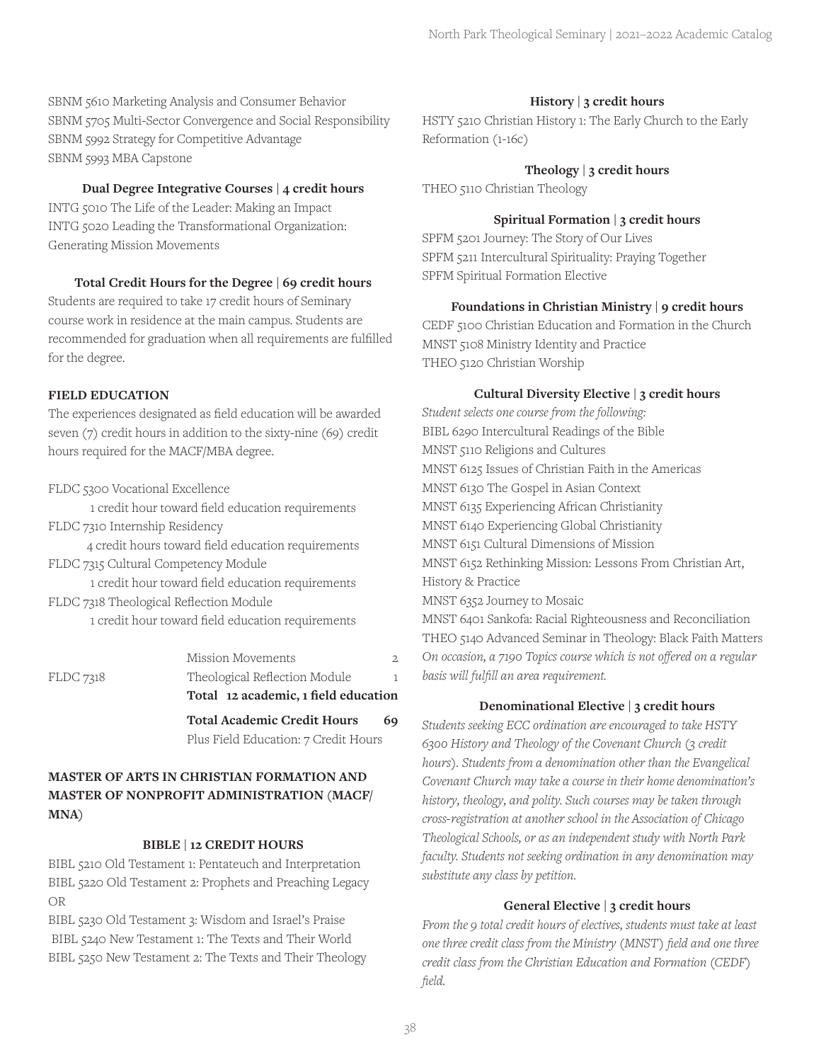SBNM 5610 Marketing Analysis and Consumer Behavior
SBNM 5705 Multi-Sector Convergence and Social Responsibility
SBNM 5992 Strategy for Competitive Advantage
SBNM 5993 MBA Capstone

**Dual Degree Integrative Courses | 4 credit hours**

INTG 5010 The Life of the Leader: Making an Impact
INTG 5020 Leading the Transformational Organization: Generating Mission Movements

**Total Credit Hours for the Degree | 69 credit hours**

Students are required to take 17 credit hours of Seminary course work in residence at the main campus. Students are recommended for graduation when all requirements are fulfilled for the degree.

**FIELD EDUCATION**

The experiences designated as field education will be awarded seven (7) credit hours in addition to the sixty-nine (69) credit hours required for the MACF/MBA degree.

FLDC 5300 Vocational Excellence
 1 credit hour toward field education requirements
FLDC 7310 Internship Residency
 4 credit hours toward field education requirements
FLDC 7315 Cultural Competency Module
 1 credit hour toward field education requirements
FLDC 7318 Theological Reflection Module
 1 credit hour toward field education requirements

| | | |
|---|---|---|
| | Mission Movements | 2 |
| FLDC 7318 | Theological Reflection Module | 1 |
| | **Total 12 academic, 1 field education** | |
| | **Total Academic Credit Hours** | **69** |
| | Plus Field Education: 7 Credit Hours | |

## MASTER OF ARTS IN CHRISTIAN FORMATION AND MASTER OF NONPROFIT ADMINISTRATION (MACF/MNA)

**BIBLE | 12 CREDIT HOURS**

BIBL 5210 Old Testament 1: Pentateuch and Interpretation
BIBL 5220 Old Testament 2: Prophets and Preaching Legacy
OR
BIBL 5230 Old Testament 3: Wisdom and Israel's Praise
BIBL 5240 New Testament 1: The Texts and Their World
BIBL 5250 New Testament 2: The Texts and Their Theology

**History | 3 credit hours**

HSTY 5210 Christian History 1: The Early Church to the Early Reformation (1-16c)

**Theology | 3 credit hours**

THEO 5110 Christian Theology

**Spiritual Formation | 3 credit hours**

SPFM 5201 Journey: The Story of Our Lives
SPFM 5211 Intercultural Spirituality: Praying Together
SPFM Spiritual Formation Elective

**Foundations in Christian Ministry | 9 credit hours**

CEDF 5100 Christian Education and Formation in the Church
MNST 5108 Ministry Identity and Practice
THEO 5120 Christian Worship

**Cultural Diversity Elective | 3 credit hours**

*Student selects one course from the following:*
BIBL 6290 Intercultural Readings of the Bible
MNST 5110 Religions and Cultures
MNST 6125 Issues of Christian Faith in the Americas
MNST 6130 The Gospel in Asian Context
MNST 6135 Experiencing African Christianity
MNST 6140 Experiencing Global Christianity
MNST 6151 Cultural Dimensions of Mission
MNST 6152 Rethinking Mission: Lessons From Christian Art, History & Practice
MNST 6352 Journey to Mosaic
MNST 6401 Sankofa: Racial Righteousness and Reconciliation
THEO 5140 Advanced Seminar in Theology: Black Faith Matters
*On occasion, a 7190 Topics course which is not offered on a regular basis will fulfill an area requirement.*

**Denominational Elective | 3 credit hours**

*Students seeking ECC ordination are encouraged to take HSTY 6300 History and Theology of the Covenant Church (3 credit hours). Students from a denomination other than the Evangelical Covenant Church may take a course in their home denomination's history, theology, and polity. Such courses may be taken through cross-registration at another school in the Association of Chicago Theological Schools, or as an independent study with North Park faculty. Students not seeking ordination in any denomination may substitute any class by petition.*

**General Elective | 3 credit hours**

*From the 9 total credit hours of electives, students must take at least one three credit class from the Ministry (MNST) field and one three credit class from the Christian Education and Formation (CEDF) field.*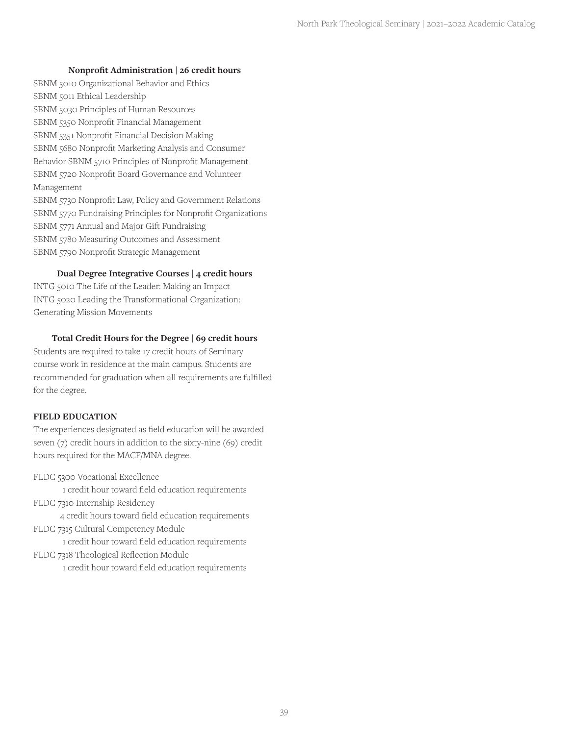**Nonprofit Administration | 26 credit hours**

SBNM 5010 Organizational Behavior and Ethics
SBNM 5011 Ethical Leadership
SBNM 5030 Principles of Human Resources
SBNM 5350 Nonprofit Financial Management
SBNM 5351 Nonprofit Financial Decision Making
SBNM 5680 Nonprofit Marketing Analysis and Consumer Behavior SBNM 5710 Principles of Nonprofit Management
SBNM 5720 Nonprofit Board Governance and Volunteer Management
SBNM 5730 Nonprofit Law, Policy and Government Relations
SBNM 5770 Fundraising Principles for Nonprofit Organizations
SBNM 5771 Annual and Major Gift Fundraising
SBNM 5780 Measuring Outcomes and Assessment
SBNM 5790 Nonprofit Strategic Management

**Dual Degree Integrative Courses | 4 credit hours**

INTG 5010 The Life of the Leader: Making an Impact
INTG 5020 Leading the Transformational Organization: Generating Mission Movements

**Total Credit Hours for the Degree | 69 credit hours**

Students are required to take 17 credit hours of Seminary course work in residence at the main campus. Students are recommended for graduation when all requirements are fulfilled for the degree.

**FIELD EDUCATION**

The experiences designated as field education will be awarded seven (7) credit hours in addition to the sixty-nine (69) credit hours required for the MACF/MNA degree.

FLDC 5300 Vocational Excellence
 1 credit hour toward field education requirements
FLDC 7310 Internship Residency
 4 credit hours toward field education requirements
FLDC 7315 Cultural Competency Module
 1 credit hour toward field education requirements
FLDC 7318 Theological Reflection Module
 1 credit hour toward field education requirements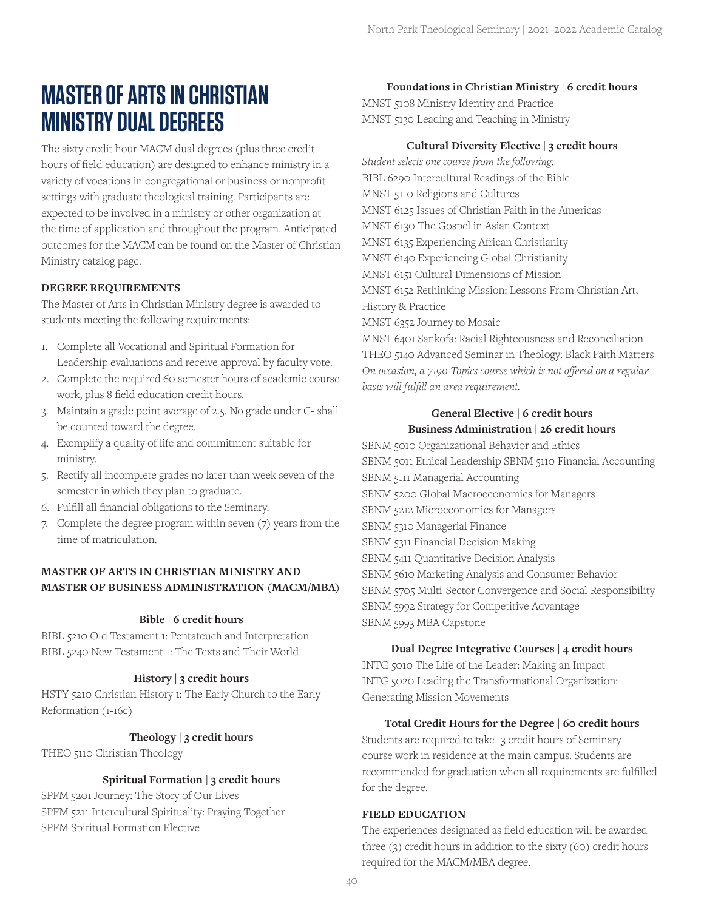# MASTER OF ARTS IN CHRISTIAN MINISTRY DUAL DEGREES

The sixty credit hour MACM dual degrees (plus three credit hours of field education) are designed to enhance ministry in a variety of vocations in congregational or business or nonprofit settings with graduate theological training. Participants are expected to be involved in a ministry or other organization at the time of application and throughout the program. Anticipated outcomes for the MACM can be found on the Master of Christian Ministry catalog page.

**DEGREE REQUIREMENTS**

The Master of Arts in Christian Ministry degree is awarded to students meeting the following requirements:

1. Complete all Vocational and Spiritual Formation for Leadership evaluations and receive approval by faculty vote.
2. Complete the required 60 semester hours of academic course work, plus 8 field education credit hours.
3. Maintain a grade point average of 2.5. No grade under C- shall be counted toward the degree.
4. Exemplify a quality of life and commitment suitable for ministry.
5. Rectify all incomplete grades no later than week seven of the semester in which they plan to graduate.
6. Fulfill all financial obligations to the Seminary.
7. Complete the degree program within seven (7) years from the time of matriculation.

**MASTER OF ARTS IN CHRISTIAN MINISTRY AND MASTER OF BUSINESS ADMINISTRATION (MACM/MBA)**

**Bible | 6 credit hours**

BIBL 5210 Old Testament 1: Pentateuch and Interpretation
BIBL 5240 New Testament 1: The Texts and Their World

**History | 3 credit hours**

HSTY 5210 Christian History 1: The Early Church to the Early Reformation (1-16c)

**Theology | 3 credit hours**

THEO 5110 Christian Theology

**Spiritual Formation | 3 credit hours**

SPFM 5201 Journey: The Story of Our Lives
SPFM 5211 Intercultural Spirituality: Praying Together
SPFM Spiritual Formation Elective

**Foundations in Christian Ministry | 6 credit hours**

MNST 5108 Ministry Identity and Practice
MNST 5130 Leading and Teaching in Ministry

**Cultural Diversity Elective | 3 credit hours**

*Student selects one course from the following:*
BIBL 6290 Intercultural Readings of the Bible
MNST 5110 Religions and Cultures
MNST 6125 Issues of Christian Faith in the Americas
MNST 6130 The Gospel in Asian Context
MNST 6135 Experiencing African Christianity
MNST 6140 Experiencing Global Christianity
MNST 6151 Cultural Dimensions of Mission
MNST 6152 Rethinking Mission: Lessons From Christian Art, History & Practice
MNST 6352 Journey to Mosaic
MNST 6401 Sankofa: Racial Righteousness and Reconciliation
THEO 5140 Advanced Seminar in Theology: Black Faith Matters
*On occasion, a 7190 Topics course which is not offered on a regular basis will fulfill an area requirement.*

**General Elective | 6 credit hours**

**Business Administration | 26 credit hours**

SBNM 5010 Organizational Behavior and Ethics
SBNM 5011 Ethical Leadership SBNM 5110 Financial Accounting
SBNM 5111 Managerial Accounting
SBNM 5200 Global Macroeconomics for Managers
SBNM 5212 Microeconomics for Managers
SBNM 5310 Managerial Finance
SBNM 5311 Financial Decision Making
SBNM 5411 Quantitative Decision Analysis
SBNM 5610 Marketing Analysis and Consumer Behavior
SBNM 5705 Multi-Sector Convergence and Social Responsibility
SBNM 5992 Strategy for Competitive Advantage
SBNM 5993 MBA Capstone

**Dual Degree Integrative Courses | 4 credit hours**

INTG 5010 The Life of the Leader: Making an Impact
INTG 5020 Leading the Transformational Organization: Generating Mission Movements

**Total Credit Hours for the Degree | 60 credit hours**

Students are required to take 13 credit hours of Seminary course work in residence at the main campus. Students are recommended for graduation when all requirements are fulfilled for the degree.

**FIELD EDUCATION**

The experiences designated as field education will be awarded three (3) credit hours in addition to the sixty (60) credit hours required for the MACM/MBA degree.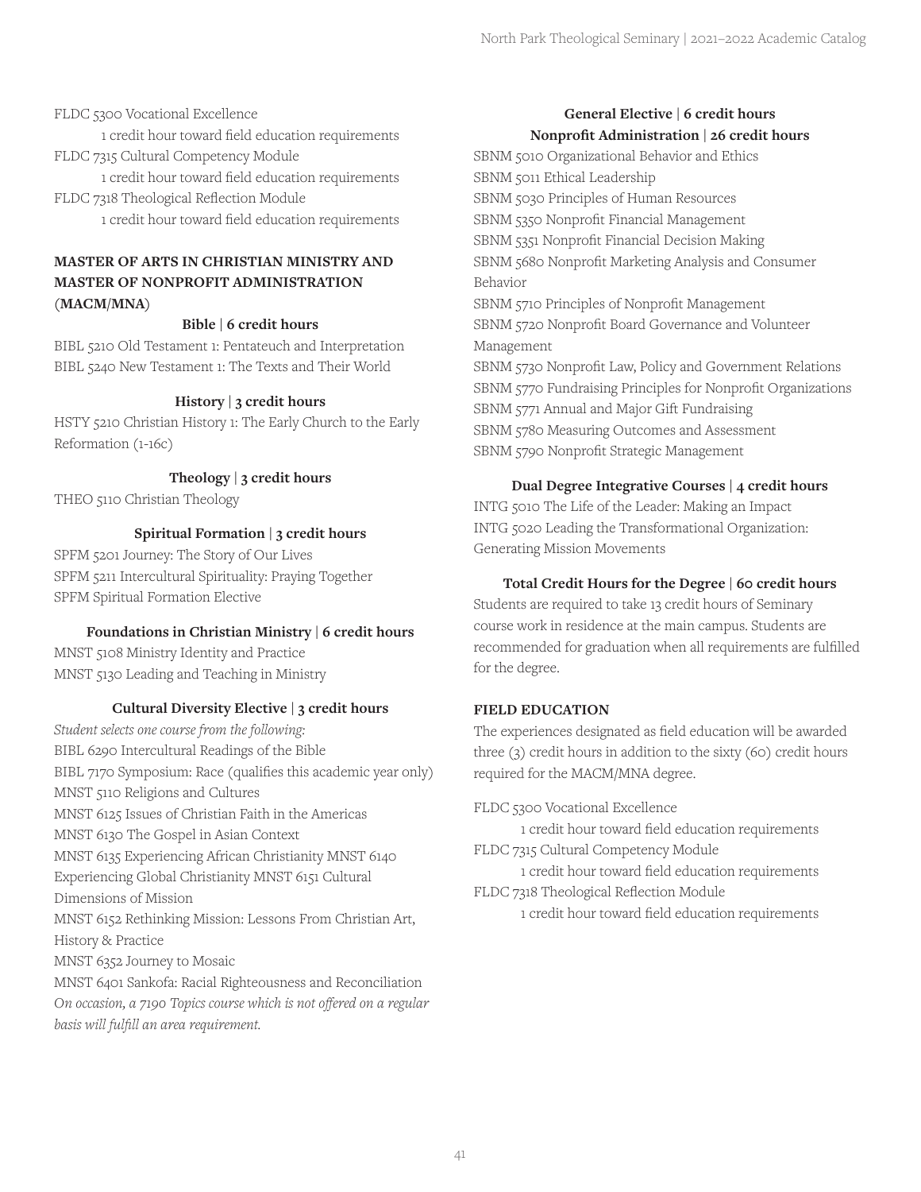FLDC 5300 Vocational Excellence

1 credit hour toward field education requirements

FLDC 7315 Cultural Competency Module

1 credit hour toward field education requirements

FLDC 7318 Theological Reflection Module

1 credit hour toward field education requirements

## MASTER OF ARTS IN CHRISTIAN MINISTRY AND MASTER OF NONPROFIT ADMINISTRATION (MACM/MNA)

**Bible | 6 credit hours**

BIBL 5210 Old Testament 1: Pentateuch and Interpretation
BIBL 5240 New Testament 1: The Texts and Their World

**History | 3 credit hours**

HSTY 5210 Christian History 1: The Early Church to the Early Reformation (1-16c)

**Theology | 3 credit hours**

THEO 5110 Christian Theology

**Spiritual Formation | 3 credit hours**

SPFM 5201 Journey: The Story of Our Lives
SPFM 5211 Intercultural Spirituality: Praying Together
SPFM Spiritual Formation Elective

**Foundations in Christian Ministry | 6 credit hours**

MNST 5108 Ministry Identity and Practice
MNST 5130 Leading and Teaching in Ministry

**Cultural Diversity Elective | 3 credit hours**

*Student selects one course from the following:*
BIBL 6290 Intercultural Readings of the Bible
BIBL 7170 Symposium: Race (qualifies this academic year only)
MNST 5110 Religions and Cultures
MNST 6125 Issues of Christian Faith in the Americas
MNST 6130 The Gospel in Asian Context
MNST 6135 Experiencing African Christianity
MNST 6140 Experiencing Global Christianity
MNST 6151 Cultural Dimensions of Mission
MNST 6152 Rethinking Mission: Lessons From Christian Art, History & Practice
MNST 6352 Journey to Mosaic
MNST 6401 Sankofa: Racial Righteousness and Reconciliation
*On occasion, a 7190 Topics course which is not offered on a regular basis will fulfill an area requirement.*

**General Elective | 6 credit hours**

**Nonprofit Administration | 26 credit hours**

SBNM 5010 Organizational Behavior and Ethics
SBNM 5011 Ethical Leadership
SBNM 5030 Principles of Human Resources
SBNM 5350 Nonprofit Financial Management
SBNM 5351 Nonprofit Financial Decision Making
SBNM 5680 Nonprofit Marketing Analysis and Consumer Behavior
SBNM 5710 Principles of Nonprofit Management
SBNM 5720 Nonprofit Board Governance and Volunteer Management
SBNM 5730 Nonprofit Law, Policy and Government Relations
SBNM 5770 Fundraising Principles for Nonprofit Organizations
SBNM 5771 Annual and Major Gift Fundraising
SBNM 5780 Measuring Outcomes and Assessment
SBNM 5790 Nonprofit Strategic Management

**Dual Degree Integrative Courses | 4 credit hours**

INTG 5010 The Life of the Leader: Making an Impact
INTG 5020 Leading the Transformational Organization: Generating Mission Movements

**Total Credit Hours for the Degree | 60 credit hours**

Students are required to take 13 credit hours of Seminary course work in residence at the main campus. Students are recommended for graduation when all requirements are fulfilled for the degree.

### FIELD EDUCATION

The experiences designated as field education will be awarded three (3) credit hours in addition to the sixty (60) credit hours required for the MACM/MNA degree.

FLDC 5300 Vocational Excellence

1 credit hour toward field education requirements

FLDC 7315 Cultural Competency Module

1 credit hour toward field education requirements

FLDC 7318 Theological Reflection Module

1 credit hour toward field education requirements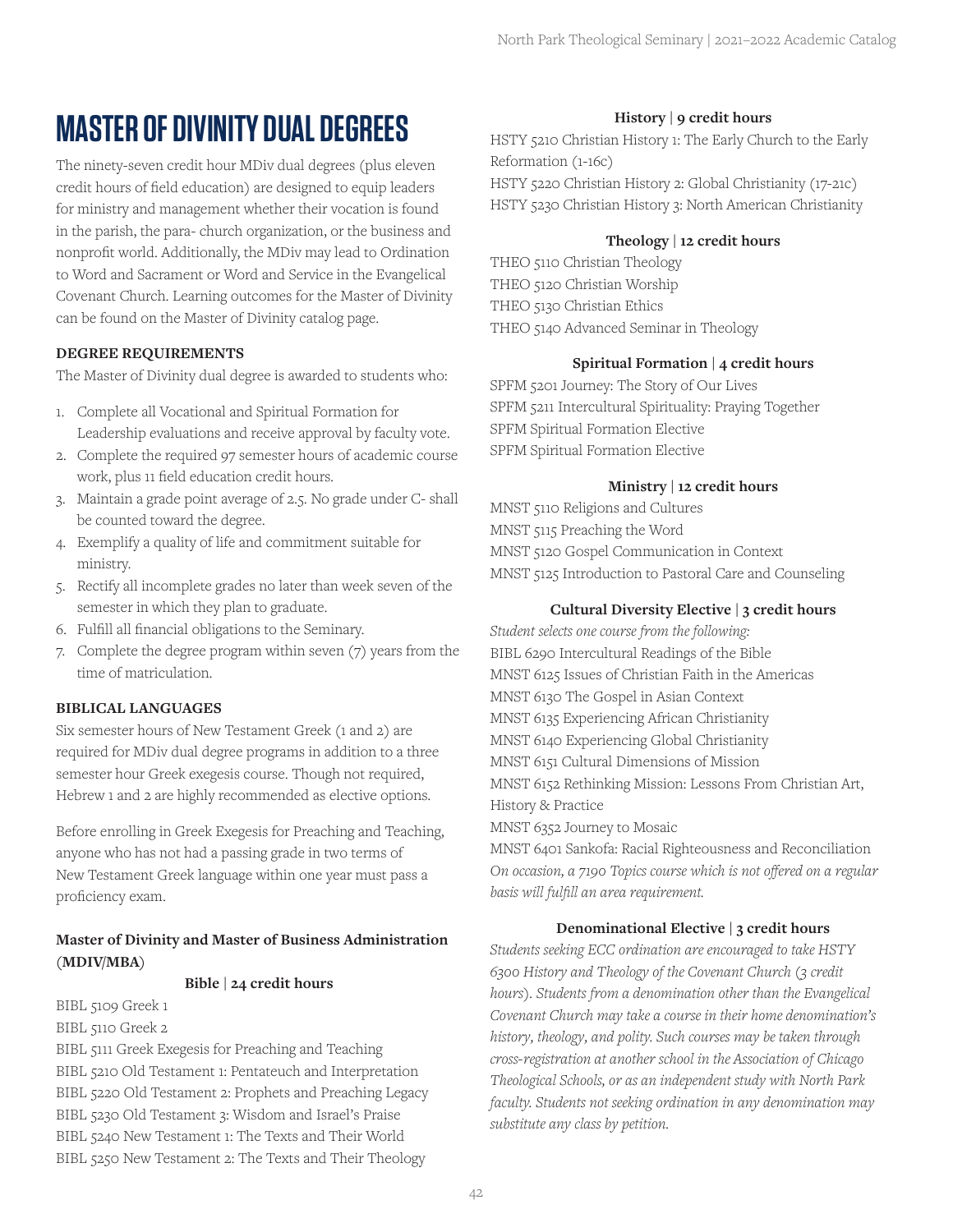# MASTER OF DIVINITY DUAL DEGREES

The ninety-seven credit hour MDiv dual degrees (plus eleven credit hours of field education) are designed to equip leaders for ministry and management whether their vocation is found in the parish, the para- church organization, or the business and nonprofit world. Additionally, the MDiv may lead to Ordination to Word and Sacrament or Word and Service in the Evangelical Covenant Church. Learning outcomes for the Master of Divinity can be found on the Master of Divinity catalog page.

### DEGREE REQUIREMENTS

The Master of Divinity dual degree is awarded to students who:

1. Complete all Vocational and Spiritual Formation for Leadership evaluations and receive approval by faculty vote.
2. Complete the required 97 semester hours of academic course work, plus 11 field education credit hours.
3. Maintain a grade point average of 2.5. No grade under C- shall be counted toward the degree.
4. Exemplify a quality of life and commitment suitable for ministry.
5. Rectify all incomplete grades no later than week seven of the semester in which they plan to graduate.
6. Fulfill all financial obligations to the Seminary.
7. Complete the degree program within seven (7) years from the time of matriculation.

### BIBLICAL LANGUAGES

Six semester hours of New Testament Greek (1 and 2) are required for MDiv dual degree programs in addition to a three semester hour Greek exegesis course. Though not required, Hebrew 1 and 2 are highly recommended as elective options.

Before enrolling in Greek Exegesis for Preaching and Teaching, anyone who has not had a passing grade in two terms of New Testament Greek language within one year must pass a proficiency exam.

### Master of Divinity and Master of Business Administration (MDIV/MBA)

**Bible | 24 credit hours**

BIBL 5109 Greek 1
BIBL 5110 Greek 2
BIBL 5111 Greek Exegesis for Preaching and Teaching
BIBL 5210 Old Testament 1: Pentateuch and Interpretation
BIBL 5220 Old Testament 2: Prophets and Preaching Legacy
BIBL 5230 Old Testament 3: Wisdom and Israel's Praise
BIBL 5240 New Testament 1: The Texts and Their World
BIBL 5250 New Testament 2: The Texts and Their Theology

**History | 9 credit hours**

HSTY 5210 Christian History 1: The Early Church to the Early Reformation (1-16c)
HSTY 5220 Christian History 2: Global Christianity (17-21c)
HSTY 5230 Christian History 3: North American Christianity

**Theology | 12 credit hours**

THEO 5110 Christian Theology
THEO 5120 Christian Worship
THEO 5130 Christian Ethics
THEO 5140 Advanced Seminar in Theology

**Spiritual Formation | 4 credit hours**

SPFM 5201 Journey: The Story of Our Lives
SPFM 5211 Intercultural Spirituality: Praying Together
SPFM Spiritual Formation Elective
SPFM Spiritual Formation Elective

**Ministry | 12 credit hours**

MNST 5110 Religions and Cultures
MNST 5115 Preaching the Word
MNST 5120 Gospel Communication in Context
MNST 5125 Introduction to Pastoral Care and Counseling

**Cultural Diversity Elective | 3 credit hours**

*Student selects one course from the following:*
BIBL 6290 Intercultural Readings of the Bible
MNST 6125 Issues of Christian Faith in the Americas
MNST 6130 The Gospel in Asian Context
MNST 6135 Experiencing African Christianity
MNST 6140 Experiencing Global Christianity
MNST 6151 Cultural Dimensions of Mission
MNST 6152 Rethinking Mission: Lessons From Christian Art, History & Practice
MNST 6352 Journey to Mosaic
MNST 6401 Sankofa: Racial Righteousness and Reconciliation
*On occasion, a 7190 Topics course which is not offered on a regular basis will fulfill an area requirement.*

**Denominational Elective | 3 credit hours**

*Students seeking ECC ordination are encouraged to take HSTY 6300 History and Theology of the Covenant Church (3 credit hours). Students from a denomination other than the Evangelical Covenant Church may take a course in their home denomination's history, theology, and polity. Such courses may be taken through cross-registration at another school in the Association of Chicago Theological Schools, or as an independent study with North Park faculty. Students not seeking ordination in any denomination may substitute any class by petition.*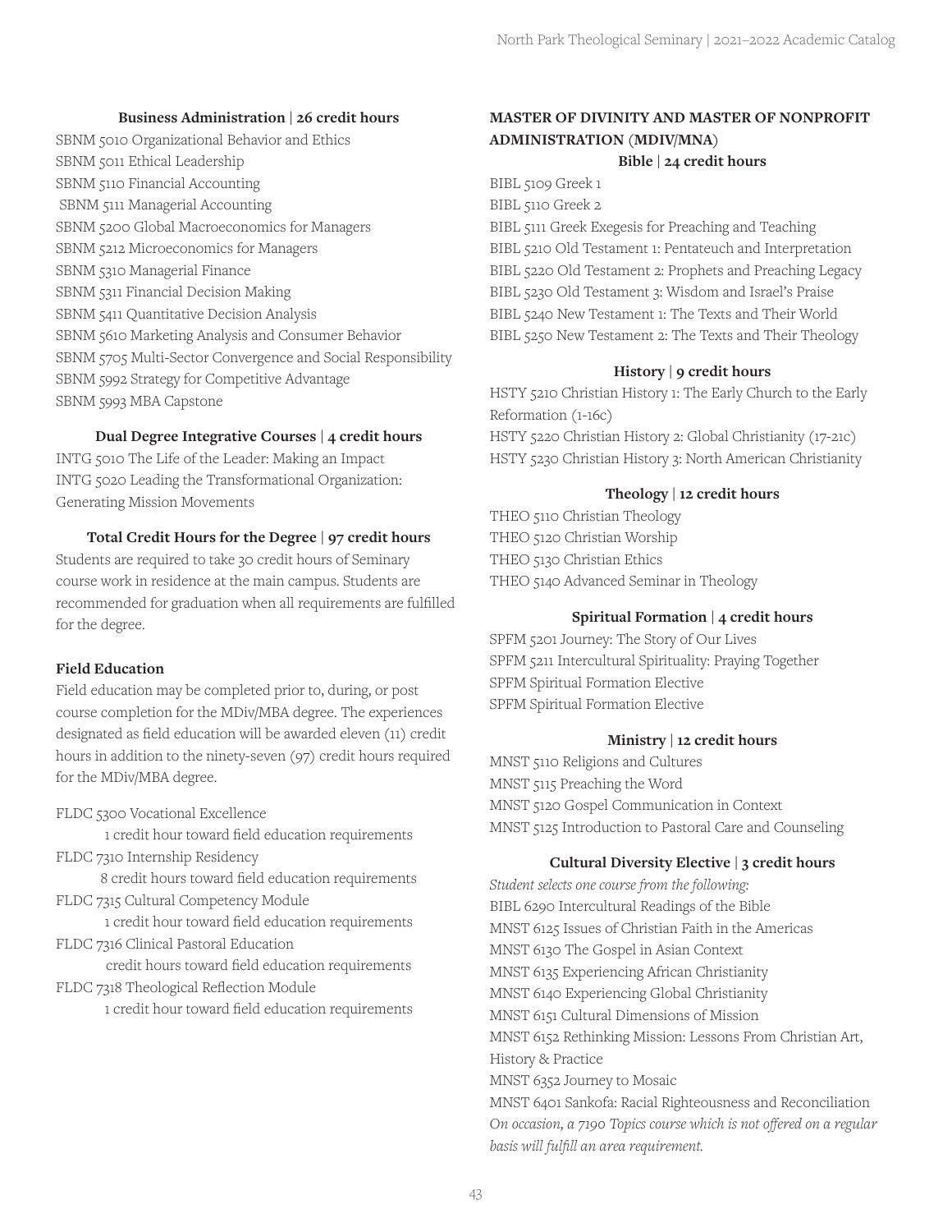#### Business Administration | 26 credit hours

SBNM 5010 Organizational Behavior and Ethics
SBNM 5011 Ethical Leadership
SBNM 5110 Financial Accounting
SBNM 5111 Managerial Accounting
SBNM 5200 Global Macroeconomics for Managers
SBNM 5212 Microeconomics for Managers
SBNM 5310 Managerial Finance
SBNM 5311 Financial Decision Making
SBNM 5411 Quantitative Decision Analysis
SBNM 5610 Marketing Analysis and Consumer Behavior
SBNM 5705 Multi-Sector Convergence and Social Responsibility
SBNM 5992 Strategy for Competitive Advantage
SBNM 5993 MBA Capstone

#### Dual Degree Integrative Courses | 4 credit hours

INTG 5010 The Life of the Leader: Making an Impact
INTG 5020 Leading the Transformational Organization: Generating Mission Movements

#### Total Credit Hours for the Degree | 97 credit hours

Students are required to take 30 credit hours of Seminary course work in residence at the main campus. Students are recommended for graduation when all requirements are fulfilled for the degree.

#### Field Education

Field education may be completed prior to, during, or post course completion for the MDiv/MBA degree. The experiences designated as field education will be awarded eleven (11) credit hours in addition to the ninety-seven (97) credit hours required for the MDiv/MBA degree.

FLDC 5300 Vocational Excellence
  1 credit hour toward field education requirements
FLDC 7310 Internship Residency
  8 credit hours toward field education requirements
FLDC 7315 Cultural Competency Module
  1 credit hour toward field education requirements
FLDC 7316 Clinical Pastoral Education
  credit hours toward field education requirements
FLDC 7318 Theological Reflection Module
  1 credit hour toward field education requirements

### MASTER OF DIVINITY AND MASTER OF NONPROFIT ADMINISTRATION (MDIV/MNA)

#### Bible | 24 credit hours

BIBL 5109 Greek 1
BIBL 5110 Greek 2
BIBL 5111 Greek Exegesis for Preaching and Teaching
BIBL 5210 Old Testament 1: Pentateuch and Interpretation
BIBL 5220 Old Testament 2: Prophets and Preaching Legacy
BIBL 5230 Old Testament 3: Wisdom and Israel's Praise
BIBL 5240 New Testament 1: The Texts and Their World
BIBL 5250 New Testament 2: The Texts and Their Theology

#### History | 9 credit hours

HSTY 5210 Christian History 1: The Early Church to the Early Reformation (1-16c)
HSTY 5220 Christian History 2: Global Christianity (17-21c)
HSTY 5230 Christian History 3: North American Christianity

#### Theology | 12 credit hours

THEO 5110 Christian Theology
THEO 5120 Christian Worship
THEO 5130 Christian Ethics
THEO 5140 Advanced Seminar in Theology

#### Spiritual Formation | 4 credit hours

SPFM 5201 Journey: The Story of Our Lives
SPFM 5211 Intercultural Spirituality: Praying Together
SPFM Spiritual Formation Elective
SPFM Spiritual Formation Elective

#### Ministry | 12 credit hours

MNST 5110 Religions and Cultures
MNST 5115 Preaching the Word
MNST 5120 Gospel Communication in Context
MNST 5125 Introduction to Pastoral Care and Counseling

#### Cultural Diversity Elective | 3 credit hours

*Student selects one course from the following:*
BIBL 6290 Intercultural Readings of the Bible
MNST 6125 Issues of Christian Faith in the Americas
MNST 6130 The Gospel in Asian Context
MNST 6135 Experiencing African Christianity
MNST 6140 Experiencing Global Christianity
MNST 6151 Cultural Dimensions of Mission
MNST 6152 Rethinking Mission: Lessons From Christian Art, History & Practice
MNST 6352 Journey to Mosaic
MNST 6401 Sankofa: Racial Righteousness and Reconciliation
*On occasion, a 7190 Topics course which is not offered on a regular basis will fulfill an area requirement.*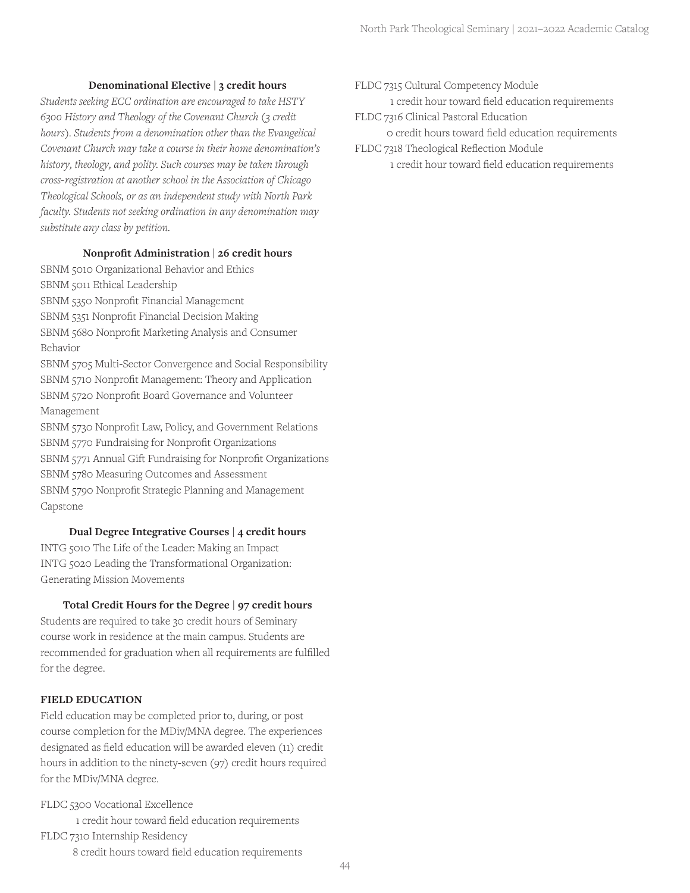### Denominational Elective | 3 credit hours

*Students seeking ECC ordination are encouraged to take HSTY 6300 History and Theology of the Covenant Church (3 credit hours). Students from a denomination other than the Evangelical Covenant Church may take a course in their home denomination's history, theology, and polity. Such courses may be taken through cross-registration at another school in the Association of Chicago Theological Schools, or as an independent study with North Park faculty. Students not seeking ordination in any denomination may substitute any class by petition.*

### Nonprofit Administration | 26 credit hours

SBNM 5010 Organizational Behavior and Ethics
SBNM 5011 Ethical Leadership
SBNM 5350 Nonprofit Financial Management
SBNM 5351 Nonprofit Financial Decision Making
SBNM 5680 Nonprofit Marketing Analysis and Consumer Behavior
SBNM 5705 Multi-Sector Convergence and Social Responsibility
SBNM 5710 Nonprofit Management: Theory and Application
SBNM 5720 Nonprofit Board Governance and Volunteer Management
SBNM 5730 Nonprofit Law, Policy, and Government Relations
SBNM 5770 Fundraising for Nonprofit Organizations
SBNM 5771 Annual Gift Fundraising for Nonprofit Organizations
SBNM 5780 Measuring Outcomes and Assessment
SBNM 5790 Nonprofit Strategic Planning and Management Capstone

### Dual Degree Integrative Courses | 4 credit hours

INTG 5010 The Life of the Leader: Making an Impact
INTG 5020 Leading the Transformational Organization: Generating Mission Movements

### Total Credit Hours for the Degree | 97 credit hours

Students are required to take 30 credit hours of Seminary course work in residence at the main campus. Students are recommended for graduation when all requirements are fulfilled for the degree.

## FIELD EDUCATION

Field education may be completed prior to, during, or post course completion for the MDiv/MNA degree. The experiences designated as field education will be awarded eleven (11) credit hours in addition to the ninety-seven (97) credit hours required for the MDiv/MNA degree.

FLDC 5300 Vocational Excellence
   1 credit hour toward field education requirements
FLDC 7310 Internship Residency
   8 credit hours toward field education requirements
FLDC 7315 Cultural Competency Module
   1 credit hour toward field education requirements
FLDC 7316 Clinical Pastoral Education
   0 credit hours toward field education requirements
FLDC 7318 Theological Reflection Module
   1 credit hour toward field education requirements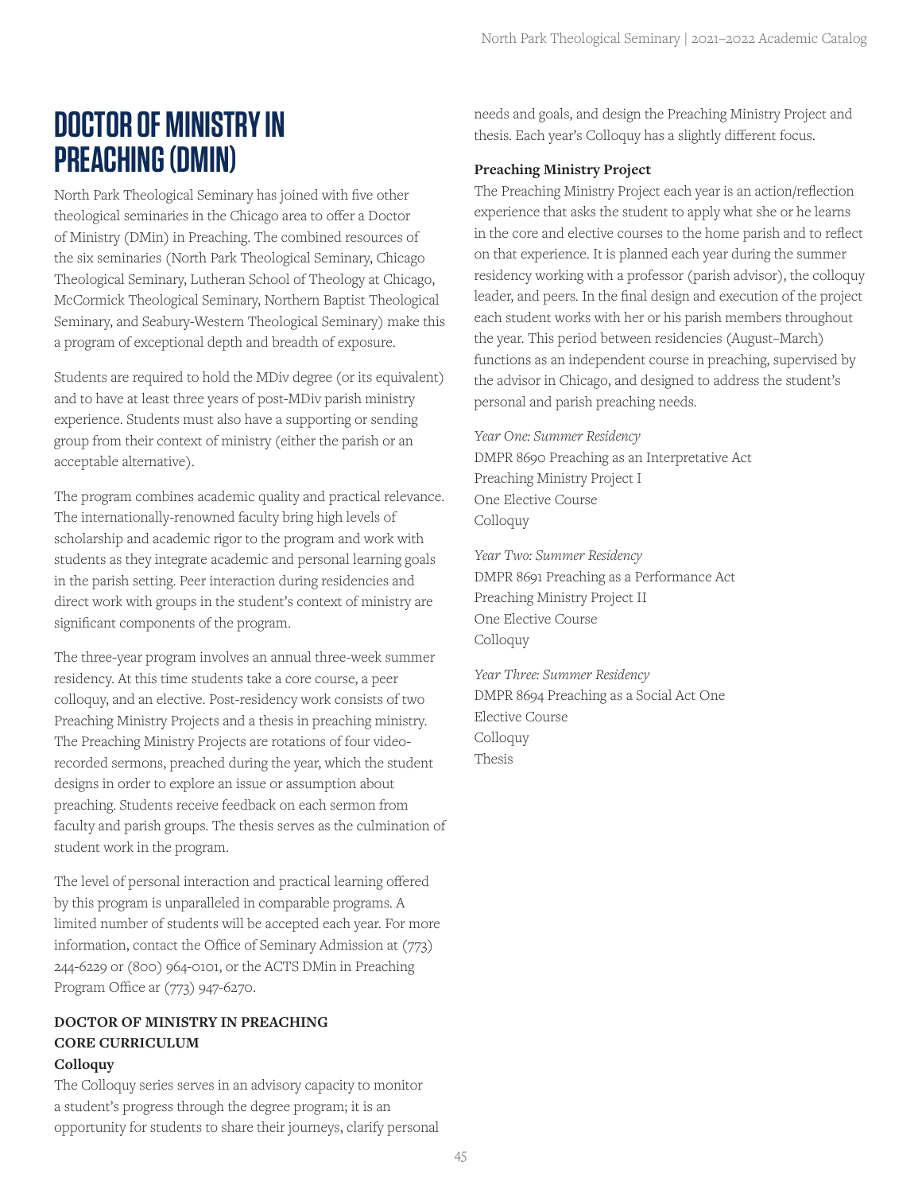# DOCTOR OF MINISTRY IN PREACHING (DMIN)

North Park Theological Seminary has joined with five other theological seminaries in the Chicago area to offer a Doctor of Ministry (DMin) in Preaching. The combined resources of the six seminaries (North Park Theological Seminary, Chicago Theological Seminary, Lutheran School of Theology at Chicago, McCormick Theological Seminary, Northern Baptist Theological Seminary, and Seabury-Western Theological Seminary) make this a program of exceptional depth and breadth of exposure.

Students are required to hold the MDiv degree (or its equivalent) and to have at least three years of post-MDiv parish ministry experience. Students must also have a supporting or sending group from their context of ministry (either the parish or an acceptable alternative).

The program combines academic quality and practical relevance. The internationally-renowned faculty bring high levels of scholarship and academic rigor to the program and work with students as they integrate academic and personal learning goals in the parish setting. Peer interaction during residencies and direct work with groups in the student's context of ministry are significant components of the program.

The three-year program involves an annual three-week summer residency. At this time students take a core course, a peer colloquy, and an elective. Post-residency work consists of two Preaching Ministry Projects and a thesis in preaching ministry. The Preaching Ministry Projects are rotations of four video-recorded sermons, preached during the year, which the student designs in order to explore an issue or assumption about preaching. Students receive feedback on each sermon from faculty and parish groups. The thesis serves as the culmination of student work in the program.

The level of personal interaction and practical learning offered by this program is unparalleled in comparable programs. A limited number of students will be accepted each year. For more information, contact the Office of Seminary Admission at (773) 244-6229 or (800) 964-0101, or the ACTS DMin in Preaching Program Office ar (773) 947-6270.

### DOCTOR OF MINISTRY IN PREACHING CORE CURRICULUM

**Colloquy**

The Colloquy series serves in an advisory capacity to monitor a student's progress through the degree program; it is an opportunity for students to share their journeys, clarify personal needs and goals, and design the Preaching Ministry Project and thesis. Each year's Colloquy has a slightly different focus.

**Preaching Ministry Project**

The Preaching Ministry Project each year is an action/reflection experience that asks the student to apply what she or he learns in the core and elective courses to the home parish and to reflect on that experience. It is planned each year during the summer residency working with a professor (parish advisor), the colloquy leader, and peers. In the final design and execution of the project each student works with her or his parish members throughout the year. This period between residencies (August–March) functions as an independent course in preaching, supervised by the advisor in Chicago, and designed to address the student's personal and parish preaching needs.

*Year One: Summer Residency*
DMPR 8690 Preaching as an Interpretative Act
Preaching Ministry Project I
One Elective Course
Colloquy

*Year Two: Summer Residency*
DMPR 8691 Preaching as a Performance Act
Preaching Ministry Project II
One Elective Course
Colloquy

*Year Three: Summer Residency*
DMPR 8694 Preaching as a Social Act One
Elective Course
Colloquy
Thesis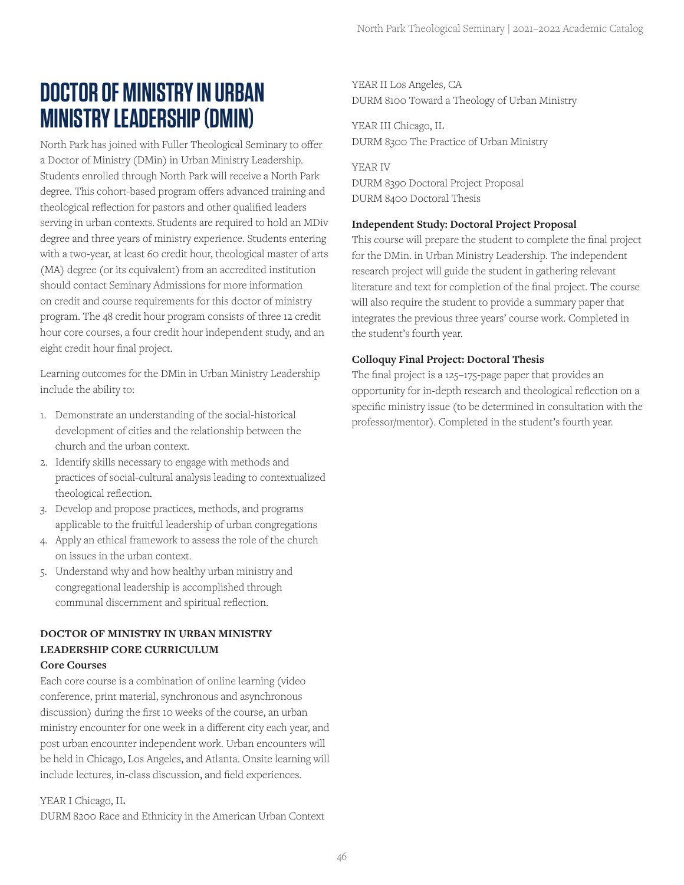# DOCTOR OF MINISTRY IN URBAN MINISTRY LEADERSHIP (DMIN)

North Park has joined with Fuller Theological Seminary to offer a Doctor of Ministry (DMin) in Urban Ministry Leadership. Students enrolled through North Park will receive a North Park degree. This cohort-based program offers advanced training and theological reflection for pastors and other qualified leaders serving in urban contexts. Students are required to hold an MDiv degree and three years of ministry experience. Students entering with a two-year, at least 60 credit hour, theological master of arts (MA) degree (or its equivalent) from an accredited institution should contact Seminary Admissions for more information on credit and course requirements for this doctor of ministry program. The 48 credit hour program consists of three 12 credit hour core courses, a four credit hour independent study, and an eight credit hour final project.

Learning outcomes for the DMin in Urban Ministry Leadership include the ability to:

1. Demonstrate an understanding of the social-historical development of cities and the relationship between the church and the urban context.
2. Identify skills necessary to engage with methods and practices of social-cultural analysis leading to contextualized theological reflection.
3. Develop and propose practices, methods, and programs applicable to the fruitful leadership of urban congregations
4. Apply an ethical framework to assess the role of the church on issues in the urban context.
5. Understand why and how healthy urban ministry and congregational leadership is accomplished through communal discernment and spiritual reflection.

**DOCTOR OF MINISTRY IN URBAN MINISTRY LEADERSHIP CORE CURRICULUM**

**Core Courses**

Each core course is a combination of online learning (video conference, print material, synchronous and asynchronous discussion) during the first 10 weeks of the course, an urban ministry encounter for one week in a different city each year, and post urban encounter independent work. Urban encounters will be held in Chicago, Los Angeles, and Atlanta. Onsite learning will include lectures, in-class discussion, and field experiences.

YEAR I Chicago, IL
DURM 8200 Race and Ethnicity in the American Urban Context

YEAR II Los Angeles, CA
DURM 8100 Toward a Theology of Urban Ministry

YEAR III Chicago, IL
DURM 8300 The Practice of Urban Ministry

YEAR IV
DURM 8390 Doctoral Project Proposal
DURM 8400 Doctoral Thesis

**Independent Study: Doctoral Project Proposal**

This course will prepare the student to complete the final project for the DMin. in Urban Ministry Leadership. The independent research project will guide the student in gathering relevant literature and text for completion of the final project. The course will also require the student to provide a summary paper that integrates the previous three years' course work. Completed in the student's fourth year.

**Colloquy Final Project: Doctoral Thesis**

The final project is a 125–175-page paper that provides an opportunity for in-depth research and theological reflection on a specific ministry issue (to be determined in consultation with the professor/mentor). Completed in the student's fourth year.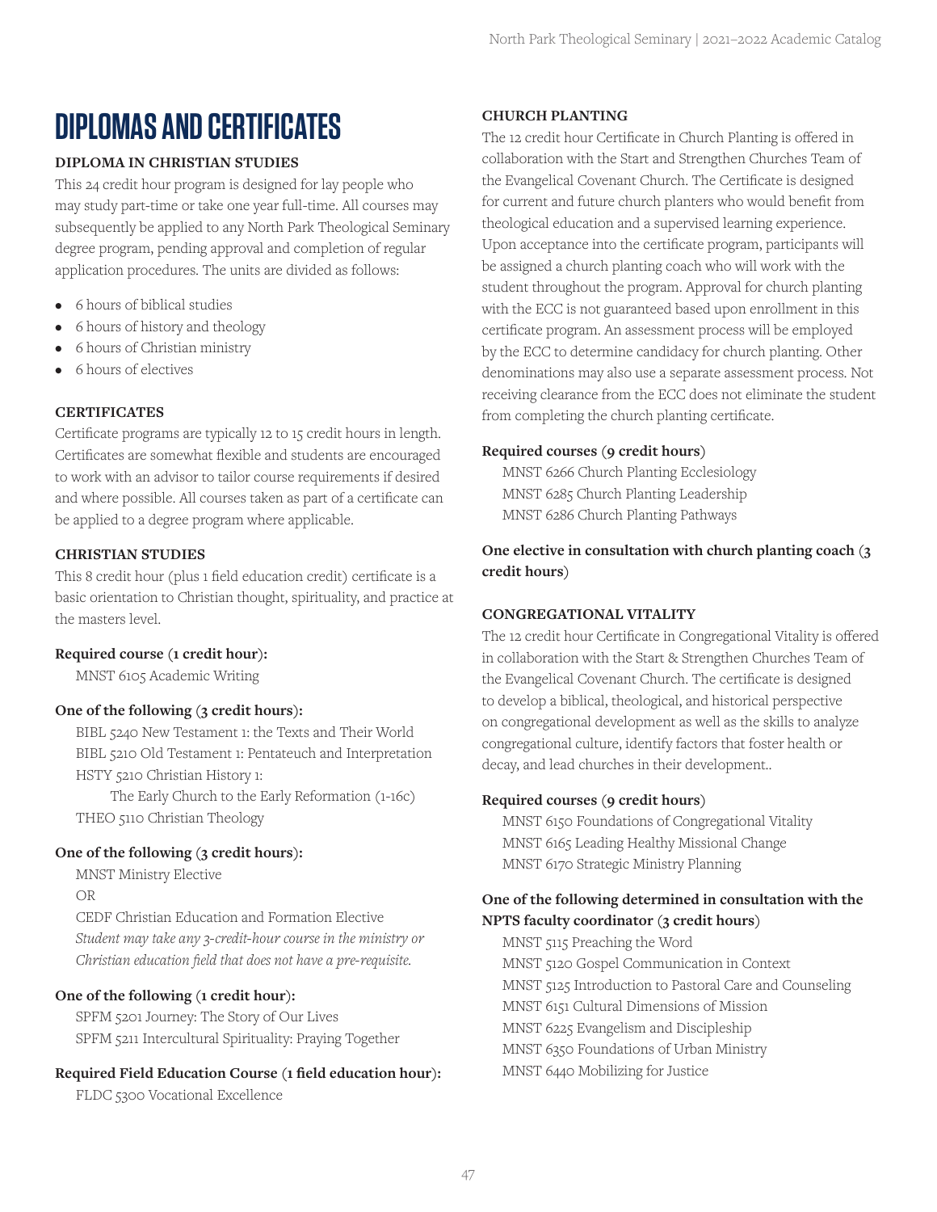# DIPLOMAS AND CERTIFICATES

### DIPLOMA IN CHRISTIAN STUDIES

This 24 credit hour program is designed for lay people who may study part-time or take one year full-time. All courses may subsequently be applied to any North Park Theological Seminary degree program, pending approval and completion of regular application procedures. The units are divided as follows:

- 6 hours of biblical studies
- 6 hours of history and theology
- 6 hours of Christian ministry
- 6 hours of electives

### CERTIFICATES

Certificate programs are typically 12 to 15 credit hours in length. Certificates are somewhat flexible and students are encouraged to work with an advisor to tailor course requirements if desired and where possible. All courses taken as part of a certificate can be applied to a degree program where applicable.

### CHRISTIAN STUDIES

This 8 credit hour (plus 1 field education credit) certificate is a basic orientation to Christian thought, spirituality, and practice at the masters level.

**Required course (1 credit hour):**

MNST 6105 Academic Writing

**One of the following (3 credit hours):**

BIBL 5240 New Testament 1: the Texts and Their World
BIBL 5210 Old Testament 1: Pentateuch and Interpretation
HSTY 5210 Christian History 1:
The Early Church to the Early Reformation (1-16c)
THEO 5110 Christian Theology

**One of the following (3 credit hours):**

MNST Ministry Elective
OR
CEDF Christian Education and Formation Elective
*Student may take any 3-credit-hour course in the ministry or Christian education field that does not have a pre-requisite.*

**One of the following (1 credit hour):**

SPFM 5201 Journey: The Story of Our Lives
SPFM 5211 Intercultural Spirituality: Praying Together

**Required Field Education Course (1 field education hour):**

FLDC 5300 Vocational Excellence

### CHURCH PLANTING

The 12 credit hour Certificate in Church Planting is offered in collaboration with the Start and Strengthen Churches Team of the Evangelical Covenant Church. The Certificate is designed for current and future church planters who would benefit from theological education and a supervised learning experience. Upon acceptance into the certificate program, participants will be assigned a church planting coach who will work with the student throughout the program. Approval for church planting with the ECC is not guaranteed based upon enrollment in this certificate program. An assessment process will be employed by the ECC to determine candidacy for church planting. Other denominations may also use a separate assessment process. Not receiving clearance from the ECC does not eliminate the student from completing the church planting certificate.

**Required courses (9 credit hours)**

MNST 6266 Church Planting Ecclesiology
MNST 6285 Church Planting Leadership
MNST 6286 Church Planting Pathways

**One elective in consultation with church planting coach (3 credit hours)**

### CONGREGATIONAL VITALITY

The 12 credit hour Certificate in Congregational Vitality is offered in collaboration with the Start & Strengthen Churches Team of the Evangelical Covenant Church. The certificate is designed to develop a biblical, theological, and historical perspective on congregational development as well as the skills to analyze congregational culture, identify factors that foster health or decay, and lead churches in their development..

**Required courses (9 credit hours)**

MNST 6150 Foundations of Congregational Vitality
MNST 6165 Leading Healthy Missional Change
MNST 6170 Strategic Ministry Planning

**One of the following determined in consultation with the NPTS faculty coordinator (3 credit hours)**

MNST 5115 Preaching the Word
MNST 5120 Gospel Communication in Context
MNST 5125 Introduction to Pastoral Care and Counseling
MNST 6151 Cultural Dimensions of Mission
MNST 6225 Evangelism and Discipleship
MNST 6350 Foundations of Urban Ministry
MNST 6440 Mobilizing for Justice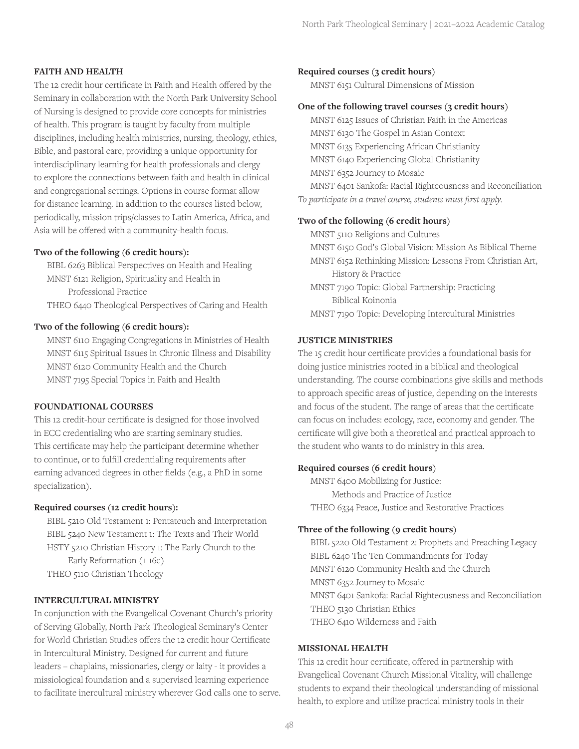### FAITH AND HEALTH

The 12 credit hour certificate in Faith and Health offered by the Seminary in collaboration with the North Park University School of Nursing is designed to provide core concepts for ministries of health. This program is taught by faculty from multiple disciplines, including health ministries, nursing, theology, ethics, Bible, and pastoral care, providing a unique opportunity for interdisciplinary learning for health professionals and clergy to explore the connections between faith and health in clinical and congregational settings. Options in course format allow for distance learning. In addition to the courses listed below, periodically, mission trips/classes to Latin America, Africa, and Asia will be offered with a community-health focus.

**Two of the following (6 credit hours):**

- BIBL 6263 Biblical Perspectives on Health and Healing
- MNST 6121 Religion, Spirituality and Health in Professional Practice
- THEO 6440 Theological Perspectives of Caring and Health

**Two of the following (6 credit hours):**

- MNST 6110 Engaging Congregations in Ministries of Health
- MNST 6115 Spiritual Issues in Chronic Illness and Disability
- MNST 6120 Community Health and the Church
- MNST 7195 Special Topics in Faith and Health

### FOUNDATIONAL COURSES

This 12 credit-hour certificate is designed for those involved in ECC credentialing who are starting seminary studies. This certificate may help the participant determine whether to continue, or to fulfill credentialing requirements after earning advanced degrees in other fields (e.g., a PhD in some specialization).

**Required courses (12 credit hours):**

- BIBL 5210 Old Testament 1: Pentateuch and Interpretation
- BIBL 5240 New Testament 1: The Texts and Their World
- HSTY 5210 Christian History 1: The Early Church to the Early Reformation (1-16c)
- THEO 5110 Christian Theology

### INTERCULTURAL MINISTRY

In conjunction with the Evangelical Covenant Church's priority of Serving Globally, North Park Theological Seminary's Center for World Christian Studies offers the 12 credit hour Certificate in Intercultural Ministry. Designed for current and future leaders – chaplains, missionaries, clergy or laity - it provides a missiological foundation and a supervised learning experience to facilitate inercultural ministry wherever God calls one to serve.

**Required courses (3 credit hours)**

- MNST 6151 Cultural Dimensions of Mission

**One of the following travel courses (3 credit hours)**

- MNST 6125 Issues of Christian Faith in the Americas
- MNST 6130 The Gospel in Asian Context
- MNST 6135 Experiencing African Christianity
- MNST 6140 Experiencing Global Christianity
- MNST 6352 Journey to Mosaic
- MNST 6401 Sankofa: Racial Righteousness and Reconciliation

*To participate in a travel course, students must first apply.*

**Two of the following (6 credit hours)**

- MNST 5110 Religions and Cultures
- MNST 6150 God's Global Vision: Mission As Biblical Theme
- MNST 6152 Rethinking Mission: Lessons From Christian Art, History & Practice
- MNST 7190 Topic: Global Partnership: Practicing Biblical Koinonia
- MNST 7190 Topic: Developing Intercultural Ministries

### JUSTICE MINISTRIES

The 15 credit hour certificate provides a foundational basis for doing justice ministries rooted in a biblical and theological understanding. The course combinations give skills and methods to approach specific areas of justice, depending on the interests and focus of the student. The range of areas that the certificate can focus on includes: ecology, race, economy and gender. The certificate will give both a theoretical and practical approach to the student who wants to do ministry in this area.

**Required courses (6 credit hours)**

- MNST 6400 Mobilizing for Justice: Methods and Practice of Justice
- THEO 6334 Peace, Justice and Restorative Practices

**Three of the following (9 credit hours)**

- BIBL 5220 Old Testament 2: Prophets and Preaching Legacy
- BIBL 6240 The Ten Commandments for Today
- MNST 6120 Community Health and the Church
- MNST 6352 Journey to Mosaic
- MNST 6401 Sankofa: Racial Righteousness and Reconciliation
- THEO 5130 Christian Ethics
- THEO 6410 Wilderness and Faith

### MISSIONAL HEALTH

This 12 credit hour certificate, offered in partnership with Evangelical Covenant Church Missional Vitality, will challenge students to expand their theological understanding of missional health, to explore and utilize practical ministry tools in their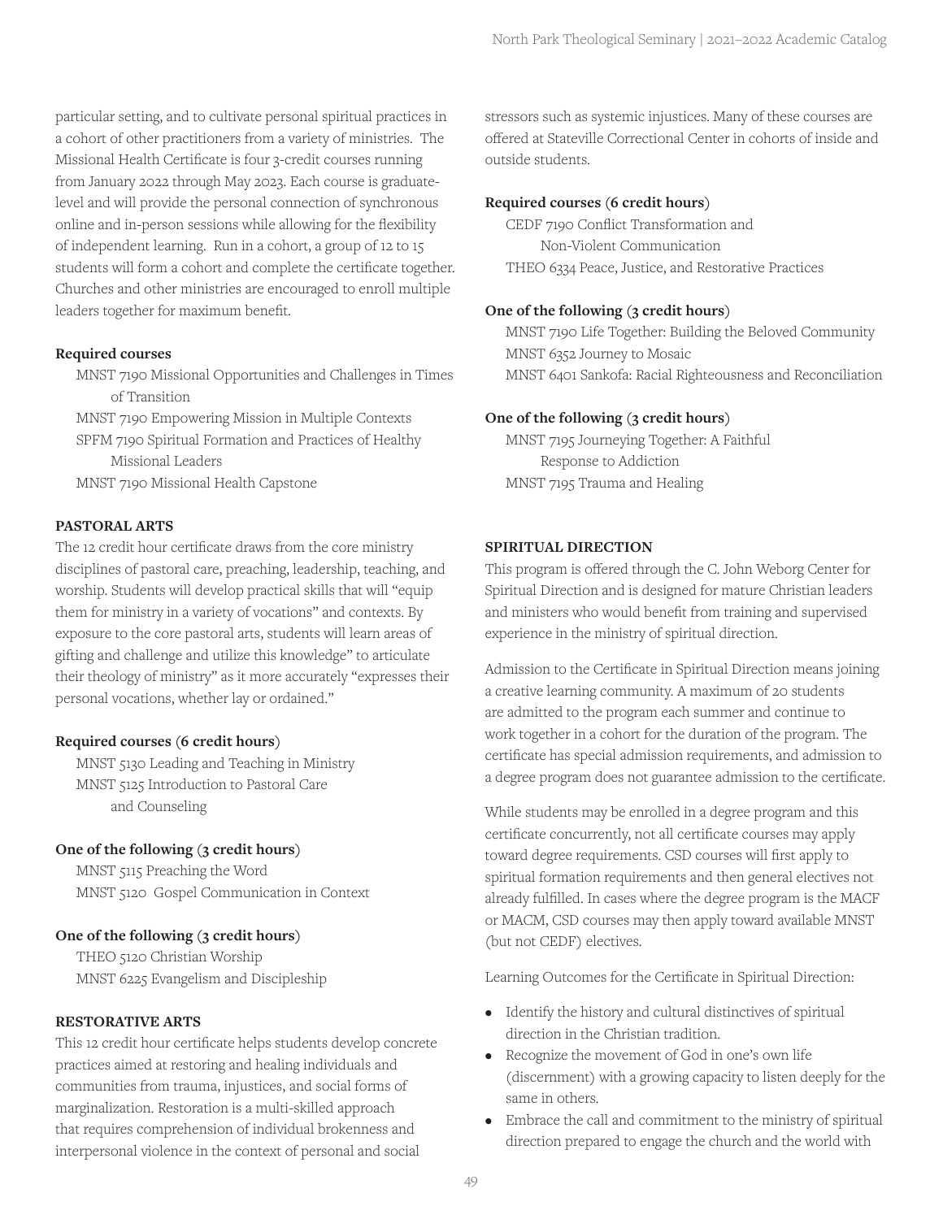particular setting, and to cultivate personal spiritual practices in a cohort of other practitioners from a variety of ministries. The Missional Health Certificate is four 3-credit courses running from January 2022 through May 2023. Each course is graduate-level and will provide the personal connection of synchronous online and in-person sessions while allowing for the flexibility of independent learning. Run in a cohort, a group of 12 to 15 students will form a cohort and complete the certificate together. Churches and other ministries are encouraged to enroll multiple leaders together for maximum benefit.

**Required courses**

MNST 7190 Missional Opportunities and Challenges in Times of Transition
MNST 7190 Empowering Mission in Multiple Contexts
SPFM 7190 Spiritual Formation and Practices of Healthy Missional Leaders
MNST 7190 Missional Health Capstone

### PASTORAL ARTS

The 12 credit hour certificate draws from the core ministry disciplines of pastoral care, preaching, leadership, teaching, and worship. Students will develop practical skills that will "equip them for ministry in a variety of vocations" and contexts. By exposure to the core pastoral arts, students will learn areas of gifting and challenge and utilize this knowledge" to articulate their theology of ministry" as it more accurately "expresses their personal vocations, whether lay or ordained."

**Required courses (6 credit hours)**

MNST 5130 Leading and Teaching in Ministry
MNST 5125 Introduction to Pastoral Care and Counseling

**One of the following (3 credit hours)**

MNST 5115 Preaching the Word
MNST 5120 Gospel Communication in Context

**One of the following (3 credit hours)**

THEO 5120 Christian Worship
MNST 6225 Evangelism and Discipleship

### RESTORATIVE ARTS

This 12 credit hour certificate helps students develop concrete practices aimed at restoring and healing individuals and communities from trauma, injustices, and social forms of marginalization. Restoration is a multi-skilled approach that requires comprehension of individual brokenness and interpersonal violence in the context of personal and social stressors such as systemic injustices. Many of these courses are offered at Stateville Correctional Center in cohorts of inside and outside students.

**Required courses (6 credit hours)**

CEDF 7190 Conflict Transformation and Non-Violent Communication
THEO 6334 Peace, Justice, and Restorative Practices

**One of the following (3 credit hours)**

MNST 7190 Life Together: Building the Beloved Community
MNST 6352 Journey to Mosaic
MNST 6401 Sankofa: Racial Righteousness and Reconciliation

**One of the following (3 credit hours)**

MNST 7195 Journeying Together: A Faithful Response to Addiction
MNST 7195 Trauma and Healing

### SPIRITUAL DIRECTION

This program is offered through the C. John Weborg Center for Spiritual Direction and is designed for mature Christian leaders and ministers who would benefit from training and supervised experience in the ministry of spiritual direction.

Admission to the Certificate in Spiritual Direction means joining a creative learning community. A maximum of 20 students are admitted to the program each summer and continue to work together in a cohort for the duration of the program. The certificate has special admission requirements, and admission to a degree program does not guarantee admission to the certificate.

While students may be enrolled in a degree program and this certificate concurrently, not all certificate courses may apply toward degree requirements. CSD courses will first apply to spiritual formation requirements and then general electives not already fulfilled. In cases where the degree program is the MACF or MACM, CSD courses may then apply toward available MNST (but not CEDF) electives.

Learning Outcomes for the Certificate in Spiritual Direction:

- Identify the history and cultural distinctives of spiritual direction in the Christian tradition.
- Recognize the movement of God in one's own life (discernment) with a growing capacity to listen deeply for the same in others.
- Embrace the call and commitment to the ministry of spiritual direction prepared to engage the church and the world with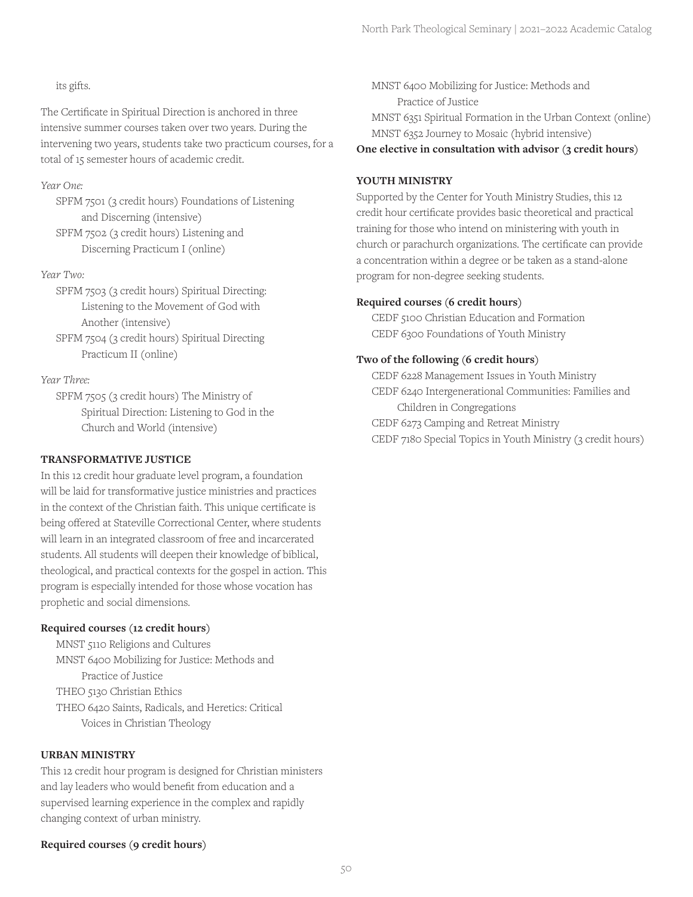its gifts.

The Certificate in Spiritual Direction is anchored in three intensive summer courses taken over two years. During the intervening two years, students take two practicum courses, for a total of 15 semester hours of academic credit.

*Year One:*

- SPFM 7501 (3 credit hours) Foundations of Listening and Discerning (intensive)
- SPFM 7502 (3 credit hours) Listening and Discerning Practicum I (online)

*Year Two:*

- SPFM 7503 (3 credit hours) Spiritual Directing: Listening to the Movement of God with Another (intensive)
- SPFM 7504 (3 credit hours) Spiritual Directing Practicum II (online)

*Year Three:*

- SPFM 7505 (3 credit hours) The Ministry of Spiritual Direction: Listening to God in the Church and World (intensive)

### TRANSFORMATIVE JUSTICE

In this 12 credit hour graduate level program, a foundation will be laid for transformative justice ministries and practices in the context of the Christian faith. This unique certificate is being offered at Stateville Correctional Center, where students will learn in an integrated classroom of free and incarcerated students. All students will deepen their knowledge of biblical, theological, and practical contexts for the gospel in action. This program is especially intended for those whose vocation has prophetic and social dimensions.

**Required courses (12 credit hours)**

- MNST 5110 Religions and Cultures
- MNST 6400 Mobilizing for Justice: Methods and Practice of Justice
- THEO 5130 Christian Ethics
- THEO 6420 Saints, Radicals, and Heretics: Critical Voices in Christian Theology

### URBAN MINISTRY

This 12 credit hour program is designed for Christian ministers and lay leaders who would benefit from education and a supervised learning experience in the complex and rapidly changing context of urban ministry.

**Required courses (9 credit hours)**

- MNST 6400 Mobilizing for Justice: Methods and Practice of Justice
- MNST 6351 Spiritual Formation in the Urban Context (online)
- MNST 6352 Journey to Mosaic (hybrid intensive)

**One elective in consultation with advisor (3 credit hours)**

### YOUTH MINISTRY

Supported by the Center for Youth Ministry Studies, this 12 credit hour certificate provides basic theoretical and practical training for those who intend on ministering with youth in church or parachurch organizations. The certificate can provide a concentration within a degree or be taken as a stand-alone program for non-degree seeking students.

**Required courses (6 credit hours)**

- CEDF 5100 Christian Education and Formation
- CEDF 6300 Foundations of Youth Ministry

**Two of the following (6 credit hours)**

- CEDF 6228 Management Issues in Youth Ministry
- CEDF 6240 Intergenerational Communities: Families and Children in Congregations
- CEDF 6273 Camping and Retreat Ministry
- CEDF 7180 Special Topics in Youth Ministry (3 credit hours)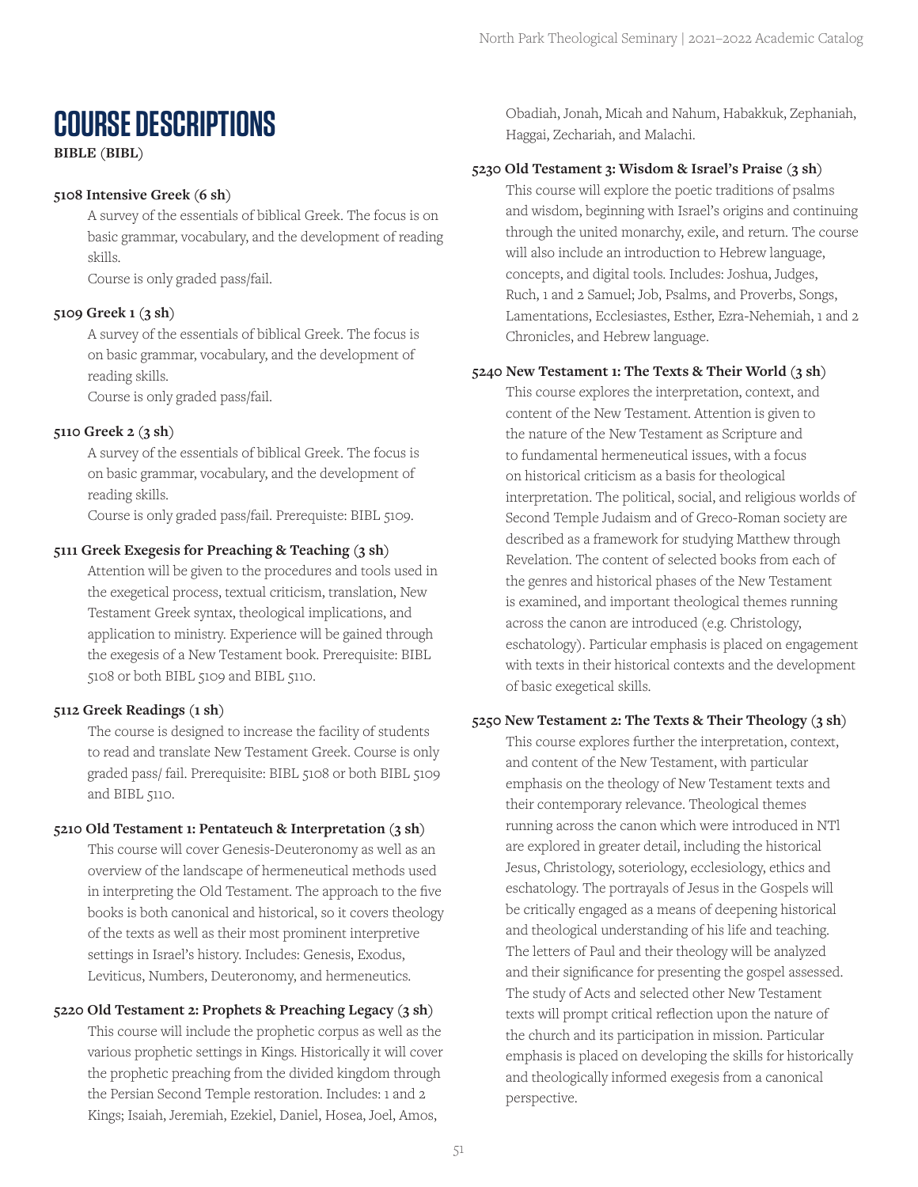# COURSE DESCRIPTIONS

**BIBLE (BIBL)**

**5108 Intensive Greek (6 sh)**

A survey of the essentials of biblical Greek. The focus is on basic grammar, vocabulary, and the development of reading skills.

Course is only graded pass/fail.

**5109 Greek 1 (3 sh)**

A survey of the essentials of biblical Greek. The focus is on basic grammar, vocabulary, and the development of reading skills.

Course is only graded pass/fail.

**5110 Greek 2 (3 sh)**

A survey of the essentials of biblical Greek. The focus is on basic grammar, vocabulary, and the development of reading skills.

Course is only graded pass/fail. Prerequiste: BIBL 5109.

**5111 Greek Exegesis for Preaching & Teaching (3 sh)**

Attention will be given to the procedures and tools used in the exegetical process, textual criticism, translation, New Testament Greek syntax, theological implications, and application to ministry. Experience will be gained through the exegesis of a New Testament book. Prerequisite: BIBL 5108 or both BIBL 5109 and BIBL 5110.

**5112 Greek Readings (1 sh)**

The course is designed to increase the facility of students to read and translate New Testament Greek. Course is only graded pass/ fail. Prerequisite: BIBL 5108 or both BIBL 5109 and BIBL 5110.

**5210 Old Testament 1: Pentateuch & Interpretation (3 sh)**

This course will cover Genesis-Deuteronomy as well as an overview of the landscape of hermeneutical methods used in interpreting the Old Testament. The approach to the five books is both canonical and historical, so it covers theology of the texts as well as their most prominent interpretive settings in Israel's history. Includes: Genesis, Exodus, Leviticus, Numbers, Deuteronomy, and hermeneutics.

**5220 Old Testament 2: Prophets & Preaching Legacy (3 sh)**

This course will include the prophetic corpus as well as the various prophetic settings in Kings. Historically it will cover the prophetic preaching from the divided kingdom through the Persian Second Temple restoration. Includes: 1 and 2 Kings; Isaiah, Jeremiah, Ezekiel, Daniel, Hosea, Joel, Amos, Obadiah, Jonah, Micah and Nahum, Habakkuk, Zephaniah, Haggai, Zechariah, and Malachi.

**5230 Old Testament 3: Wisdom & Israel's Praise (3 sh)**

This course will explore the poetic traditions of psalms and wisdom, beginning with Israel's origins and continuing through the united monarchy, exile, and return. The course will also include an introduction to Hebrew language, concepts, and digital tools. Includes: Joshua, Judges, Ruch, 1 and 2 Samuel; Job, Psalms, and Proverbs, Songs, Lamentations, Ecclesiastes, Esther, Ezra-Nehemiah, 1 and 2 Chronicles, and Hebrew language.

**5240 New Testament 1: The Texts & Their World (3 sh)**

This course explores the interpretation, context, and content of the New Testament. Attention is given to the nature of the New Testament as Scripture and to fundamental hermeneutical issues, with a focus on historical criticism as a basis for theological interpretation. The political, social, and religious worlds of Second Temple Judaism and of Greco-Roman society are described as a framework for studying Matthew through Revelation. The content of selected books from each of the genres and historical phases of the New Testament is examined, and important theological themes running across the canon are introduced (e.g. Christology, eschatology). Particular emphasis is placed on engagement with texts in their historical contexts and the development of basic exegetical skills.

**5250 New Testament 2: The Texts & Their Theology (3 sh)**

This course explores further the interpretation, context, and content of the New Testament, with particular emphasis on the theology of New Testament texts and their contemporary relevance. Theological themes running across the canon which were introduced in NT1 are explored in greater detail, including the historical Jesus, Christology, soteriology, ecclesiology, ethics and eschatology. The portrayals of Jesus in the Gospels will be critically engaged as a means of deepening historical and theological understanding of his life and teaching. The letters of Paul and their theology will be analyzed and their significance for presenting the gospel assessed. The study of Acts and selected other New Testament texts will prompt critical reflection upon the nature of the church and its participation in mission. Particular emphasis is placed on developing the skills for historically and theologically informed exegesis from a canonical perspective.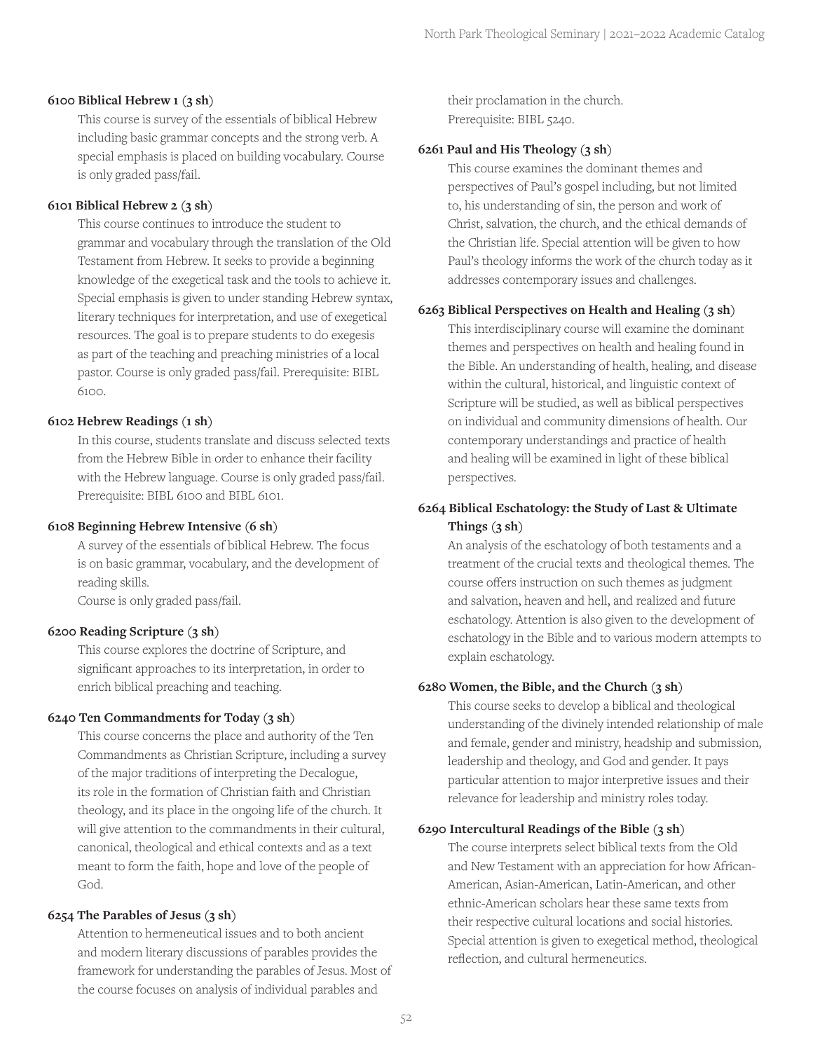**6100 Biblical Hebrew 1 (3 sh)**

This course is survey of the essentials of biblical Hebrew including basic grammar concepts and the strong verb. A special emphasis is placed on building vocabulary. Course is only graded pass/fail.

**6101 Biblical Hebrew 2 (3 sh)**

This course continues to introduce the student to grammar and vocabulary through the translation of the Old Testament from Hebrew. It seeks to provide a beginning knowledge of the exegetical task and the tools to achieve it. Special emphasis is given to under standing Hebrew syntax, literary techniques for interpretation, and use of exegetical resources. The goal is to prepare students to do exegesis as part of the teaching and preaching ministries of a local pastor. Course is only graded pass/fail. Prerequisite: BIBL 6100.

**6102 Hebrew Readings (1 sh)**

In this course, students translate and discuss selected texts from the Hebrew Bible in order to enhance their facility with the Hebrew language. Course is only graded pass/fail. Prerequisite: BIBL 6100 and BIBL 6101.

**6108 Beginning Hebrew Intensive (6 sh)**

A survey of the essentials of biblical Hebrew. The focus is on basic grammar, vocabulary, and the development of reading skills.
Course is only graded pass/fail.

**6200 Reading Scripture (3 sh)**

This course explores the doctrine of Scripture, and significant approaches to its interpretation, in order to enrich biblical preaching and teaching.

**6240 Ten Commandments for Today (3 sh)**

This course concerns the place and authority of the Ten Commandments as Christian Scripture, including a survey of the major traditions of interpreting the Decalogue, its role in the formation of Christian faith and Christian theology, and its place in the ongoing life of the church. It will give attention to the commandments in their cultural, canonical, theological and ethical contexts and as a text meant to form the faith, hope and love of the people of God.

**6254 The Parables of Jesus (3 sh)**

Attention to hermeneutical issues and to both ancient and modern literary discussions of parables provides the framework for understanding the parables of Jesus. Most of the course focuses on analysis of individual parables and their proclamation in the church.
Prerequisite: BIBL 5240.

**6261 Paul and His Theology (3 sh)**

This course examines the dominant themes and perspectives of Paul's gospel including, but not limited to, his understanding of sin, the person and work of Christ, salvation, the church, and the ethical demands of the Christian life. Special attention will be given to how Paul's theology informs the work of the church today as it addresses contemporary issues and challenges.

**6263 Biblical Perspectives on Health and Healing (3 sh)**

This interdisciplinary course will examine the dominant themes and perspectives on health and healing found in the Bible. An understanding of health, healing, and disease within the cultural, historical, and linguistic context of Scripture will be studied, as well as biblical perspectives on individual and community dimensions of health. Our contemporary understandings and practice of health and healing will be examined in light of these biblical perspectives.

**6264 Biblical Eschatology: the Study of Last & Ultimate Things (3 sh)**

An analysis of the eschatology of both testaments and a treatment of the crucial texts and theological themes. The course offers instruction on such themes as judgment and salvation, heaven and hell, and realized and future eschatology. Attention is also given to the development of eschatology in the Bible and to various modern attempts to explain eschatology.

**6280 Women, the Bible, and the Church (3 sh)**

This course seeks to develop a biblical and theological understanding of the divinely intended relationship of male and female, gender and ministry, headship and submission, leadership and theology, and God and gender. It pays particular attention to major interpretive issues and their relevance for leadership and ministry roles today.

**6290 Intercultural Readings of the Bible (3 sh)**

The course interprets select biblical texts from the Old and New Testament with an appreciation for how African-American, Asian-American, Latin-American, and other ethnic-American scholars hear these same texts from their respective cultural locations and social histories. Special attention is given to exegetical method, theological reflection, and cultural hermeneutics.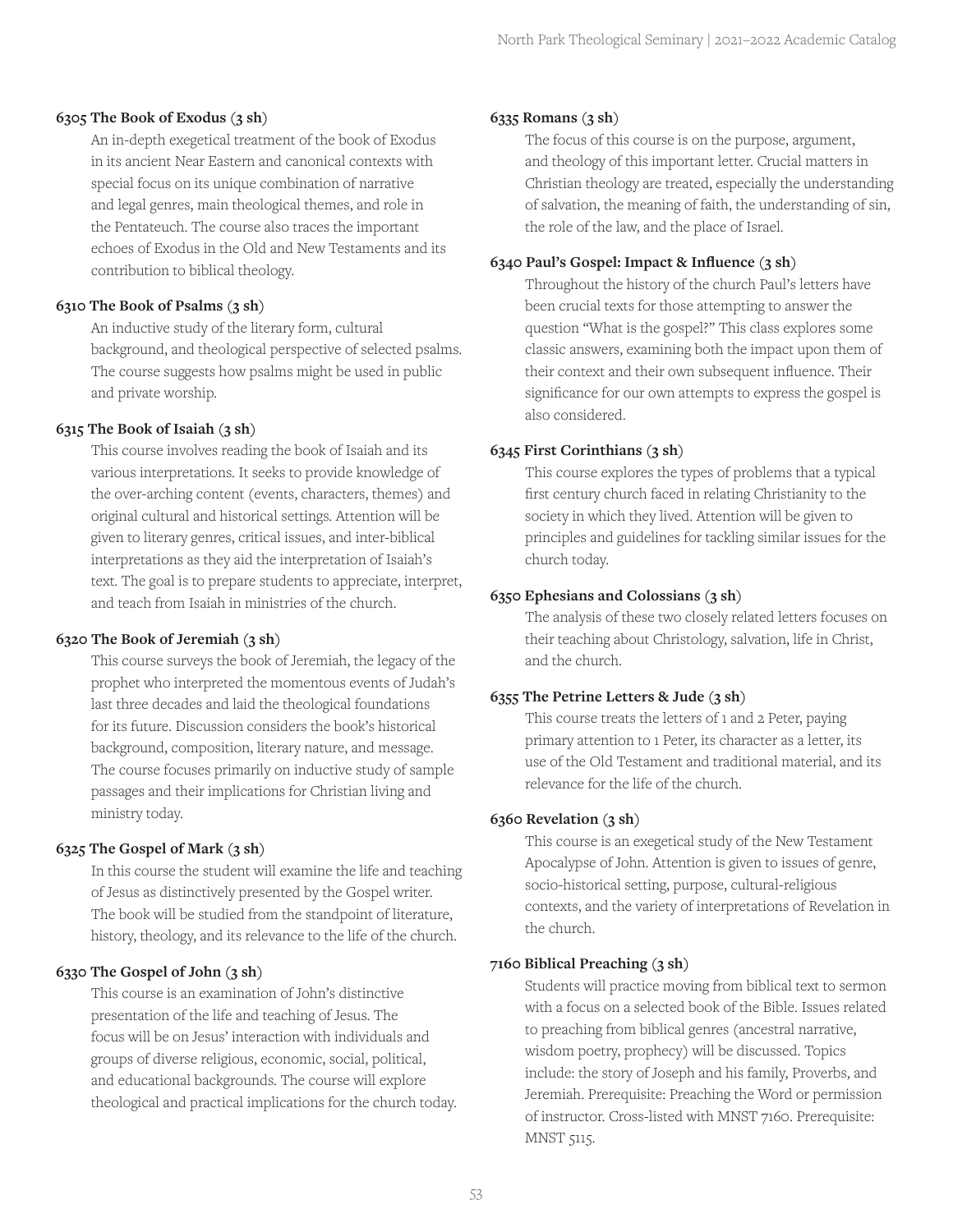**6305 The Book of Exodus (3 sh)**

An in-depth exegetical treatment of the book of Exodus in its ancient Near Eastern and canonical contexts with special focus on its unique combination of narrative and legal genres, main theological themes, and role in the Pentateuch. The course also traces the important echoes of Exodus in the Old and New Testaments and its contribution to biblical theology.

**6310 The Book of Psalms (3 sh)**

An inductive study of the literary form, cultural background, and theological perspective of selected psalms. The course suggests how psalms might be used in public and private worship.

**6315 The Book of Isaiah (3 sh)**

This course involves reading the book of Isaiah and its various interpretations. It seeks to provide knowledge of the over-arching content (events, characters, themes) and original cultural and historical settings. Attention will be given to literary genres, critical issues, and inter-biblical interpretations as they aid the interpretation of Isaiah's text. The goal is to prepare students to appreciate, interpret, and teach from Isaiah in ministries of the church.

**6320 The Book of Jeremiah (3 sh)**

This course surveys the book of Jeremiah, the legacy of the prophet who interpreted the momentous events of Judah's last three decades and laid the theological foundations for its future. Discussion considers the book's historical background, composition, literary nature, and message. The course focuses primarily on inductive study of sample passages and their implications for Christian living and ministry today.

**6325 The Gospel of Mark (3 sh)**

In this course the student will examine the life and teaching of Jesus as distinctively presented by the Gospel writer. The book will be studied from the standpoint of literature, history, theology, and its relevance to the life of the church.

**6330 The Gospel of John (3 sh)**

This course is an examination of John's distinctive presentation of the life and teaching of Jesus. The focus will be on Jesus' interaction with individuals and groups of diverse religious, economic, social, political, and educational backgrounds. The course will explore theological and practical implications for the church today.

**6335 Romans (3 sh)**

The focus of this course is on the purpose, argument, and theology of this important letter. Crucial matters in Christian theology are treated, especially the understanding of salvation, the meaning of faith, the understanding of sin, the role of the law, and the place of Israel.

**6340 Paul's Gospel: Impact & Influence (3 sh)**

Throughout the history of the church Paul's letters have been crucial texts for those attempting to answer the question "What is the gospel?" This class explores some classic answers, examining both the impact upon them of their context and their own subsequent influence. Their significance for our own attempts to express the gospel is also considered.

**6345 First Corinthians (3 sh)**

This course explores the types of problems that a typical first century church faced in relating Christianity to the society in which they lived. Attention will be given to principles and guidelines for tackling similar issues for the church today.

**6350 Ephesians and Colossians (3 sh)**

The analysis of these two closely related letters focuses on their teaching about Christology, salvation, life in Christ, and the church.

**6355 The Petrine Letters & Jude (3 sh)**

This course treats the letters of 1 and 2 Peter, paying primary attention to 1 Peter, its character as a letter, its use of the Old Testament and traditional material, and its relevance for the life of the church.

**6360 Revelation (3 sh)**

This course is an exegetical study of the New Testament Apocalypse of John. Attention is given to issues of genre, socio-historical setting, purpose, cultural-religious contexts, and the variety of interpretations of Revelation in the church.

**7160 Biblical Preaching (3 sh)**

Students will practice moving from biblical text to sermon with a focus on a selected book of the Bible. Issues related to preaching from biblical genres (ancestral narrative, wisdom poetry, prophecy) will be discussed. Topics include: the story of Joseph and his family, Proverbs, and Jeremiah. Prerequisite: Preaching the Word or permission of instructor. Cross-listed with MNST 7160. Prerequisite: MNST 5115.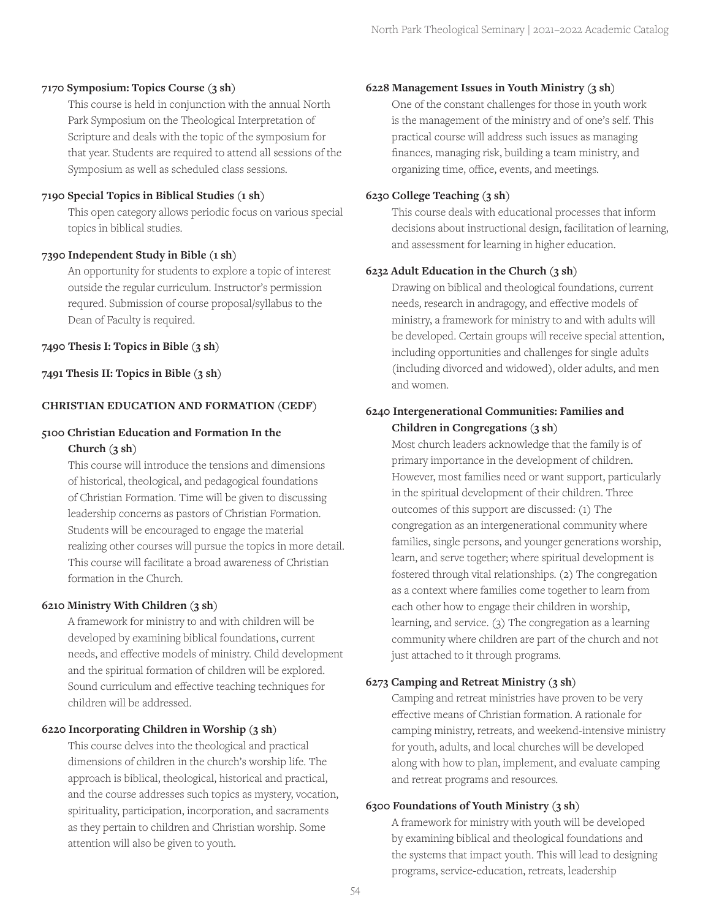**7170 Symposium: Topics Course (3 sh)**

This course is held in conjunction with the annual North Park Symposium on the Theological Interpretation of Scripture and deals with the topic of the symposium for that year. Students are required to attend all sessions of the Symposium as well as scheduled class sessions.

**7190 Special Topics in Biblical Studies (1 sh)**

This open category allows periodic focus on various special topics in biblical studies.

**7390 Independent Study in Bible (1 sh)**

An opportunity for students to explore a topic of interest outside the regular curriculum. Instructor's permission requred. Submission of course proposal/syllabus to the Dean of Faculty is required.

**7490 Thesis I: Topics in Bible (3 sh)**

**7491 Thesis II: Topics in Bible (3 sh)**

**CHRISTIAN EDUCATION AND FORMATION (CEDF)**

**5100 Christian Education and Formation In the Church (3 sh)**

This course will introduce the tensions and dimensions of historical, theological, and pedagogical foundations of Christian Formation. Time will be given to discussing leadership concerns as pastors of Christian Formation. Students will be encouraged to engage the material realizing other courses will pursue the topics in more detail. This course will facilitate a broad awareness of Christian formation in the Church.

**6210 Ministry With Children (3 sh)**

A framework for ministry to and with children will be developed by examining biblical foundations, current needs, and effective models of ministry. Child development and the spiritual formation of children will be explored. Sound curriculum and effective teaching techniques for children will be addressed.

**6220 Incorporating Children in Worship (3 sh)**

This course delves into the theological and practical dimensions of children in the church's worship life. The approach is biblical, theological, historical and practical, and the course addresses such topics as mystery, vocation, spirituality, participation, incorporation, and sacraments as they pertain to children and Christian worship. Some attention will also be given to youth.

**6228 Management Issues in Youth Ministry (3 sh)**

One of the constant challenges for those in youth work is the management of the ministry and of one's self. This practical course will address such issues as managing finances, managing risk, building a team ministry, and organizing time, office, events, and meetings.

**6230 College Teaching (3 sh)**

This course deals with educational processes that inform decisions about instructional design, facilitation of learning, and assessment for learning in higher education.

**6232 Adult Education in the Church (3 sh)**

Drawing on biblical and theological foundations, current needs, research in andragogy, and effective models of ministry, a framework for ministry to and with adults will be developed. Certain groups will receive special attention, including opportunities and challenges for single adults (including divorced and widowed), older adults, and men and women.

**6240 Intergenerational Communities: Families and Children in Congregations (3 sh)**

Most church leaders acknowledge that the family is of primary importance in the development of children. However, most families need or want support, particularly in the spiritual development of their children. Three outcomes of this support are discussed: (1) The congregation as an intergenerational community where families, single persons, and younger generations worship, learn, and serve together; where spiritual development is fostered through vital relationships. (2) The congregation as a context where families come together to learn from each other how to engage their children in worship, learning, and service. (3) The congregation as a learning community where children are part of the church and not just attached to it through programs.

**6273 Camping and Retreat Ministry (3 sh)**

Camping and retreat ministries have proven to be very effective means of Christian formation. A rationale for camping ministry, retreats, and weekend-intensive ministry for youth, adults, and local churches will be developed along with how to plan, implement, and evaluate camping and retreat programs and resources.

**6300 Foundations of Youth Ministry (3 sh)**

A framework for ministry with youth will be developed by examining biblical and theological foundations and the systems that impact youth. This will lead to designing programs, service-education, retreats, leadership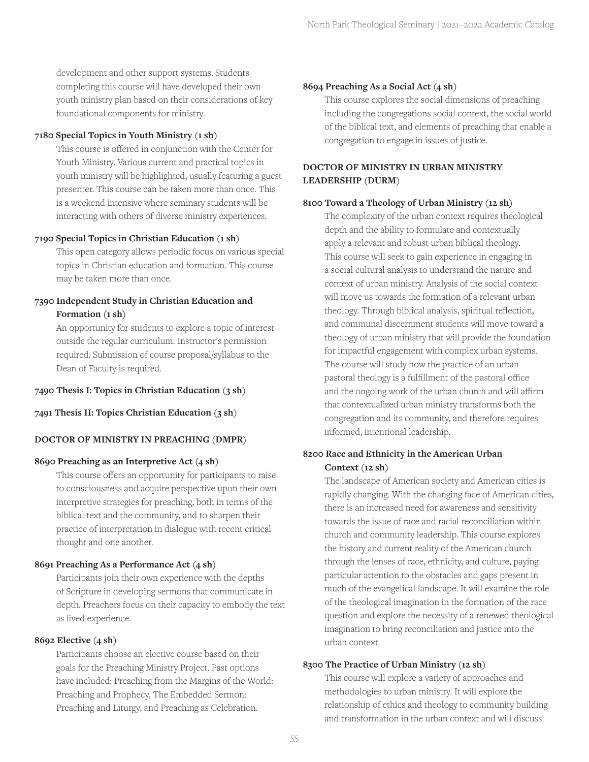development and other support systems. Students completing this course will have developed their own youth ministry plan based on their considerations of key foundational components for ministry.

**7180 Special Topics in Youth Ministry (1 sh)**

This course is offered in conjunction with the Center for Youth Ministry. Various current and practical topics in youth ministry will be highlighted, usually featuring a guest presenter. This course can be taken more than once. This is a weekend intensive where seminary students will be interacting with others of diverse ministry experiences.

**7190 Special Topics in Christian Education (1 sh)**

This open category allows periodic focus on various special topics in Christian education and formation. This course may be taken more than once.

**7390 Independent Study in Christian Education and Formation (1 sh)**

An opportunity for students to explore a topic of interest outside the regular curriculum. Instructor's permission required. Submission of course proposal/syllabus to the Dean of Faculty is required.

**7490 Thesis I: Topics in Christian Education (3 sh)**

**7491 Thesis II: Topics Christian Education (3 sh)**

## DOCTOR OF MINISTRY IN PREACHING (DMPR)

**8690 Preaching as an Interpretive Act (4 sh)**

This course offers an opportunity for participants to raise to consciousness and acquire perspective upon their own interpretive strategies for preaching, both in terms of the biblical text and the community, and to sharpen their practice of interpretation in dialogue with recent critical thought and one another.

**8691 Preaching As a Performance Act (4 sh)**

Participants join their own experience with the depths of Scripture in developing sermons that communicate in depth. Preachers focus on their capacity to embody the text as lived experience.

**8692 Elective (4 sh)**

Participants choose an elective course based on their goals for the Preaching Ministry Project. Past options have included: Preaching from the Margins of the World: Preaching and Prophecy, The Embedded Sermon: Preaching and Liturgy, and Preaching as Celebration.

**8694 Preaching As a Social Act (4 sh)**

This course explores the social dimensions of preaching including the congregations social context, the social world of the biblical text, and elements of preaching that enable a congregation to engage in issues of justice.

## DOCTOR OF MINISTRY IN URBAN MINISTRY LEADERSHIP (DURM)

**8100 Toward a Theology of Urban Ministry (12 sh)**

The complexity of the urban context requires theological depth and the ability to formulate and contextually apply a relevant and robust urban biblical theology. This course will seek to gain experience in engaging in a social cultural analysis to understand the nature and context of urban ministry. Analysis of the social context will move us towards the formation of a relevant urban theology. Through biblical analysis, spiritual reflection, and communal discernment students will move toward a theology of urban ministry that will provide the foundation for impactful engagement with complex urban systems. The course will study how the practice of an urban pastoral theology is a fulfillment of the pastoral office and the ongoing work of the urban church and will affirm that contextualized urban ministry transforms both the congregation and its community, and therefore requires informed, intentional leadership.

**8200 Race and Ethnicity in the American Urban Context (12 sh)**

The landscape of American society and American cities is rapidly changing. With the changing face of American cities, there is an increased need for awareness and sensitivity towards the issue of race and racial reconciliation within church and community leadership. This course explores the history and current reality of the American church through the lenses of race, ethnicity, and culture, paying particular attention to the obstacles and gaps present in much of the evangelical landscape. It will examine the role of the theological imagination in the formation of the race question and explore the necessity of a renewed theological imagination to bring reconciliation and justice into the urban context.

**8300 The Practice of Urban Ministry (12 sh)**

This course will explore a variety of approaches and methodologies to urban ministry. It will explore the relationship of ethics and theology to community building and transformation in the urban context and will discuss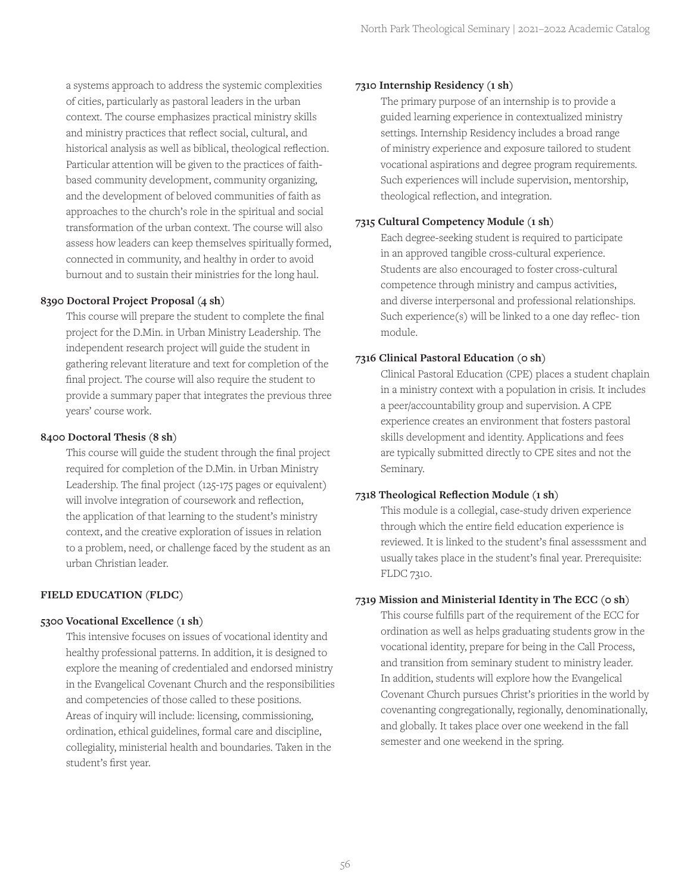a systems approach to address the systemic complexities of cities, particularly as pastoral leaders in the urban context. The course emphasizes practical ministry skills and ministry practices that reflect social, cultural, and historical analysis as well as biblical, theological reflection. Particular attention will be given to the practices of faith-based community development, community organizing, and the development of beloved communities of faith as approaches to the church's role in the spiritual and social transformation of the urban context. The course will also assess how leaders can keep themselves spiritually formed, connected in community, and healthy in order to avoid burnout and to sustain their ministries for the long haul.

**8390 Doctoral Project Proposal (4 sh)**

This course will prepare the student to complete the final project for the D.Min. in Urban Ministry Leadership. The independent research project will guide the student in gathering relevant literature and text for completion of the final project. The course will also require the student to provide a summary paper that integrates the previous three years' course work.

**8400 Doctoral Thesis (8 sh)**

This course will guide the student through the final project required for completion of the D.Min. in Urban Ministry Leadership. The final project (125-175 pages or equivalent) will involve integration of coursework and reflection, the application of that learning to the student's ministry context, and the creative exploration of issues in relation to a problem, need, or challenge faced by the student as an urban Christian leader.

**FIELD EDUCATION (FLDC)**

**5300 Vocational Excellence (1 sh)**

This intensive focuses on issues of vocational identity and healthy professional patterns. In addition, it is designed to explore the meaning of credentialed and endorsed ministry in the Evangelical Covenant Church and the responsibilities and competencies of those called to these positions. Areas of inquiry will include: licensing, commissioning, ordination, ethical guidelines, formal care and discipline, collegiality, ministerial health and boundaries. Taken in the student's first year.

**7310 Internship Residency (1 sh)**

The primary purpose of an internship is to provide a guided learning experience in contextualized ministry settings. Internship Residency includes a broad range of ministry experience and exposure tailored to student vocational aspirations and degree program requirements. Such experiences will include supervision, mentorship, theological reflection, and integration.

**7315 Cultural Competency Module (1 sh)**

Each degree-seeking student is required to participate in an approved tangible cross-cultural experience. Students are also encouraged to foster cross-cultural competence through ministry and campus activities, and diverse interpersonal and professional relationships. Such experience(s) will be linked to a one day reflec- tion module.

**7316 Clinical Pastoral Education (0 sh)**

Clinical Pastoral Education (CPE) places a student chaplain in a ministry context with a population in crisis. It includes a peer/accountability group and supervision. A CPE experience creates an environment that fosters pastoral skills development and identity. Applications and fees are typically submitted directly to CPE sites and not the Seminary.

**7318 Theological Reflection Module (1 sh)**

This module is a collegial, case-study driven experience through which the entire field education experience is reviewed. It is linked to the student's final assesssment and usually takes place in the student's final year. Prerequisite: FLDC 7310.

**7319 Mission and Ministerial Identity in The ECC (0 sh)**

This course fulfills part of the requirement of the ECC for ordination as well as helps graduating students grow in the vocational identity, prepare for being in the Call Process, and transition from seminary student to ministry leader. In addition, students will explore how the Evangelical Covenant Church pursues Christ's priorities in the world by covenanting congregationally, regionally, denominationally, and globally. It takes place over one weekend in the fall semester and one weekend in the spring.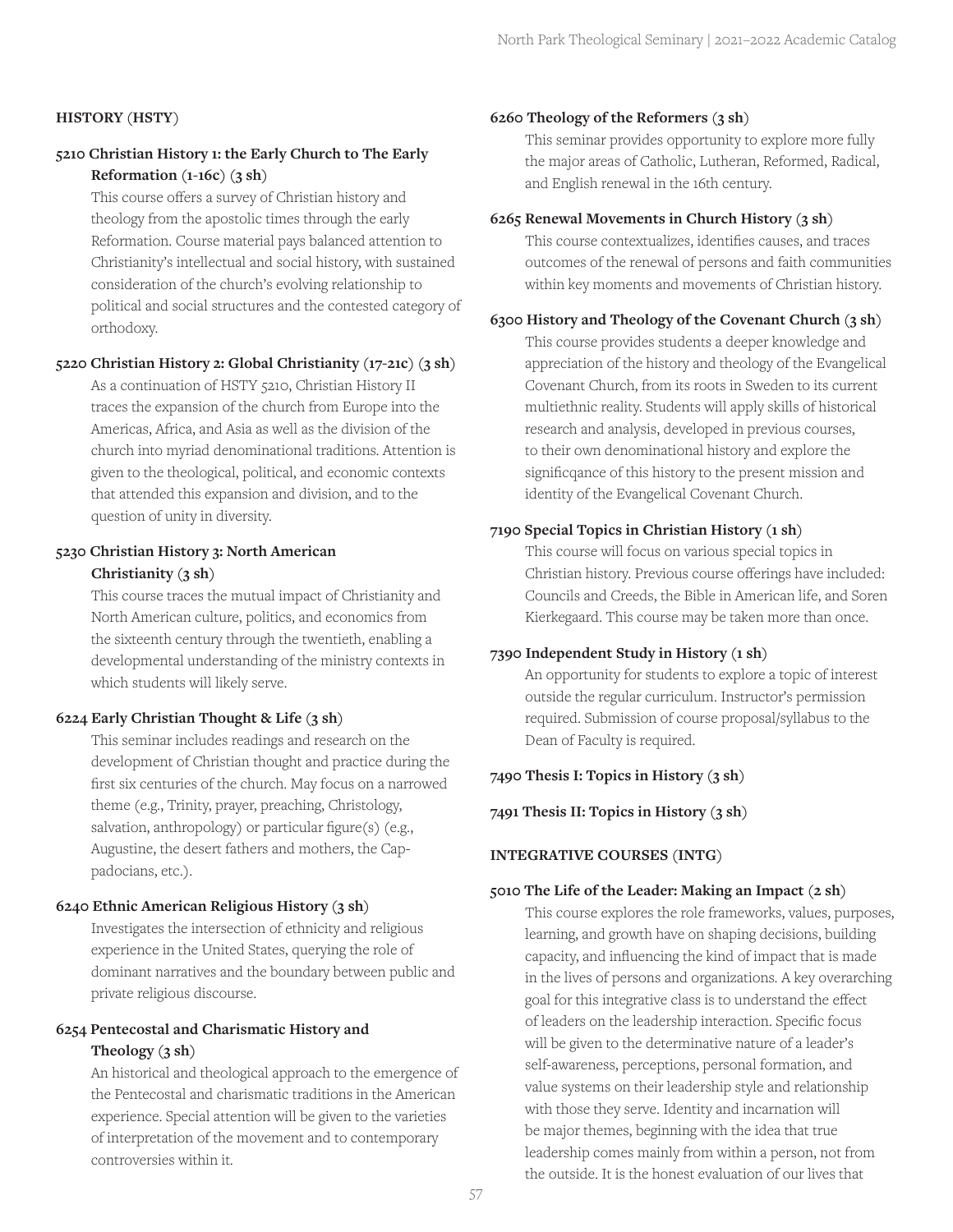## HISTORY (HSTY)

### 5210 Christian History 1: the Early Church to The Early Reformation (1-16c) (3 sh)

This course offers a survey of Christian history and theology from the apostolic times through the early Reformation. Course material pays balanced attention to Christianity's intellectual and social history, with sustained consideration of the church's evolving relationship to political and social structures and the contested category of orthodoxy.

### 5220 Christian History 2: Global Christianity (17-21c) (3 sh)

As a continuation of HSTY 5210, Christian History II traces the expansion of the church from Europe into the Americas, Africa, and Asia as well as the division of the church into myriad denominational traditions. Attention is given to the theological, political, and economic contexts that attended this expansion and division, and to the question of unity in diversity.

### 5230 Christian History 3: North American Christianity (3 sh)

This course traces the mutual impact of Christianity and North American culture, politics, and economics from the sixteenth century through the twentieth, enabling a developmental understanding of the ministry contexts in which students will likely serve.

### 6224 Early Christian Thought & Life (3 sh)

This seminar includes readings and research on the development of Christian thought and practice during the first six centuries of the church. May focus on a narrowed theme (e.g., Trinity, prayer, preaching, Christology, salvation, anthropology) or particular figure(s) (e.g., Augustine, the desert fathers and mothers, the Cappadocians, etc.).

### 6240 Ethnic American Religious History (3 sh)

Investigates the intersection of ethnicity and religious experience in the United States, querying the role of dominant narratives and the boundary between public and private religious discourse.

### 6254 Pentecostal and Charismatic History and Theology (3 sh)

An historical and theological approach to the emergence of the Pentecostal and charismatic traditions in the American experience. Special attention will be given to the varieties of interpretation of the movement and to contemporary controversies within it.

### 6260 Theology of the Reformers (3 sh)

This seminar provides opportunity to explore more fully the major areas of Catholic, Lutheran, Reformed, Radical, and English renewal in the 16th century.

### 6265 Renewal Movements in Church History (3 sh)

This course contextualizes, identifies causes, and traces outcomes of the renewal of persons and faith communities within key moments and movements of Christian history.

### 6300 History and Theology of the Covenant Church (3 sh)

This course provides students a deeper knowledge and appreciation of the history and theology of the Evangelical Covenant Church, from its roots in Sweden to its current multiethnic reality. Students will apply skills of historical research and analysis, developed in previous courses, to their own denominational history and explore the significqance of this history to the present mission and identity of the Evangelical Covenant Church.

### 7190 Special Topics in Christian History (1 sh)

This course will focus on various special topics in Christian history. Previous course offerings have included: Councils and Creeds, the Bible in American life, and Soren Kierkegaard. This course may be taken more than once.

### 7390 Independent Study in History (1 sh)

An opportunity for students to explore a topic of interest outside the regular curriculum. Instructor's permission required. Submission of course proposal/syllabus to the Dean of Faculty is required.

### 7490 Thesis I: Topics in History (3 sh)

### 7491 Thesis II: Topics in History (3 sh)

## INTEGRATIVE COURSES (INTG)

### 5010 The Life of the Leader: Making an Impact (2 sh)

This course explores the role frameworks, values, purposes, learning, and growth have on shaping decisions, building capacity, and influencing the kind of impact that is made in the lives of persons and organizations. A key overarching goal for this integrative class is to understand the effect of leaders on the leadership interaction. Specific focus will be given to the determinative nature of a leader's self-awareness, perceptions, personal formation, and value systems on their leadership style and relationship with those they serve. Identity and incarnation will be major themes, beginning with the idea that true leadership comes mainly from within a person, not from the outside. It is the honest evaluation of our lives that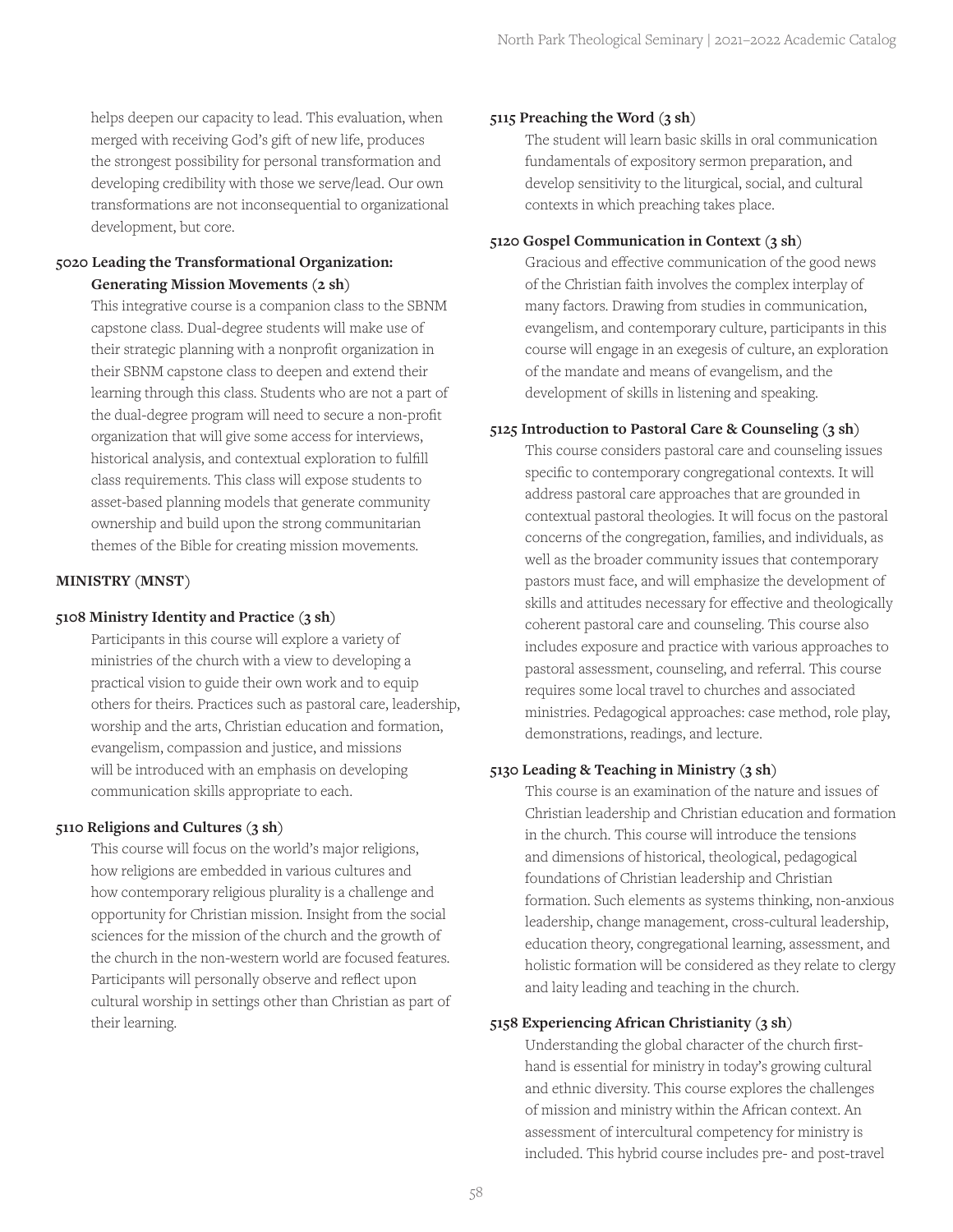helps deepen our capacity to lead. This evaluation, when merged with receiving God's gift of new life, produces the strongest possibility for personal transformation and developing credibility with those we serve/lead. Our own transformations are not inconsequential to organizational development, but core.

**5020 Leading the Transformational Organization: Generating Mission Movements (2 sh)**

This integrative course is a companion class to the SBNM capstone class. Dual-degree students will make use of their strategic planning with a nonprofit organization in their SBNM capstone class to deepen and extend their learning through this class. Students who are not a part of the dual-degree program will need to secure a non-profit organization that will give some access for interviews, historical analysis, and contextual exploration to fulfill class requirements. This class will expose students to asset-based planning models that generate community ownership and build upon the strong communitarian themes of the Bible for creating mission movements.

## MINISTRY (MNST)

**5108 Ministry Identity and Practice (3 sh)**

Participants in this course will explore a variety of ministries of the church with a view to developing a practical vision to guide their own work and to equip others for theirs. Practices such as pastoral care, leadership, worship and the arts, Christian education and formation, evangelism, compassion and justice, and missions will be introduced with an emphasis on developing communication skills appropriate to each.

**5110 Religions and Cultures (3 sh)**

This course will focus on the world's major religions, how religions are embedded in various cultures and how contemporary religious plurality is a challenge and opportunity for Christian mission. Insight from the social sciences for the mission of the church and the growth of the church in the non-western world are focused features. Participants will personally observe and reflect upon cultural worship in settings other than Christian as part of their learning.

**5115 Preaching the Word (3 sh)**

The student will learn basic skills in oral communication fundamentals of expository sermon preparation, and develop sensitivity to the liturgical, social, and cultural contexts in which preaching takes place.

**5120 Gospel Communication in Context (3 sh)**

Gracious and effective communication of the good news of the Christian faith involves the complex interplay of many factors. Drawing from studies in communication, evangelism, and contemporary culture, participants in this course will engage in an exegesis of culture, an exploration of the mandate and means of evangelism, and the development of skills in listening and speaking.

**5125 Introduction to Pastoral Care & Counseling (3 sh)**

This course considers pastoral care and counseling issues specific to contemporary congregational contexts. It will address pastoral care approaches that are grounded in contextual pastoral theologies. It will focus on the pastoral concerns of the congregation, families, and individuals, as well as the broader community issues that contemporary pastors must face, and will emphasize the development of skills and attitudes necessary for effective and theologically coherent pastoral care and counseling. This course also includes exposure and practice with various approaches to pastoral assessment, counseling, and referral. This course requires some local travel to churches and associated ministries. Pedagogical approaches: case method, role play, demonstrations, readings, and lecture.

**5130 Leading & Teaching in Ministry (3 sh)**

This course is an examination of the nature and issues of Christian leadership and Christian education and formation in the church. This course will introduce the tensions and dimensions of historical, theological, pedagogical foundations of Christian leadership and Christian formation. Such elements as systems thinking, non-anxious leadership, change management, cross-cultural leadership, education theory, congregational learning, assessment, and holistic formation will be considered as they relate to clergy and laity leading and teaching in the church.

**5158 Experiencing African Christianity (3 sh)**

Understanding the global character of the church first-hand is essential for ministry in today's growing cultural and ethnic diversity. This course explores the challenges of mission and ministry within the African context. An assessment of intercultural competency for ministry is included. This hybrid course includes pre- and post-travel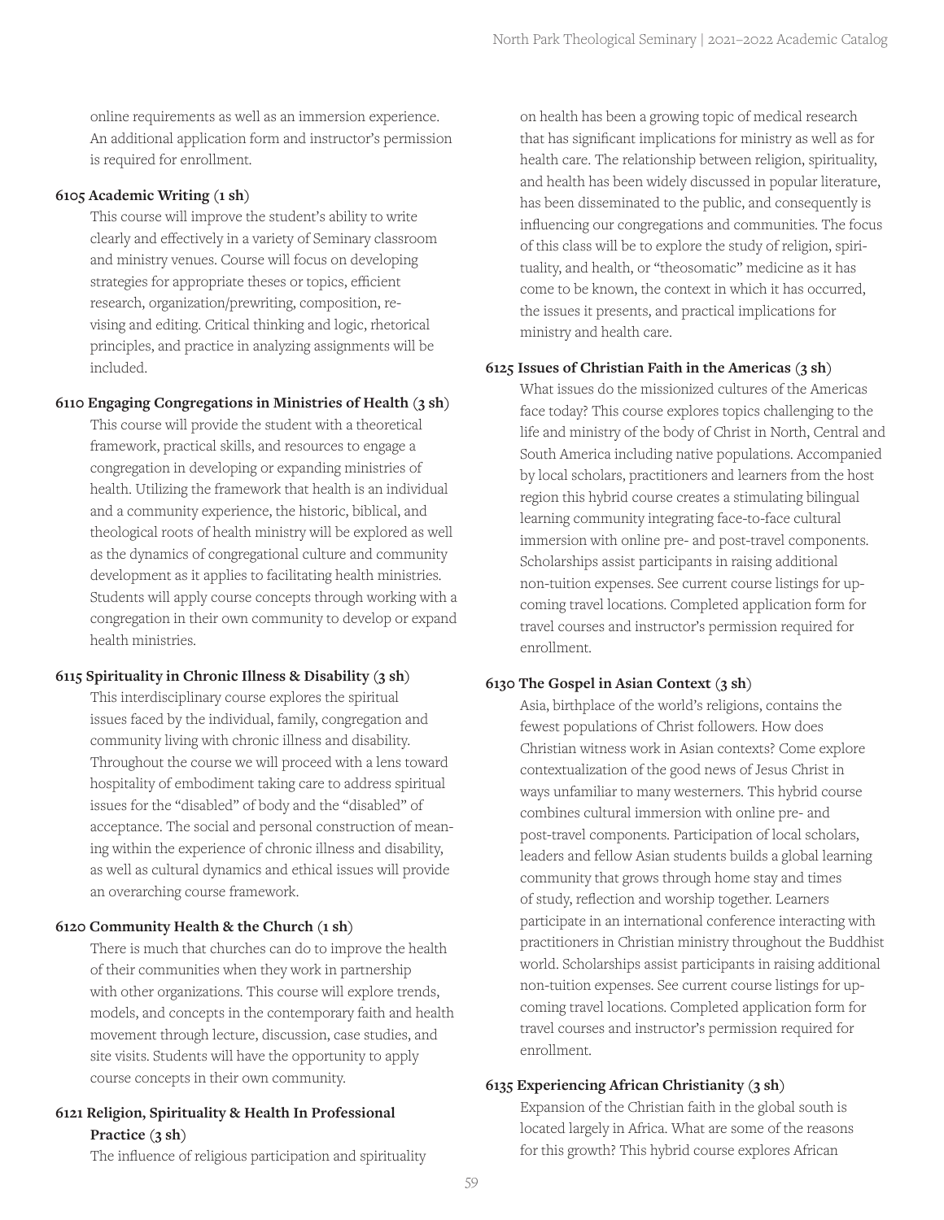online requirements as well as an immersion experience. An additional application form and instructor's permission is required for enrollment.

**6105 Academic Writing (1 sh)**

This course will improve the student's ability to write clearly and effectively in a variety of Seminary classroom and ministry venues. Course will focus on developing strategies for appropriate theses or topics, efficient research, organization/prewriting, composition, revising and editing. Critical thinking and logic, rhetorical principles, and practice in analyzing assignments will be included.

**6110 Engaging Congregations in Ministries of Health (3 sh)**

This course will provide the student with a theoretical framework, practical skills, and resources to engage a congregation in developing or expanding ministries of health. Utilizing the framework that health is an individual and a community experience, the historic, biblical, and theological roots of health ministry will be explored as well as the dynamics of congregational culture and community development as it applies to facilitating health ministries. Students will apply course concepts through working with a congregation in their own community to develop or expand health ministries.

**6115 Spirituality in Chronic Illness & Disability (3 sh)**

This interdisciplinary course explores the spiritual issues faced by the individual, family, congregation and community living with chronic illness and disability. Throughout the course we will proceed with a lens toward hospitality of embodiment taking care to address spiritual issues for the "disabled" of body and the "disabled" of acceptance. The social and personal construction of meaning within the experience of chronic illness and disability, as well as cultural dynamics and ethical issues will provide an overarching course framework.

**6120 Community Health & the Church (1 sh)**

There is much that churches can do to improve the health of their communities when they work in partnership with other organizations. This course will explore trends, models, and concepts in the contemporary faith and health movement through lecture, discussion, case studies, and site visits. Students will have the opportunity to apply course concepts in their own community.

**6121 Religion, Spirituality & Health In Professional Practice (3 sh)**

The influence of religious participation and spirituality on health has been a growing topic of medical research that has significant implications for ministry as well as for health care. The relationship between religion, spirituality, and health has been widely discussed in popular literature, has been disseminated to the public, and consequently is influencing our congregations and communities. The focus of this class will be to explore the study of religion, spirituality, and health, or "theosomatic" medicine as it has come to be known, the context in which it has occurred, the issues it presents, and practical implications for ministry and health care.

**6125 Issues of Christian Faith in the Americas (3 sh)**

What issues do the missionized cultures of the Americas face today? This course explores topics challenging to the life and ministry of the body of Christ in North, Central and South America including native populations. Accompanied by local scholars, practitioners and learners from the host region this hybrid course creates a stimulating bilingual learning community integrating face-to-face cultural immersion with online pre- and post-travel components. Scholarships assist participants in raising additional non-tuition expenses. See current course listings for upcoming travel locations. Completed application form for travel courses and instructor's permission required for enrollment.

**6130 The Gospel in Asian Context (3 sh)**

Asia, birthplace of the world's religions, contains the fewest populations of Christ followers. How does Christian witness work in Asian contexts? Come explore contextualization of the good news of Jesus Christ in ways unfamiliar to many westerners. This hybrid course combines cultural immersion with online pre- and post-travel components. Participation of local scholars, leaders and fellow Asian students builds a global learning community that grows through home stay and times of study, reflection and worship together. Learners participate in an international conference interacting with practitioners in Christian ministry throughout the Buddhist world. Scholarships assist participants in raising additional non-tuition expenses. See current course listings for upcoming travel locations. Completed application form for travel courses and instructor's permission required for enrollment.

**6135 Experiencing African Christianity (3 sh)**

Expansion of the Christian faith in the global south is located largely in Africa. What are some of the reasons for this growth? This hybrid course explores African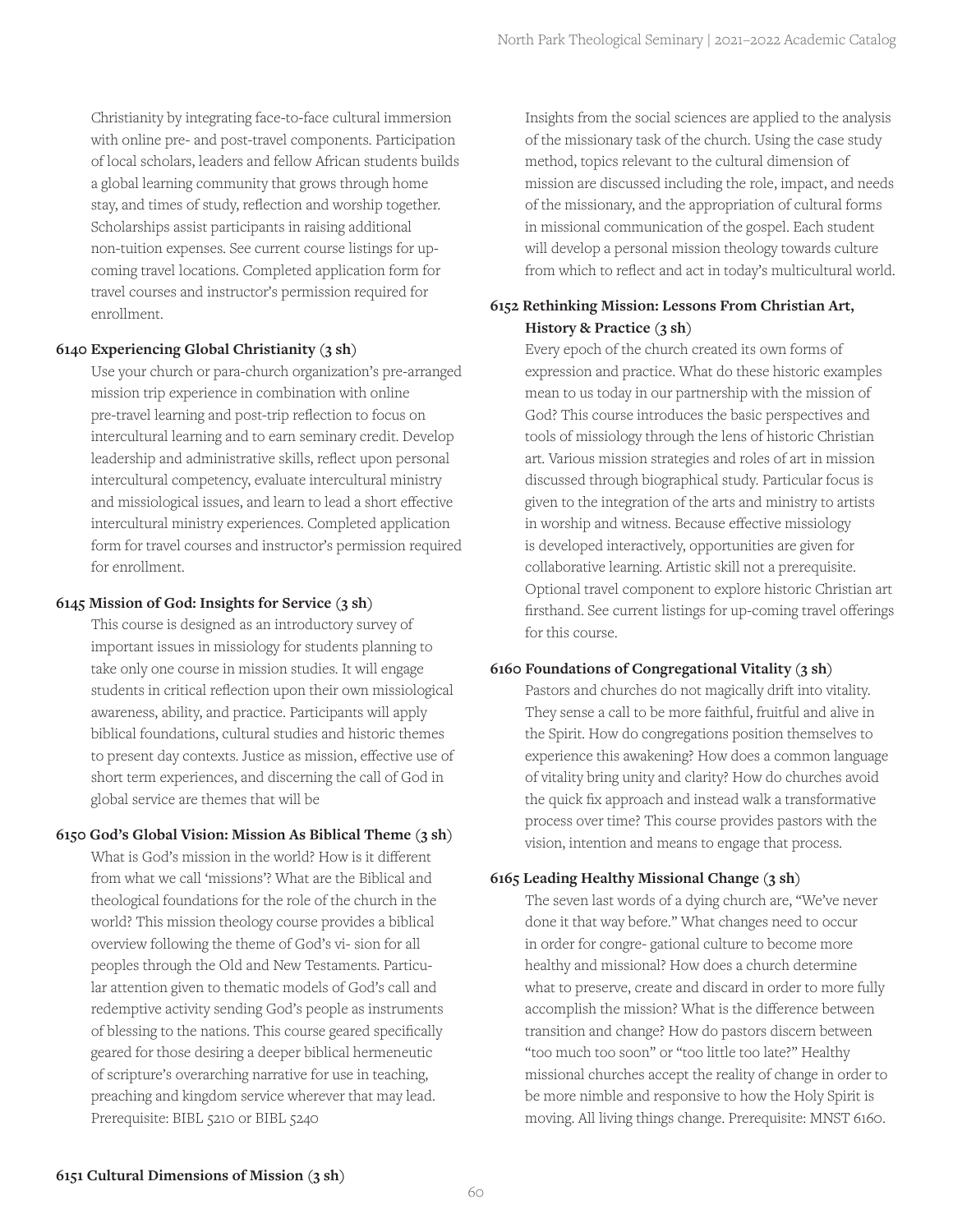Christianity by integrating face-to-face cultural immersion with online pre- and post-travel components. Participation of local scholars, leaders and fellow African students builds a global learning community that grows through home stay, and times of study, reflection and worship together. Scholarships assist participants in raising additional non-tuition expenses. See current course listings for up-coming travel locations. Completed application form for travel courses and instructor's permission required for enrollment.

**6140 Experiencing Global Christianity (3 sh)**

Use your church or para-church organization's pre-arranged mission trip experience in combination with online pre-travel learning and post-trip reflection to focus on intercultural learning and to earn seminary credit. Develop leadership and administrative skills, reflect upon personal intercultural competency, evaluate intercultural ministry and missiological issues, and learn to lead a short effective intercultural ministry experiences. Completed application form for travel courses and instructor's permission required for enrollment.

**6145 Mission of God: Insights for Service (3 sh)**

This course is designed as an introductory survey of important issues in missiology for students planning to take only one course in mission studies. It will engage students in critical reflection upon their own missiological awareness, ability, and practice. Participants will apply biblical foundations, cultural studies and historic themes to present day contexts. Justice as mission, effective use of short term experiences, and discerning the call of God in global service are themes that will be

**6150 God's Global Vision: Mission As Biblical Theme (3 sh)**

What is God's mission in the world? How is it different from what we call 'missions'? What are the Biblical and theological foundations for the role of the church in the world? This mission theology course provides a biblical overview following the theme of God's vi- sion for all peoples through the Old and New Testaments. Particu- lar attention given to thematic models of God's call and redemptive activity sending God's people as instruments of blessing to the nations. This course geared specifically geared for those desiring a deeper biblical hermeneutic of scripture's overarching narrative for use in teaching, preaching and kingdom service wherever that may lead. Prerequisite: BIBL 5210 or BIBL 5240

**6151 Cultural Dimensions of Mission (3 sh)**

Insights from the social sciences are applied to the analysis of the missionary task of the church. Using the case study method, topics relevant to the cultural dimension of mission are discussed including the role, impact, and needs of the missionary, and the appropriation of cultural forms in missional communication of the gospel. Each student will develop a personal mission theology towards culture from which to reflect and act in today's multicultural world.

**6152 Rethinking Mission: Lessons From Christian Art, History & Practice (3 sh)**

Every epoch of the church created its own forms of expression and practice. What do these historic examples mean to us today in our partnership with the mission of God? This course introduces the basic perspectives and tools of missiology through the lens of historic Christian art. Various mission strategies and roles of art in mission discussed through biographical study. Particular focus is given to the integration of the arts and ministry to artists in worship and witness. Because effective missiology is developed interactively, opportunities are given for collaborative learning. Artistic skill not a prerequisite. Optional travel component to explore historic Christian art firsthand. See current listings for up-coming travel offerings for this course.

**6160 Foundations of Congregational Vitality (3 sh)**

Pastors and churches do not magically drift into vitality. They sense a call to be more faithful, fruitful and alive in the Spirit. How do congregations position themselves to experience this awakening? How does a common language of vitality bring unity and clarity? How do churches avoid the quick fix approach and instead walk a transformative process over time? This course provides pastors with the vision, intention and means to engage that process.

**6165 Leading Healthy Missional Change (3 sh)**

The seven last words of a dying church are, "We've never done it that way before." What changes need to occur in order for congre- gational culture to become more healthy and missional? How does a church determine what to preserve, create and discard in order to more fully accomplish the mission? What is the difference between transition and change? How do pastors discern between "too much too soon" or "too little too late?" Healthy missional churches accept the reality of change in order to be more nimble and responsive to how the Holy Spirit is moving. All living things change. Prerequisite: MNST 6160.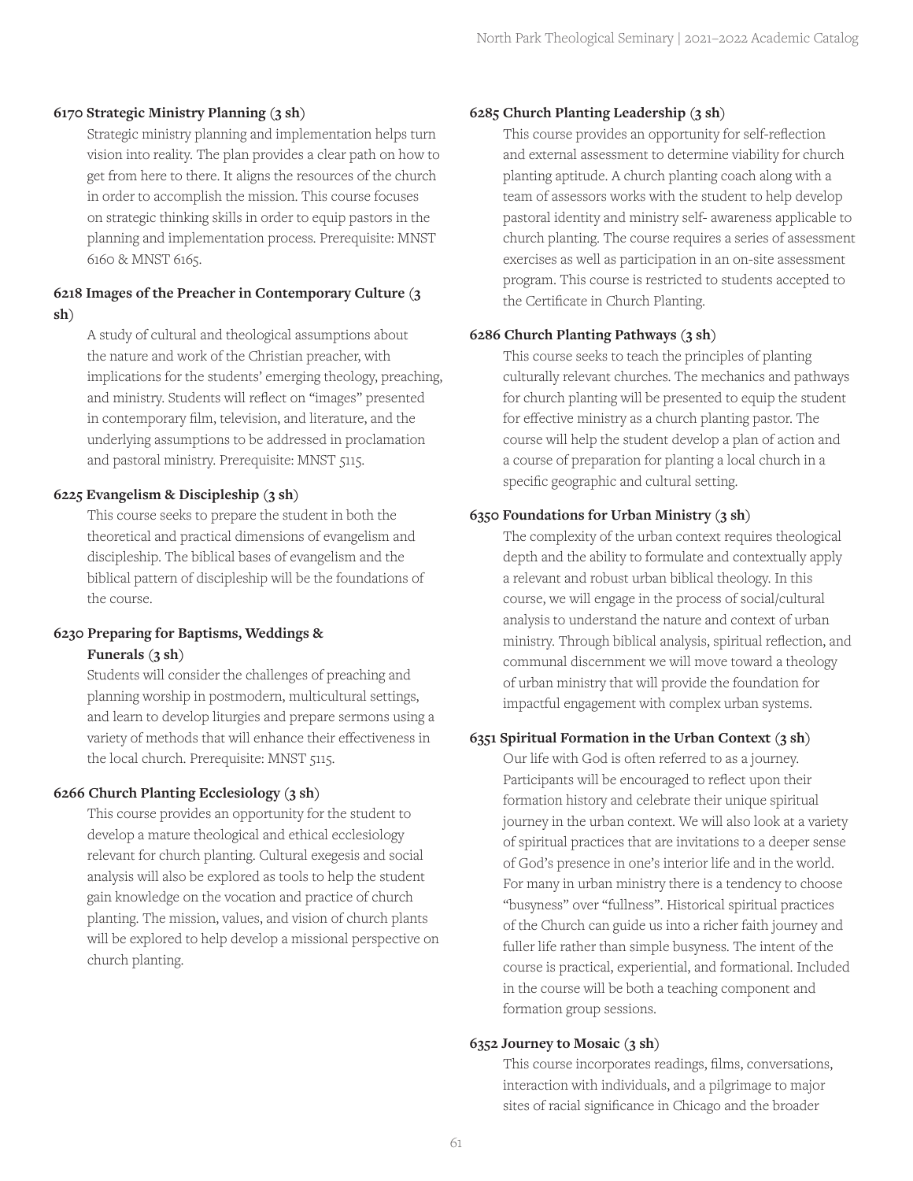**6170 Strategic Ministry Planning (3 sh)**

Strategic ministry planning and implementation helps turn vision into reality. The plan provides a clear path on how to get from here to there. It aligns the resources of the church in order to accomplish the mission. This course focuses on strategic thinking skills in order to equip pastors in the planning and implementation process. Prerequisite: MNST 6160 & MNST 6165.

**6218 Images of the Preacher in Contemporary Culture (3 sh)**

A study of cultural and theological assumptions about the nature and work of the Christian preacher, with implications for the students' emerging theology, preaching, and ministry. Students will reflect on "images" presented in contemporary film, television, and literature, and the underlying assumptions to be addressed in proclamation and pastoral ministry. Prerequisite: MNST 5115.

**6225 Evangelism & Discipleship (3 sh)**

This course seeks to prepare the student in both the theoretical and practical dimensions of evangelism and discipleship. The biblical bases of evangelism and the biblical pattern of discipleship will be the foundations of the course.

**6230 Preparing for Baptisms, Weddings & Funerals (3 sh)**

Students will consider the challenges of preaching and planning worship in postmodern, multicultural settings, and learn to develop liturgies and prepare sermons using a variety of methods that will enhance their effectiveness in the local church. Prerequisite: MNST 5115.

**6266 Church Planting Ecclesiology (3 sh)**

This course provides an opportunity for the student to develop a mature theological and ethical ecclesiology relevant for church planting. Cultural exegesis and social analysis will also be explored as tools to help the student gain knowledge on the vocation and practice of church planting. The mission, values, and vision of church plants will be explored to help develop a missional perspective on church planting.

**6285 Church Planting Leadership (3 sh)**

This course provides an opportunity for self-reflection and external assessment to determine viability for church planting aptitude. A church planting coach along with a team of assessors works with the student to help develop pastoral identity and ministry self- awareness applicable to church planting. The course requires a series of assessment exercises as well as participation in an on-site assessment program. This course is restricted to students accepted to the Certificate in Church Planting.

**6286 Church Planting Pathways (3 sh)**

This course seeks to teach the principles of planting culturally relevant churches. The mechanics and pathways for church planting will be presented to equip the student for effective ministry as a church planting pastor. The course will help the student develop a plan of action and a course of preparation for planting a local church in a specific geographic and cultural setting.

**6350 Foundations for Urban Ministry (3 sh)**

The complexity of the urban context requires theological depth and the ability to formulate and contextually apply a relevant and robust urban biblical theology. In this course, we will engage in the process of social/cultural analysis to understand the nature and context of urban ministry. Through biblical analysis, spiritual reflection, and communal discernment we will move toward a theology of urban ministry that will provide the foundation for impactful engagement with complex urban systems.

**6351 Spiritual Formation in the Urban Context (3 sh)**

Our life with God is often referred to as a journey. Participants will be encouraged to reflect upon their formation history and celebrate their unique spiritual journey in the urban context. We will also look at a variety of spiritual practices that are invitations to a deeper sense of God's presence in one's interior life and in the world. For many in urban ministry there is a tendency to choose "busyness" over "fullness". Historical spiritual practices of the Church can guide us into a richer faith journey and fuller life rather than simple busyness. The intent of the course is practical, experiential, and formational. Included in the course will be both a teaching component and formation group sessions.

**6352 Journey to Mosaic (3 sh)**

This course incorporates readings, films, conversations, interaction with individuals, and a pilgrimage to major sites of racial significance in Chicago and the broader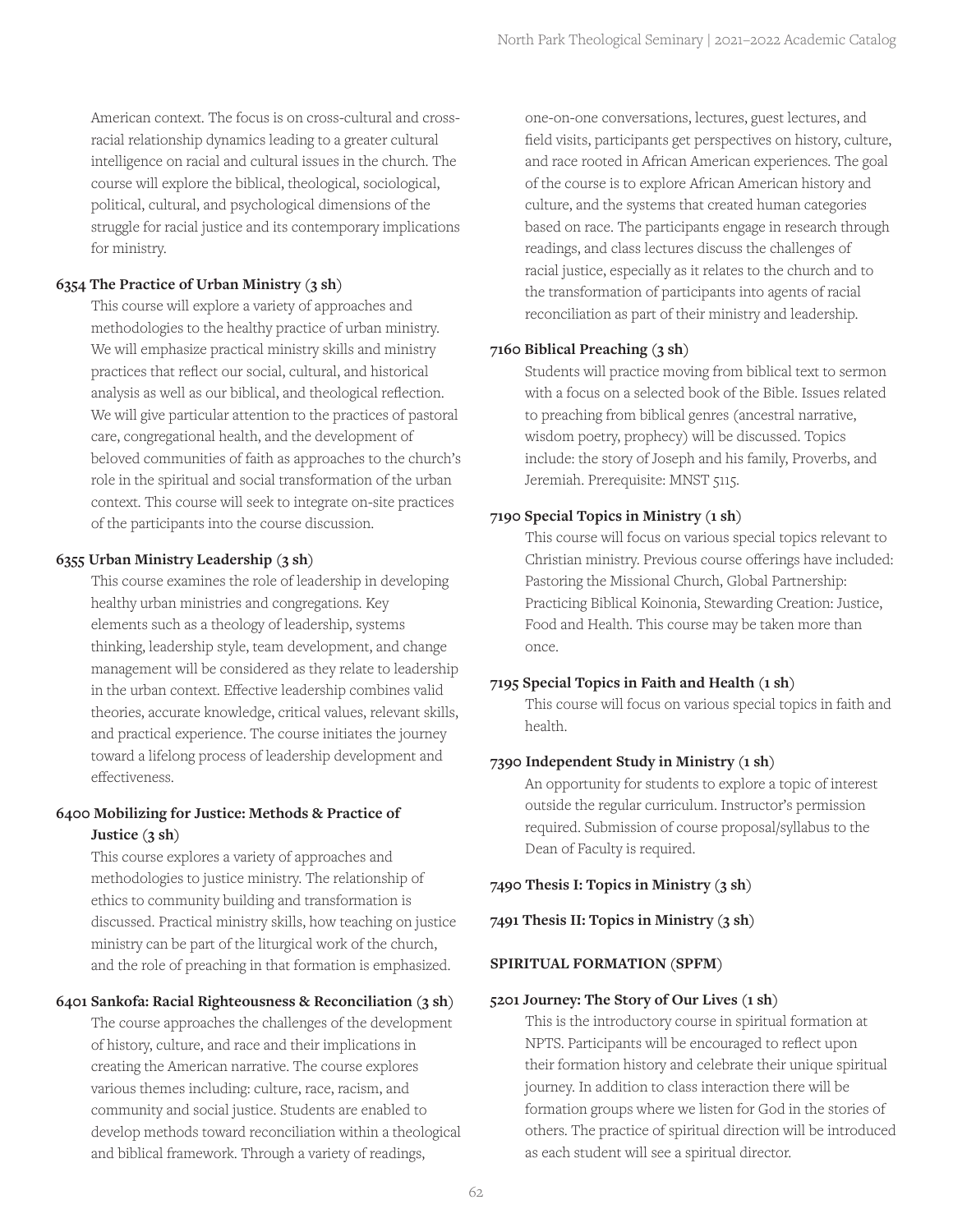American context. The focus is on cross-cultural and cross-racial relationship dynamics leading to a greater cultural intelligence on racial and cultural issues in the church. The course will explore the biblical, theological, sociological, political, cultural, and psychological dimensions of the struggle for racial justice and its contemporary implications for ministry.

**6354 The Practice of Urban Ministry (3 sh)**

This course will explore a variety of approaches and methodologies to the healthy practice of urban ministry. We will emphasize practical ministry skills and ministry practices that reflect our social, cultural, and historical analysis as well as our biblical, and theological reflection. We will give particular attention to the practices of pastoral care, congregational health, and the development of beloved communities of faith as approaches to the church's role in the spiritual and social transformation of the urban context. This course will seek to integrate on-site practices of the participants into the course discussion.

**6355 Urban Ministry Leadership (3 sh)**

This course examines the role of leadership in developing healthy urban ministries and congregations. Key elements such as a theology of leadership, systems thinking, leadership style, team development, and change management will be considered as they relate to leadership in the urban context. Effective leadership combines valid theories, accurate knowledge, critical values, relevant skills, and practical experience. The course initiates the journey toward a lifelong process of leadership development and effectiveness.

**6400 Mobilizing for Justice: Methods & Practice of Justice (3 sh)**

This course explores a variety of approaches and methodologies to justice ministry. The relationship of ethics to community building and transformation is discussed. Practical ministry skills, how teaching on justice ministry can be part of the liturgical work of the church, and the role of preaching in that formation is emphasized.

**6401 Sankofa: Racial Righteousness & Reconciliation (3 sh)**

The course approaches the challenges of the development of history, culture, and race and their implications in creating the American narrative. The course explores various themes including: culture, race, racism, and community and social justice. Students are enabled to develop methods toward reconciliation within a theological and biblical framework. Through a variety of readings, one-on-one conversations, lectures, guest lectures, and field visits, participants get perspectives on history, culture, and race rooted in African American experiences. The goal of the course is to explore African American history and culture, and the systems that created human categories based on race. The participants engage in research through readings, and class lectures discuss the challenges of racial justice, especially as it relates to the church and to the transformation of participants into agents of racial reconciliation as part of their ministry and leadership.

**7160 Biblical Preaching (3 sh)**

Students will practice moving from biblical text to sermon with a focus on a selected book of the Bible. Issues related to preaching from biblical genres (ancestral narrative, wisdom poetry, prophecy) will be discussed. Topics include: the story of Joseph and his family, Proverbs, and Jeremiah. Prerequisite: MNST 5115.

**7190 Special Topics in Ministry (1 sh)**

This course will focus on various special topics relevant to Christian ministry. Previous course offerings have included: Pastoring the Missional Church, Global Partnership: Practicing Biblical Koinonia, Stewarding Creation: Justice, Food and Health. This course may be taken more than once.

**7195 Special Topics in Faith and Health (1 sh)**

This course will focus on various special topics in faith and health.

**7390 Independent Study in Ministry (1 sh)**

An opportunity for students to explore a topic of interest outside the regular curriculum. Instructor's permission required. Submission of course proposal/syllabus to the Dean of Faculty is required.

**7490 Thesis I: Topics in Ministry (3 sh)**

**7491 Thesis II: Topics in Ministry (3 sh)**

## SPIRITUAL FORMATION (SPFM)

**5201 Journey: The Story of Our Lives (1 sh)**

This is the introductory course in spiritual formation at NPTS. Participants will be encouraged to reflect upon their formation history and celebrate their unique spiritual journey. In addition to class interaction there will be formation groups where we listen for God in the stories of others. The practice of spiritual direction will be introduced as each student will see a spiritual director.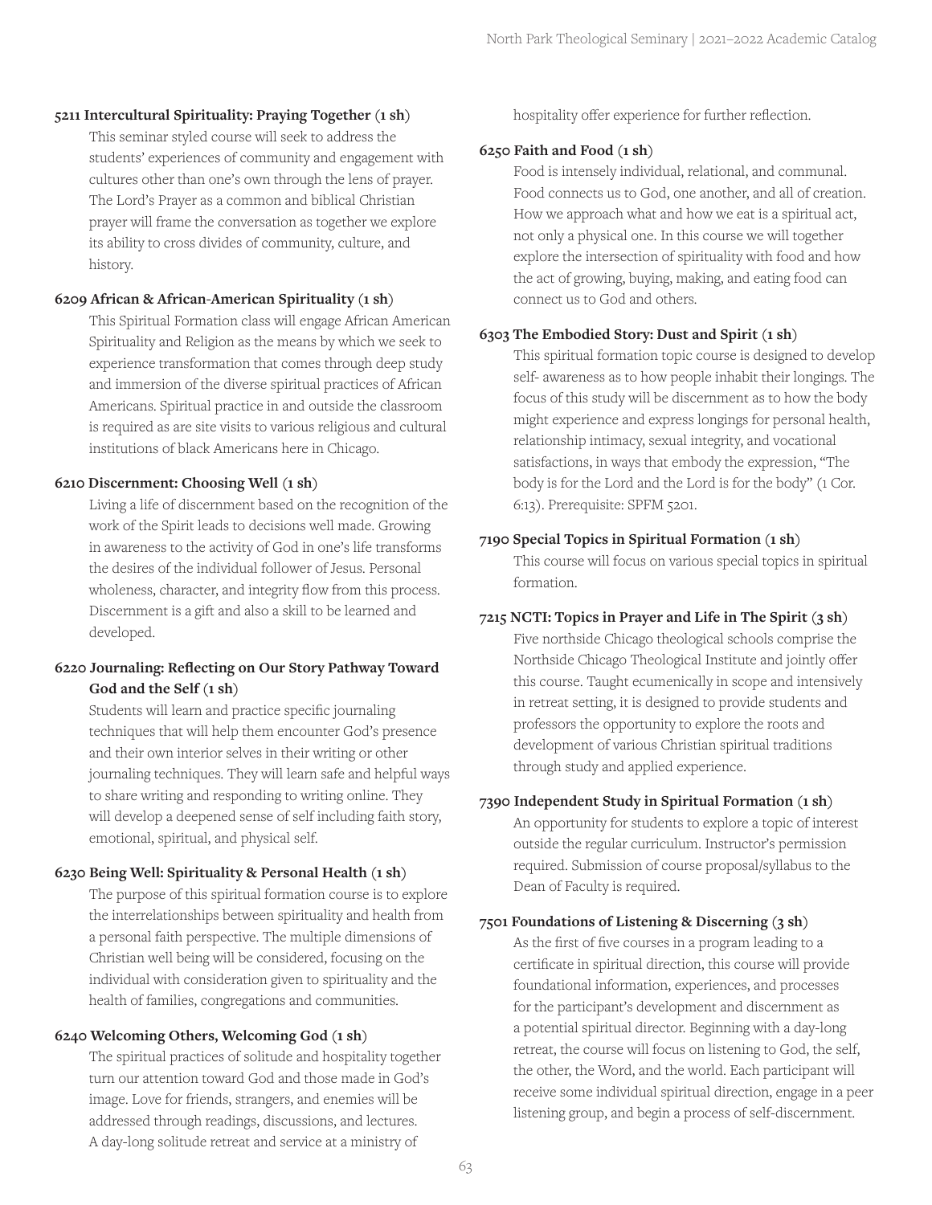**5211 Intercultural Spirituality: Praying Together (1 sh)**

This seminar styled course will seek to address the students' experiences of community and engagement with cultures other than one's own through the lens of prayer. The Lord's Prayer as a common and biblical Christian prayer will frame the conversation as together we explore its ability to cross divides of community, culture, and history.

**6209 African & African-American Spirituality (1 sh)**

This Spiritual Formation class will engage African American Spirituality and Religion as the means by which we seek to experience transformation that comes through deep study and immersion of the diverse spiritual practices of African Americans. Spiritual practice in and outside the classroom is required as are site visits to various religious and cultural institutions of black Americans here in Chicago.

**6210 Discernment: Choosing Well (1 sh)**

Living a life of discernment based on the recognition of the work of the Spirit leads to decisions well made. Growing in awareness to the activity of God in one's life transforms the desires of the individual follower of Jesus. Personal wholeness, character, and integrity flow from this process. Discernment is a gift and also a skill to be learned and developed.

**6220 Journaling: Reflecting on Our Story Pathway Toward God and the Self (1 sh)**

Students will learn and practice specific journaling techniques that will help them encounter God's presence and their own interior selves in their writing or other journaling techniques. They will learn safe and helpful ways to share writing and responding to writing online. They will develop a deepened sense of self including faith story, emotional, spiritual, and physical self.

**6230 Being Well: Spirituality & Personal Health (1 sh)**

The purpose of this spiritual formation course is to explore the interrelationships between spirituality and health from a personal faith perspective. The multiple dimensions of Christian well being will be considered, focusing on the individual with consideration given to spirituality and the health of families, congregations and communities.

**6240 Welcoming Others, Welcoming God (1 sh)**

The spiritual practices of solitude and hospitality together turn our attention toward God and those made in God's image. Love for friends, strangers, and enemies will be addressed through readings, discussions, and lectures. A day-long solitude retreat and service at a ministry of hospitality offer experience for further reflection.

**6250 Faith and Food (1 sh)**

Food is intensely individual, relational, and communal. Food connects us to God, one another, and all of creation. How we approach what and how we eat is a spiritual act, not only a physical one. In this course we will together explore the intersection of spirituality with food and how the act of growing, buying, making, and eating food can connect us to God and others.

**6303 The Embodied Story: Dust and Spirit (1 sh)**

This spiritual formation topic course is designed to develop self- awareness as to how people inhabit their longings. The focus of this study will be discernment as to how the body might experience and express longings for personal health, relationship intimacy, sexual integrity, and vocational satisfactions, in ways that embody the expression, "The body is for the Lord and the Lord is for the body" (1 Cor. 6:13). Prerequisite: SPFM 5201.

**7190 Special Topics in Spiritual Formation (1 sh)**

This course will focus on various special topics in spiritual formation.

**7215 NCTI: Topics in Prayer and Life in The Spirit (3 sh)**

Five northside Chicago theological schools comprise the Northside Chicago Theological Institute and jointly offer this course. Taught ecumenically in scope and intensively in retreat setting, it is designed to provide students and professors the opportunity to explore the roots and development of various Christian spiritual traditions through study and applied experience.

**7390 Independent Study in Spiritual Formation (1 sh)**

An opportunity for students to explore a topic of interest outside the regular curriculum. Instructor's permission required. Submission of course proposal/syllabus to the Dean of Faculty is required.

**7501 Foundations of Listening & Discerning (3 sh)**

As the first of five courses in a program leading to a certificate in spiritual direction, this course will provide foundational information, experiences, and processes for the participant's development and discernment as a potential spiritual director. Beginning with a day-long retreat, the course will focus on listening to God, the self, the other, the Word, and the world. Each participant will receive some individual spiritual direction, engage in a peer listening group, and begin a process of self-discernment.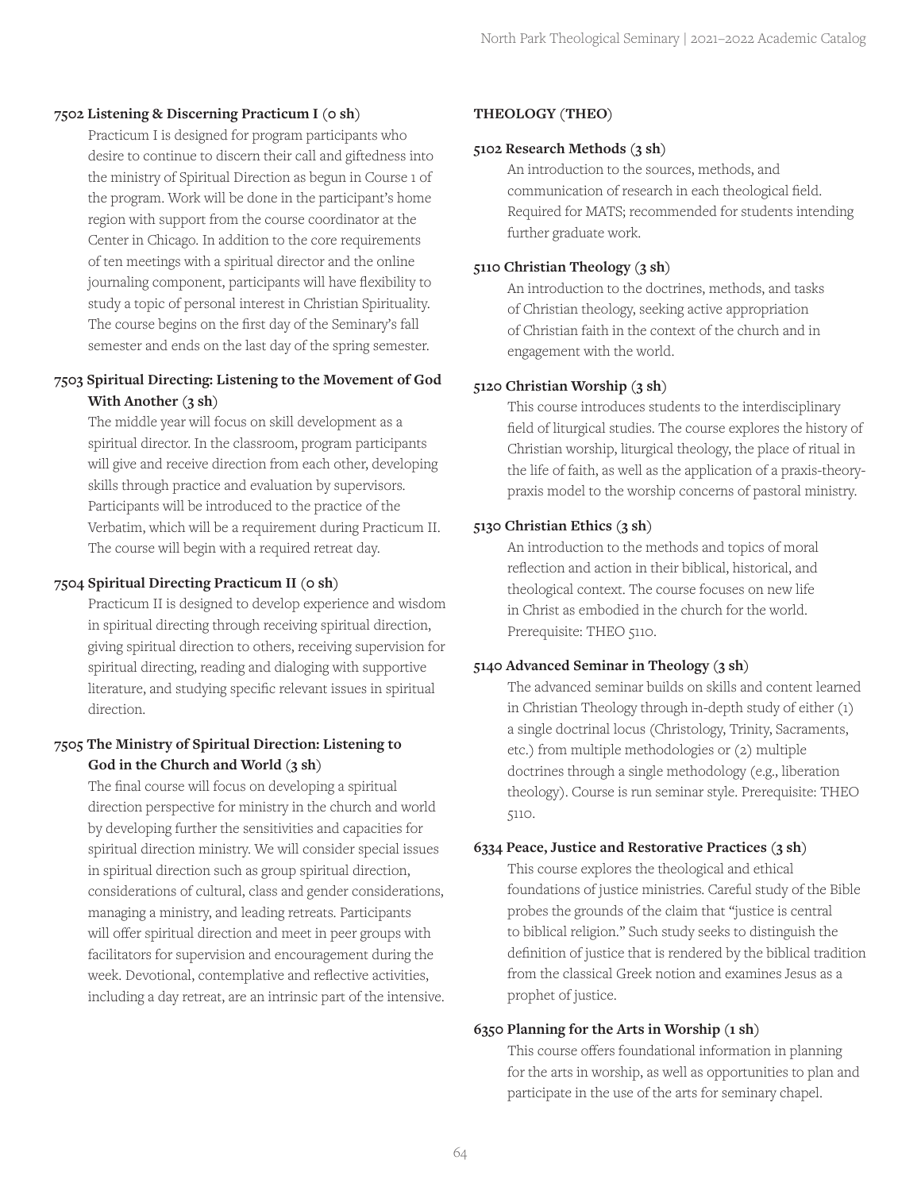**7502 Listening & Discerning Practicum I (0 sh)**

Practicum I is designed for program participants who desire to continue to discern their call and giftedness into the ministry of Spiritual Direction as begun in Course 1 of the program. Work will be done in the participant's home region with support from the course coordinator at the Center in Chicago. In addition to the core requirements of ten meetings with a spiritual director and the online journaling component, participants will have flexibility to study a topic of personal interest in Christian Spirituality. The course begins on the first day of the Seminary's fall semester and ends on the last day of the spring semester.

**7503 Spiritual Directing: Listening to the Movement of God With Another (3 sh)**

The middle year will focus on skill development as a spiritual director. In the classroom, program participants will give and receive direction from each other, developing skills through practice and evaluation by supervisors. Participants will be introduced to the practice of the Verbatim, which will be a requirement during Practicum II. The course will begin with a required retreat day.

**7504 Spiritual Directing Practicum II (0 sh)**

Practicum II is designed to develop experience and wisdom in spiritual directing through receiving spiritual direction, giving spiritual direction to others, receiving supervision for spiritual directing, reading and dialoging with supportive literature, and studying specific relevant issues in spiritual direction.

**7505 The Ministry of Spiritual Direction: Listening to God in the Church and World (3 sh)**

The final course will focus on developing a spiritual direction perspective for ministry in the church and world by developing further the sensitivities and capacities for spiritual direction ministry. We will consider special issues in spiritual direction such as group spiritual direction, considerations of cultural, class and gender considerations, managing a ministry, and leading retreats. Participants will offer spiritual direction and meet in peer groups with facilitators for supervision and encouragement during the week. Devotional, contemplative and reflective activities, including a day retreat, are an intrinsic part of the intensive.

**THEOLOGY (THEO)**

**5102 Research Methods (3 sh)**

An introduction to the sources, methods, and communication of research in each theological field. Required for MATS; recommended for students intending further graduate work.

**5110 Christian Theology (3 sh)**

An introduction to the doctrines, methods, and tasks of Christian theology, seeking active appropriation of Christian faith in the context of the church and in engagement with the world.

**5120 Christian Worship (3 sh)**

This course introduces students to the interdisciplinary field of liturgical studies. The course explores the history of Christian worship, liturgical theology, the place of ritual in the life of faith, as well as the application of a praxis-theory-praxis model to the worship concerns of pastoral ministry.

**5130 Christian Ethics (3 sh)**

An introduction to the methods and topics of moral reflection and action in their biblical, historical, and theological context. The course focuses on new life in Christ as embodied in the church for the world. Prerequisite: THEO 5110.

**5140 Advanced Seminar in Theology (3 sh)**

The advanced seminar builds on skills and content learned in Christian Theology through in-depth study of either (1) a single doctrinal locus (Christology, Trinity, Sacraments, etc.) from multiple methodologies or (2) multiple doctrines through a single methodology (e.g., liberation theology). Course is run seminar style. Prerequisite: THEO 5110.

**6334 Peace, Justice and Restorative Practices (3 sh)**

This course explores the theological and ethical foundations of justice ministries. Careful study of the Bible probes the grounds of the claim that "justice is central to biblical religion." Such study seeks to distinguish the definition of justice that is rendered by the biblical tradition from the classical Greek notion and examines Jesus as a prophet of justice.

**6350 Planning for the Arts in Worship (1 sh)**

This course offers foundational information in planning for the arts in worship, as well as opportunities to plan and participate in the use of the arts for seminary chapel.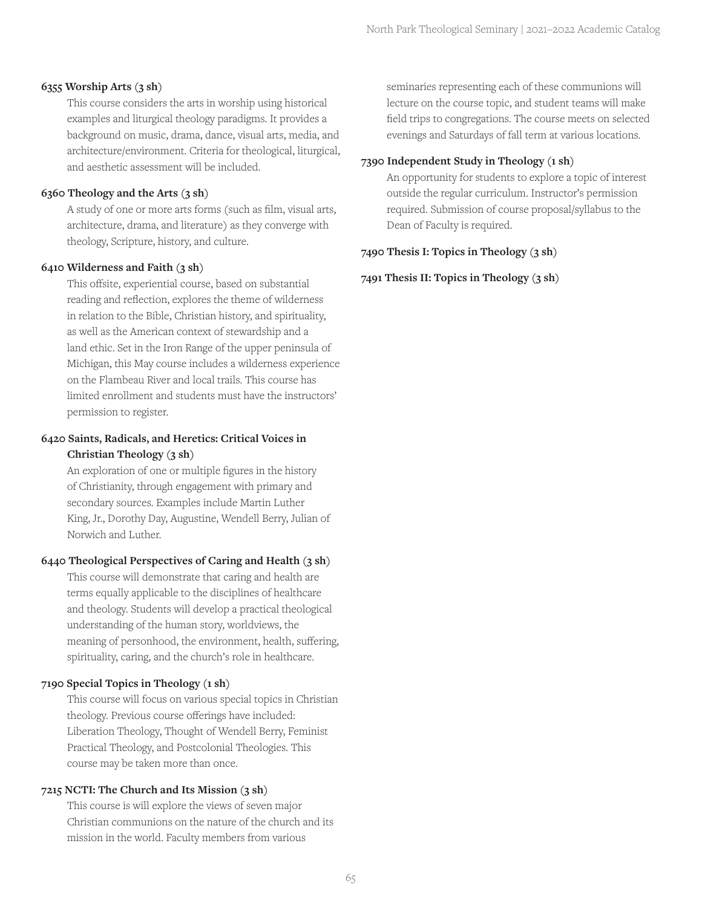**6355 Worship Arts (3 sh)**

This course considers the arts in worship using historical examples and liturgical theology paradigms. It provides a background on music, drama, dance, visual arts, media, and architecture/environment. Criteria for theological, liturgical, and aesthetic assessment will be included.

**6360 Theology and the Arts (3 sh)**

A study of one or more arts forms (such as film, visual arts, architecture, drama, and literature) as they converge with theology, Scripture, history, and culture.

**6410 Wilderness and Faith (3 sh)**

This offsite, experiential course, based on substantial reading and reflection, explores the theme of wilderness in relation to the Bible, Christian history, and spirituality, as well as the American context of stewardship and a land ethic. Set in the Iron Range of the upper peninsula of Michigan, this May course includes a wilderness experience on the Flambeau River and local trails. This course has limited enrollment and students must have the instructors' permission to register.

**6420 Saints, Radicals, and Heretics: Critical Voices in Christian Theology (3 sh)**

An exploration of one or multiple figures in the history of Christianity, through engagement with primary and secondary sources. Examples include Martin Luther King, Jr., Dorothy Day, Augustine, Wendell Berry, Julian of Norwich and Luther.

**6440 Theological Perspectives of Caring and Health (3 sh)**

This course will demonstrate that caring and health are terms equally applicable to the disciplines of healthcare and theology. Students will develop a practical theological understanding of the human story, worldviews, the meaning of personhood, the environment, health, suffering, spirituality, caring, and the church's role in healthcare.

**7190 Special Topics in Theology (1 sh)**

This course will focus on various special topics in Christian theology. Previous course offerings have included: Liberation Theology, Thought of Wendell Berry, Feminist Practical Theology, and Postcolonial Theologies. This course may be taken more than once.

**7215 NCTI: The Church and Its Mission (3 sh)**

This course is will explore the views of seven major Christian communions on the nature of the church and its mission in the world. Faculty members from various seminaries representing each of these communions will lecture on the course topic, and student teams will make field trips to congregations. The course meets on selected evenings and Saturdays of fall term at various locations.

**7390 Independent Study in Theology (1 sh)**

An opportunity for students to explore a topic of interest outside the regular curriculum. Instructor's permission required. Submission of course proposal/syllabus to the Dean of Faculty is required.

**7490 Thesis I: Topics in Theology (3 sh)**

**7491 Thesis II: Topics in Theology (3 sh)**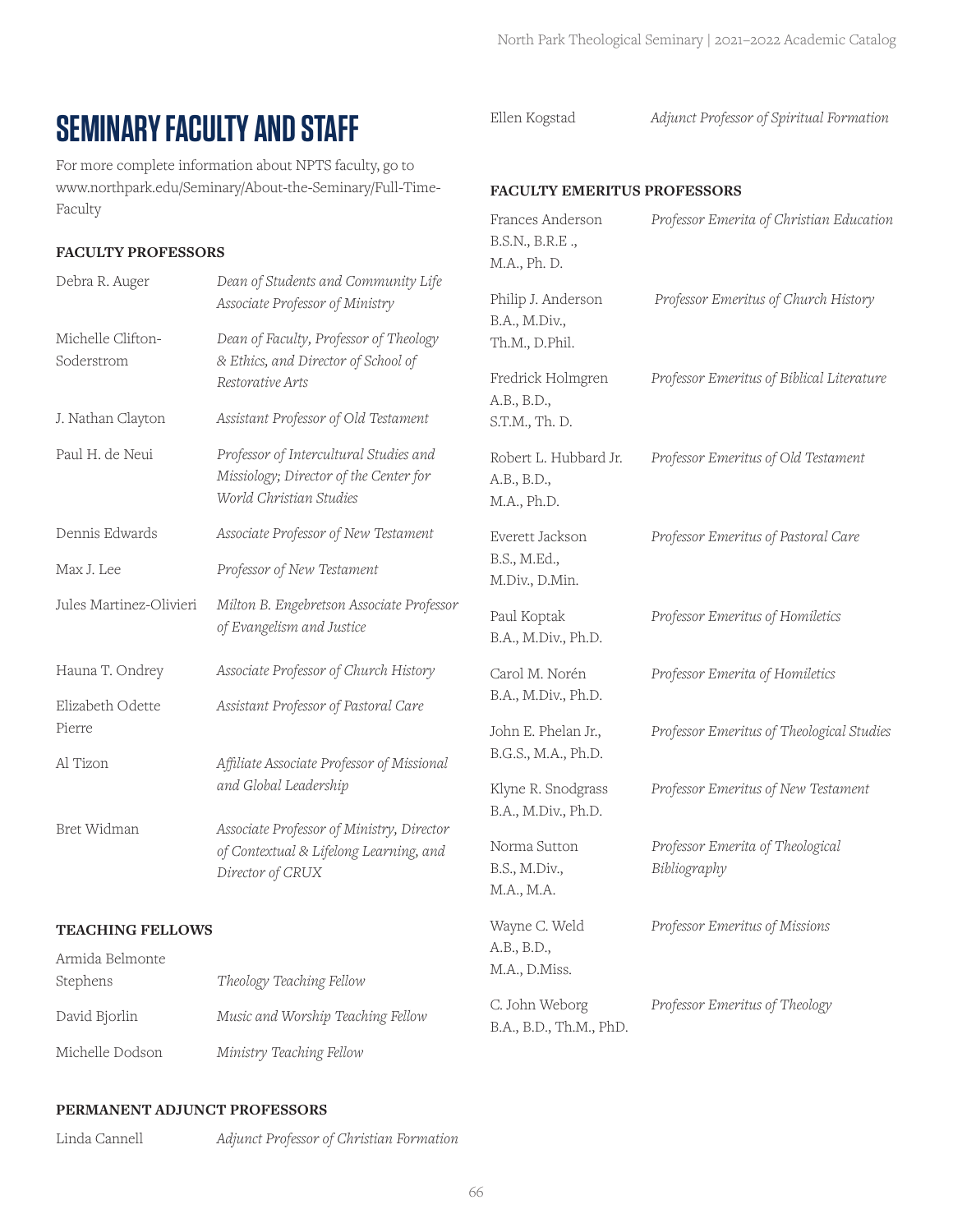# SEMINARY FACULTY AND STAFF

For more complete information about NPTS faculty, go to www.northpark.edu/Seminary/About-the-Seminary/Full-Time-Faculty

### FACULTY PROFESSORS

| | |
|---|---|
| Debra R. Auger | *Dean of Students and Community Life Associate Professor of Ministry* |
| Michelle Clifton-Soderstrom | *Dean of Faculty, Professor of Theology & Ethics, and Director of School of Restorative Arts* |
| J. Nathan Clayton | *Assistant Professor of Old Testament* |
| Paul H. de Neui | *Professor of Intercultural Studies and Missiology; Director of the Center for World Christian Studies* |
| Dennis Edwards | *Associate Professor of New Testament* |
| Max J. Lee | *Professor of New Testament* |
| Jules Martinez-Olivieri | *Milton B. Engebretson Associate Professor of Evangelism and Justice* |
| Hauna T. Ondrey | *Associate Professor of Church History* |
| Elizabeth Odette Pierre | *Assistant Professor of Pastoral Care* |
| Al Tizon | *Affiliate Associate Professor of Missional and Global Leadership* |
| Bret Widman | *Associate Professor of Ministry, Director of Contextual & Lifelong Learning, and Director of CRUX* |

### TEACHING FELLOWS

| | |
|---|---|
| Armida Belmonte Stephens | *Theology Teaching Fellow* |
| David Bjorlin | *Music and Worship Teaching Fellow* |
| Michelle Dodson | *Ministry Teaching Fellow* |

### PERMANENT ADJUNCT PROFESSORS

| | |
|---|---|
| Linda Cannell | *Adjunct Professor of Christian Formation* |
| Ellen Kogstad | *Adjunct Professor of Spiritual Formation* |

### FACULTY EMERITUS PROFESSORS

| | |
|---|---|
| Frances Anderson<br>B.S.N., B.R.E ., M.A., Ph. D. | *Professor Emerita of Christian Education* |
| Philip J. Anderson<br>B.A., M.Div., Th.M., D.Phil. | *Professor Emeritus of Church History* |
| Fredrick Holmgren<br>A.B., B.D., S.T.M., Th. D. | *Professor Emeritus of Biblical Literature* |
| Robert L. Hubbard Jr.<br>A.B., B.D., M.A., Ph.D. | *Professor Emeritus of Old Testament* |
| Everett Jackson<br>B.S., M.Ed., M.Div., D.Min. | *Professor Emeritus of Pastoral Care* |
| Paul Koptak<br>B.A., M.Div., Ph.D. | *Professor Emeritus of Homiletics* |
| Carol M. Norén<br>B.A., M.Div., Ph.D. | *Professor Emerita of Homiletics* |
| John E. Phelan Jr.,<br>B.G.S., M.A., Ph.D. | *Professor Emeritus of Theological Studies* |
| Klyne R. Snodgrass<br>B.A., M.Div., Ph.D. | *Professor Emeritus of New Testament* |
| Norma Sutton<br>B.S., M.Div., M.A., M.A. | *Professor Emerita of Theological Bibliography* |
| Wayne C. Weld<br>A.B., B.D., M.A., D.Miss. | *Professor Emeritus of Missions* |
| C. John Weborg<br>B.A., B.D., Th.M., PhD. | *Professor Emeritus of Theology* |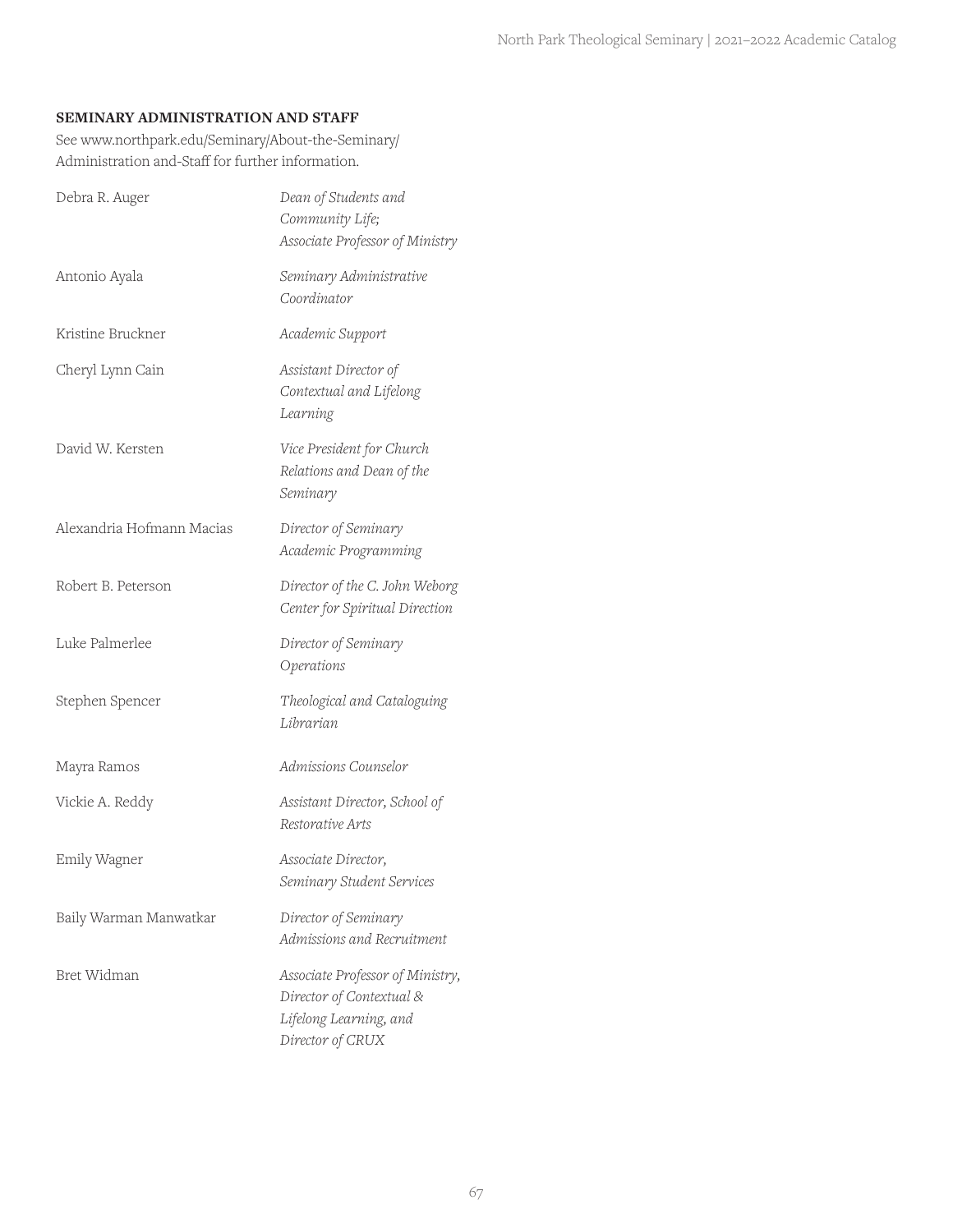**SEMINARY ADMINISTRATION AND STAFF**

See www.northpark.edu/Seminary/About-the-Seminary/Administration and-Staff for further information.

| | |
|---|---|
| Debra R. Auger | *Dean of Students and Community Life; Associate Professor of Ministry* |
| Antonio Ayala | *Seminary Administrative Coordinator* |
| Kristine Bruckner | *Academic Support* |
| Cheryl Lynn Cain | *Assistant Director of Contextual and Lifelong Learning* |
| David W. Kersten | *Vice President for Church Relations and Dean of the Seminary* |
| Alexandria Hofmann Macias | *Director of Seminary Academic Programming* |
| Robert B. Peterson | *Director of the C. John Weborg Center for Spiritual Direction* |
| Luke Palmerlee | *Director of Seminary Operations* |
| Stephen Spencer | *Theological and Cataloguing Librarian* |
| Mayra Ramos | *Admissions Counselor* |
| Vickie A. Reddy | *Assistant Director, School of Restorative Arts* |
| Emily Wagner | *Associate Director, Seminary Student Services* |
| Baily Warman Manwatkar | *Director of Seminary Admissions and Recruitment* |
| Bret Widman | *Associate Professor of Ministry, Director of Contextual & Lifelong Learning, and Director of CRUX* |